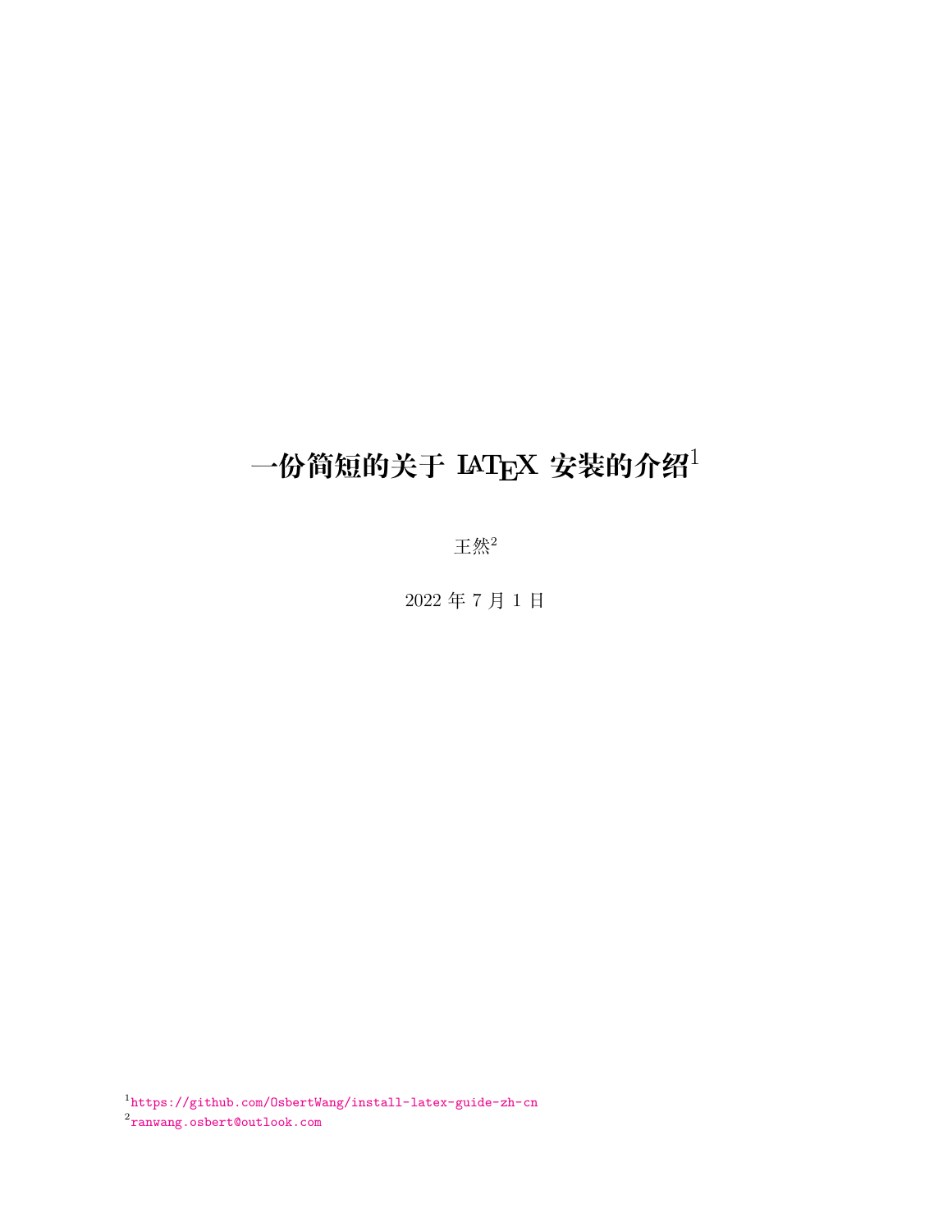# 一份简短的关于 LaTeX 安装的介绍[1]

王然[2]

2022 年 7 月 1 日

[1] https://github.com/OsbertWang/install-latex-guide-zh-cn

[2] ranwang.osbert@outlook.com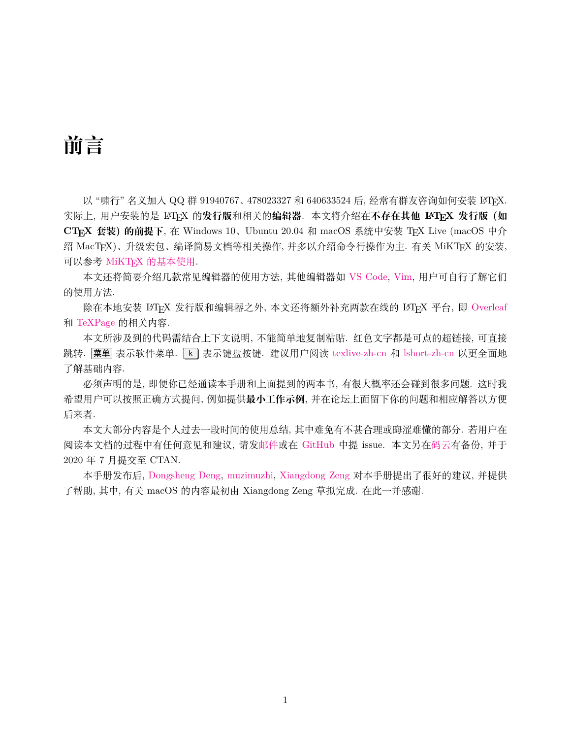# 前言

以 “啸行” 名义加入 QQ 群 91940767、478023327 和 640633524 后, 经常有群友咨询如何安装 LaTeX. 实际上, 用户安装的是 LaTeX 的**发行版**和相关的**编辑器**. 本文将介绍在**不存在其他 LaTeX 发行版（如 CTeX 套装）的前提下**, 在 Windows 10、Ubuntu 20.04 和 macOS 系统中安装 TeX Live (macOS 中介绍 MacTeX)、升级宏包、编译简易文档等相关操作, 并多以介绍命令行操作为主. 有关 MiKTeX 的安装, 可以参考 MiKTeX 的基本使用.

本文还将简要介绍几款常见编辑器的使用方法, 其他编辑器如 VS Code, Vim, 用户可自行了解它们的使用方法.

除在本地安装 LaTeX 发行版和编辑器之外, 本文还将额外补充两款在线的 LaTeX 平台, 即 Overleaf 和 TeXPage 的相关内容.

本文所涉及到的代码需结合上下文说明, 不能简单地复制粘贴. 红色文字都是可点的超链接, 可直接跳转. 菜单 表示软件菜单. k 表示键盘按键. 建议用户阅读 texlive-zh-cn 和 lshort-zh-cn 以更全面地了解基础内容.

必须声明的是, 即便你已经通读本手册和上面提到的两本书, 有很大概率还会碰到很多问题. 这时我希望用户可以按照正确方式提问, 例如提供**最小工作示例**, 并在论坛上面留下你的问题和相应解答以方便后来者.

本文大部分内容是个人过去一段时间的使用总结, 其中难免有不甚合理或晦涩难懂的部分. 若用户在阅读本文档的过程中有任何意见和建议, 请发邮件或在 GitHub 中提 issue. 本文另在码云有备份, 并于 2020 年 7 月提交至 CTAN.

本手册发布后, Dongsheng Deng, muzimuzhi, Xiangdong Zeng 对本手册提出了很好的建议, 并提供了帮助, 其中, 有关 macOS 的内容最初由 Xiangdong Zeng 草拟完成. 在此一并感谢.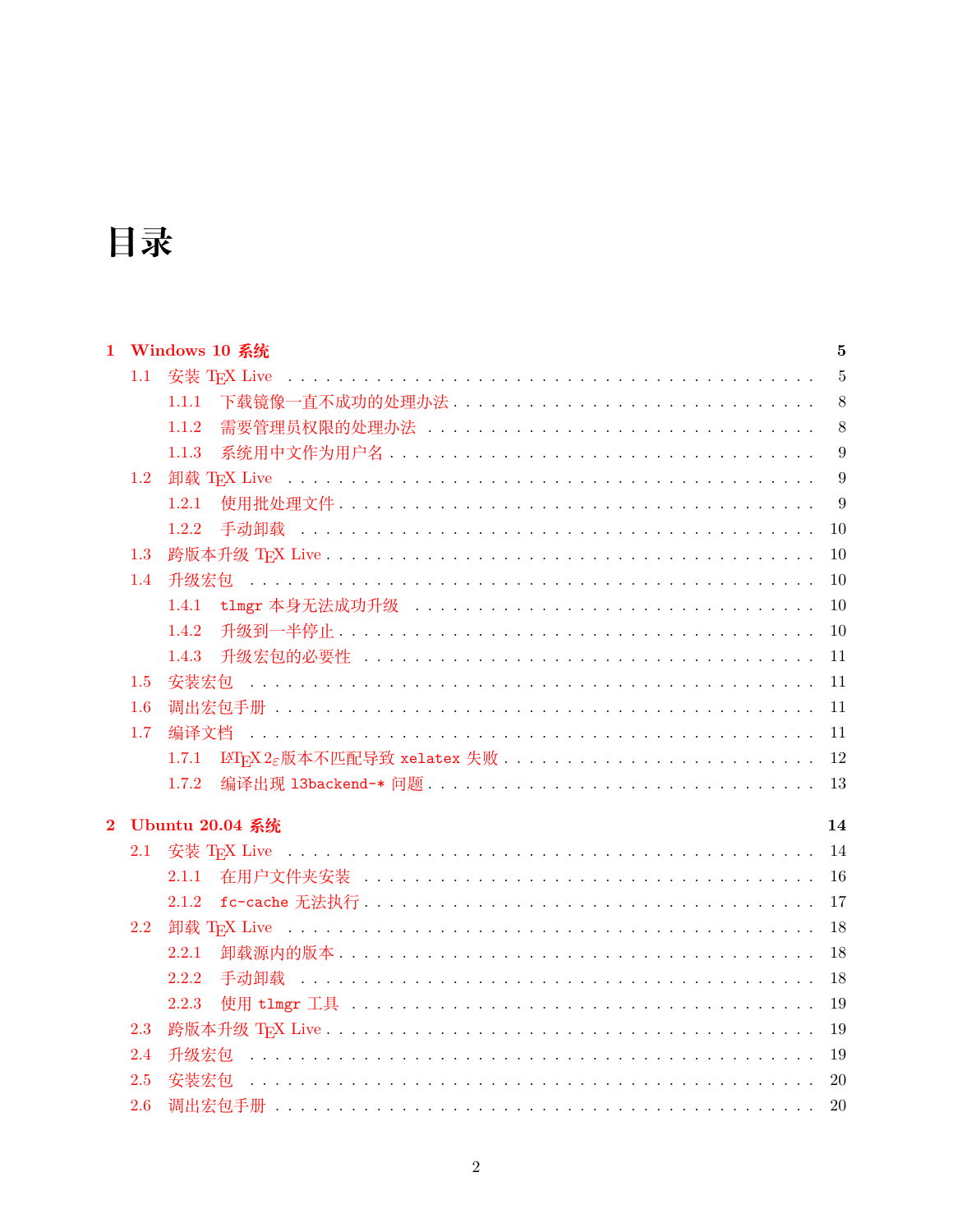# 目录

- **1 Windows 10 系统** — **5**
  - 1.1 安装 TEX Live — 5
    - 1.1.1 下载镜像一直不成功的处理办法 — 8
    - 1.1.2 需要管理员权限的处理办法 — 8
    - 1.1.3 系统用中文作为用户名 — 9
  - 1.2 卸载 TEX Live — 9
    - 1.2.1 使用批处理文件 — 9
    - 1.2.2 手动卸载 — 10
  - 1.3 跨版本升级 TEX Live — 10
  - 1.4 升级宏包 — 10
    - 1.4.1 `tlmgr` 本身无法成功升级 — 10
    - 1.4.2 升级到一半停止 — 10
    - 1.4.3 升级宏包的必要性 — 11
  - 1.5 安装宏包 — 11
  - 1.6 调出宏包手册 — 11
  - 1.7 编译文档 — 11
    - 1.7.1 LATEX 2ε 版本不匹配导致 `xelatex` 失败 — 12
    - 1.7.2 编译出现 `l3backend-*` 问题 — 13
- **2 Ubuntu 20.04 系统** — **14**
  - 2.1 安装 TEX Live — 14
    - 2.1.1 在用户文件夹安装 — 16
    - 2.1.2 `fc-cache` 无法执行 — 17
  - 2.2 卸载 TEX Live — 18
    - 2.2.1 卸载源内的版本 — 18
    - 2.2.2 手动卸载 — 18
    - 2.2.3 使用 `tlmgr` 工具 — 19
  - 2.3 跨版本升级 TEX Live — 19
  - 2.4 升级宏包 — 19
  - 2.5 安装宏包 — 20
  - 2.6 调出宏包手册 — 20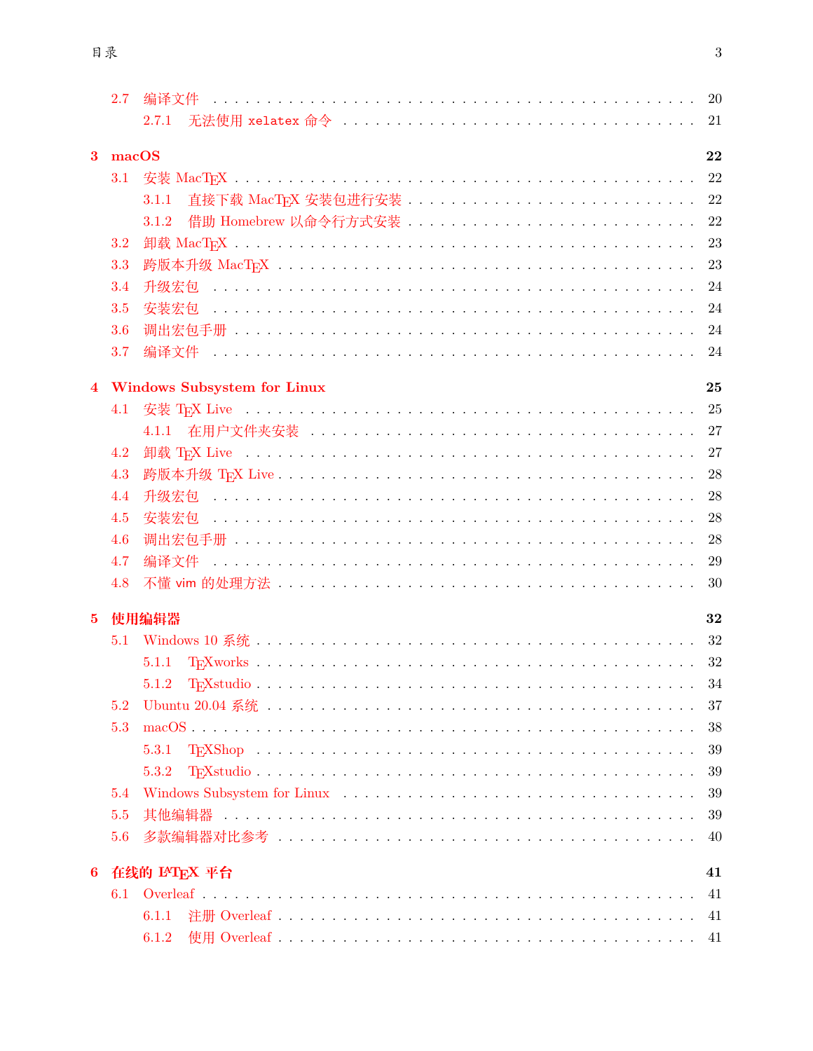- 2.7 编译文件 ........ 20
  - 2.7.1 无法使用 xelatex 命令 ........ 21

**3 macOS** ........ **22**

- 3.1 安装 MacTEX ........ 22
  - 3.1.1 直接下载 MacTEX 安装包进行安装 ........ 22
  - 3.1.2 借助 Homebrew 以命令行方式安装 ........ 22
- 3.2 卸载 MacTEX ........ 23
- 3.3 跨版本升级 MacTEX ........ 23
- 3.4 升级宏包 ........ 24
- 3.5 安装宏包 ........ 24
- 3.6 调出宏包手册 ........ 24
- 3.7 编译文件 ........ 24

**4 Windows Subsystem for Linux** ........ **25**

- 4.1 安装 TEX Live ........ 25
  - 4.1.1 在用户文件夹安装 ........ 27
- 4.2 卸载 TEX Live ........ 27
- 4.3 跨版本升级 TEX Live ........ 28
- 4.4 升级宏包 ........ 28
- 4.5 安装宏包 ........ 28
- 4.6 调出宏包手册 ........ 28
- 4.7 编译文件 ........ 29
- 4.8 不懂 vim 的处理方法 ........ 30

**5 使用编辑器** ........ **32**

- 5.1 Windows 10 系统 ........ 32
  - 5.1.1 TEXworks ........ 32
  - 5.1.2 TEXstudio ........ 34
- 5.2 Ubuntu 20.04 系统 ........ 37
- 5.3 macOS ........ 38
  - 5.3.1 TEXShop ........ 39
  - 5.3.2 TEXstudio ........ 39
- 5.4 Windows Subsystem for Linux ........ 39
- 5.5 其他编辑器 ........ 39
- 5.6 多款编辑器对比参考 ........ 40

**6 在线的 LATEX 平台** ........ **41**

- 6.1 Overleaf ........ 41
  - 6.1.1 注册 Overleaf ........ 41
  - 6.1.2 使用 Overleaf ........ 41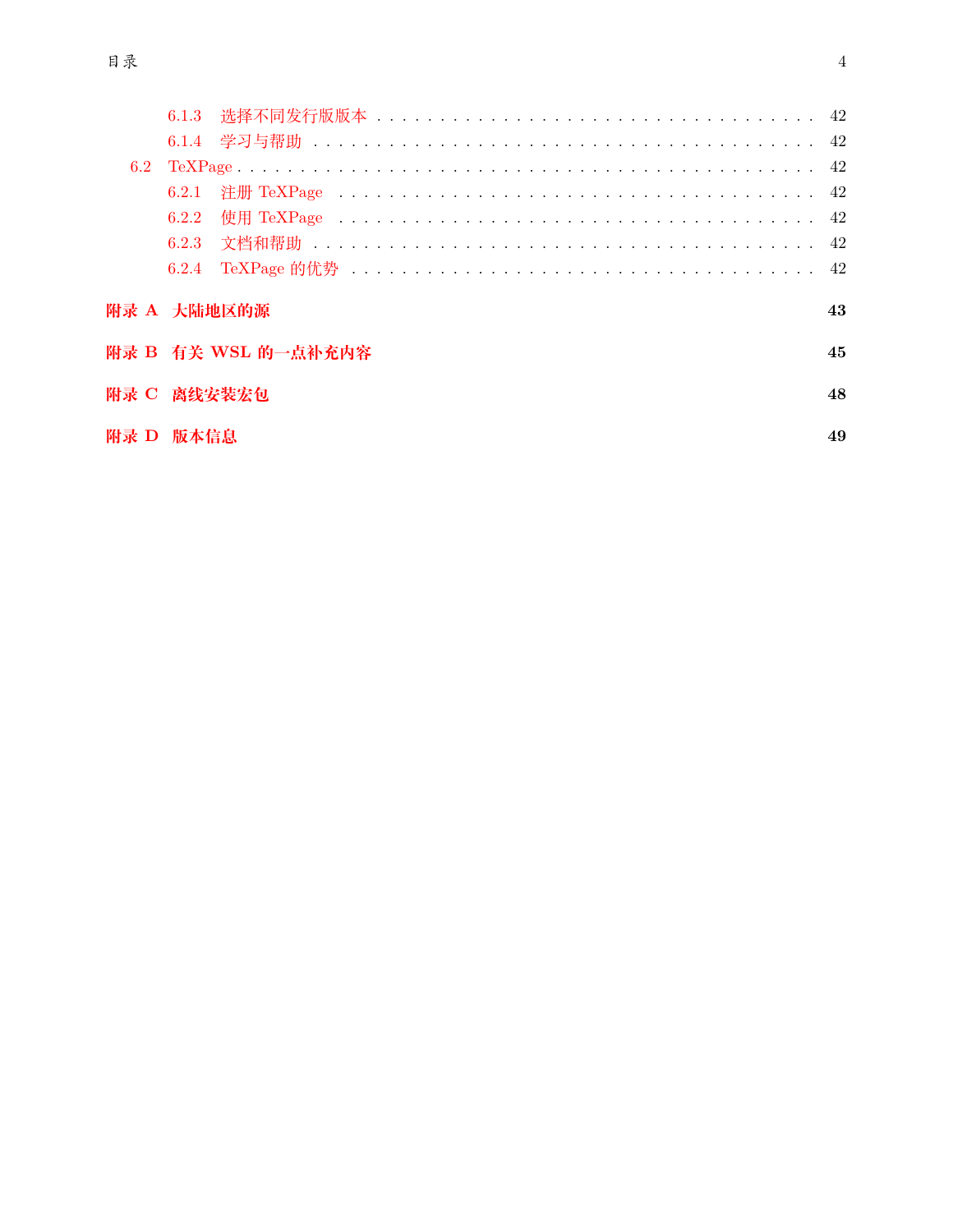6.1.3 选择不同发行版版本 . . . . . . . . . . . . . . . . . . . . . . . . . . . . . . . . . . . . 42

6.1.4 学习与帮助 . . . . . . . . . . . . . . . . . . . . . . . . . . . . . . . . . . . . . . . . . 42

6.2 TeXPage . . . . . . . . . . . . . . . . . . . . . . . . . . . . . . . . . . . . . . . . . . . . 42

6.2.1 注册 TeXPage . . . . . . . . . . . . . . . . . . . . . . . . . . . . . . . . . . . . . . 42

6.2.2 使用 TeXPage . . . . . . . . . . . . . . . . . . . . . . . . . . . . . . . . . . . . . . 42

6.2.3 文档和帮助 . . . . . . . . . . . . . . . . . . . . . . . . . . . . . . . . . . . . . . . . . 42

6.2.4 TeXPage 的优势 . . . . . . . . . . . . . . . . . . . . . . . . . . . . . . . . . . . . . 42

**附录 A 大陆地区的源** **43**

**附录 B 有关 WSL 的一点补充内容** **45**

**附录 C 离线安装宏包** **48**

**附录 D 版本信息** **49**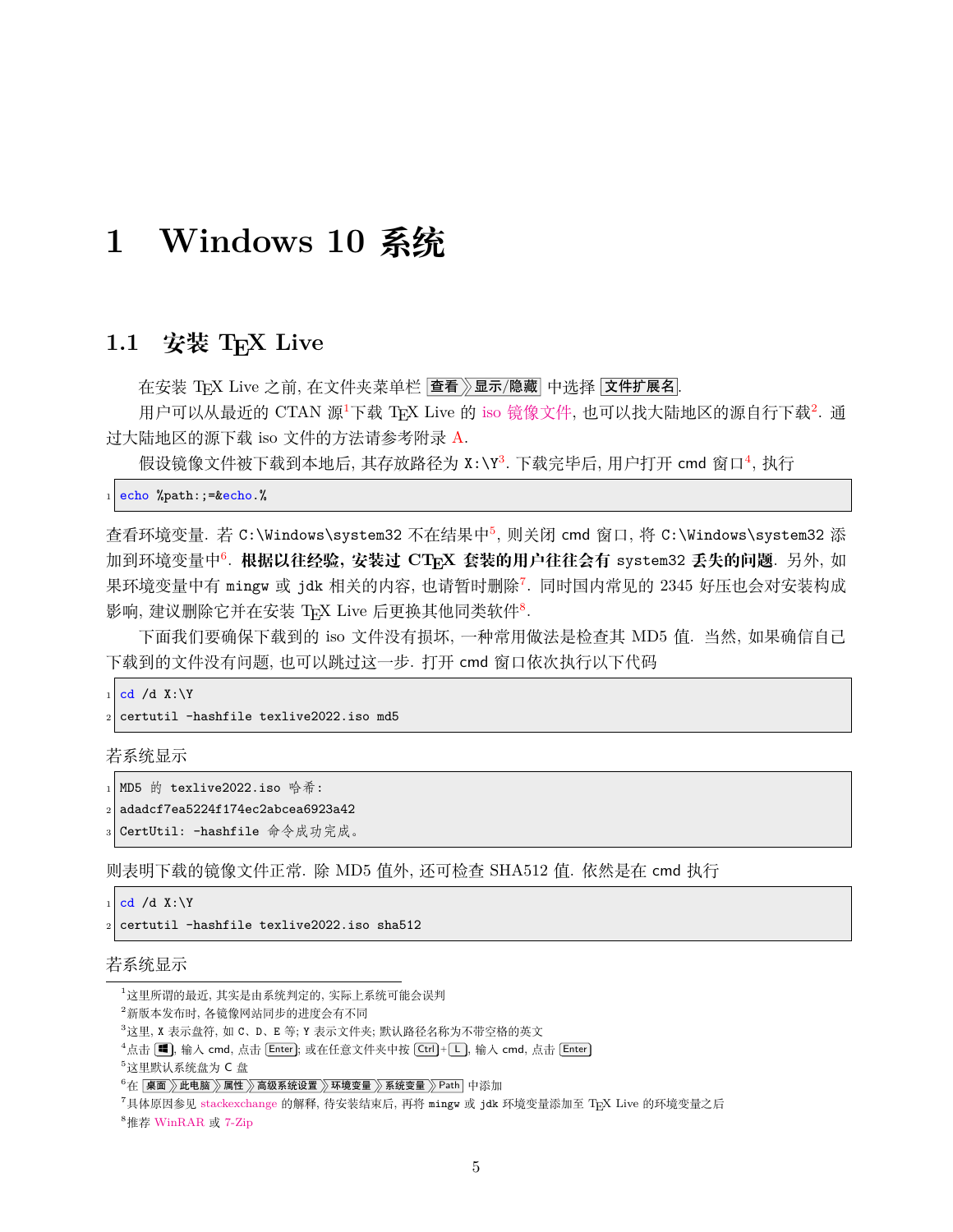# 1 Windows 10 系统

## 1.1 安装 TEX Live

在安装 TEX Live 之前, 在文件夹菜单栏 查看 》显示/隐藏 中选择 文件扩展名.

用户可以从最近的 CTAN 源[1]下载 TEX Live 的 iso 镜像文件, 也可以找大陆地区的源自行下载[2]. 通过大陆地区的源下载 iso 文件的方法请参考附录 A.

假设镜像文件被下载到本地后, 其存放路径为 X:\Y[3]. 下载完毕后, 用户打开 cmd 窗口[4], 执行

```
echo %path:;=&echo.%
```

查看环境变量. 若 C:\Windows\system32 不在结果中[5], 则关闭 cmd 窗口, 将 C:\Windows\system32 添加到环境变量中[6]. **根据以往经验, 安装过 CTEX 套装的用户往往会有 system32 丢失的问题**. 另外, 如果环境变量中有 mingw 或 jdk 相关的内容, 也请暂时删除[7]. 同时国内常见的 2345 好压也会对安装构成影响, 建议删除它并在安装 TEX Live 后更换其他同类软件[8].

下面我们要确保下载到的 iso 文件没有损坏, 一种常用做法是检查其 MD5 值. 当然, 如果确信自己下载到的文件没有问题, 也可以跳过这一步. 打开 cmd 窗口依次执行以下代码

```
cd /d X:\Y
certutil -hashfile texlive2022.iso md5
```

若系统显示

```
MD5 的 texlive2022.iso 哈希:
adadcf7ea5224f174ec2abcea6923a42
CertUtil: -hashfile 命令成功完成。
```

则表明下载的镜像文件正常. 除 MD5 值外, 还可检查 SHA512 值. 依然是在 cmd 执行

```
cd /d X:\Y
certutil -hashfile texlive2022.iso sha512
```

若系统显示

---

[1] 这里所谓的最近, 其实是由系统判定的, 实际上系统可能会误判

[2] 新版本发布时, 各镜像网站同步的进度会有不同

[3] 这里, X 表示盘符, 如 C、D、E 等; Y 表示文件夹; 默认路径名称为不带空格的英文

[4] 点击 ⊞, 输入 cmd, 点击 Enter; 或在任意文件夹中按 Ctrl + L, 输入 cmd, 点击 Enter

[5] 这里默认系统盘为 C 盘

[6] 在 桌面 》此电脑 》属性 》高级系统设置 》环境变量 》系统变量 》Path 中添加

[7] 具体原因参见 stackexchange 的解释, 待安装结束后, 再将 mingw 或 jdk 环境变量添加至 TEX Live 的环境变量之后

[8] 推荐 WinRAR 或 7-Zip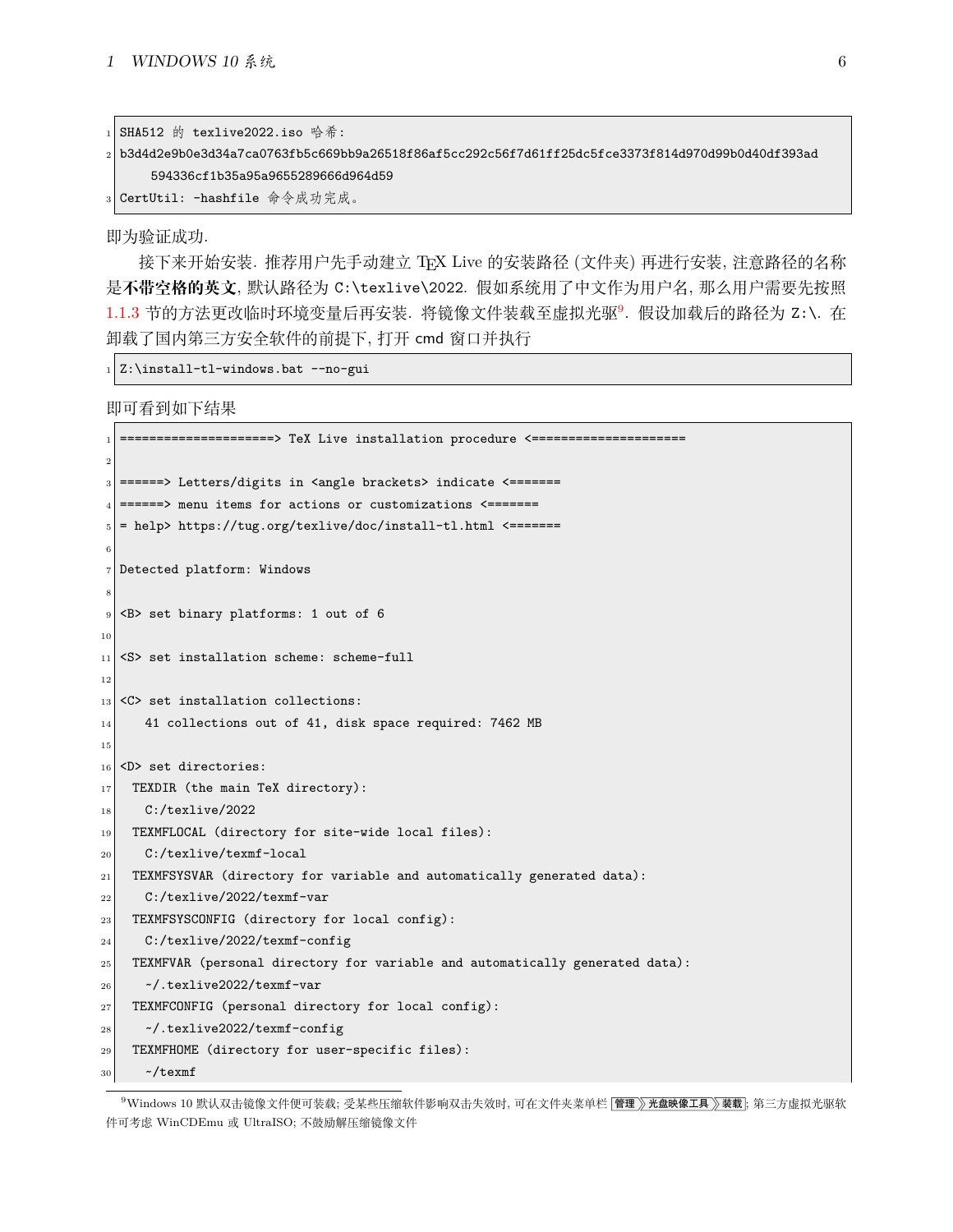```
SHA512 的 texlive2022.iso 哈希:
b3d4d2e9b0e3d34a7ca0763fb5c669bb9a26518f86af5cc292c56f7d61ff25dc5fce3373f814d970d99b0d40df393ad
    594336cf1b35a95a9655289666d964d59
CertUtil: -hashfile 命令成功完成。
```

即为验证成功.

接下来开始安装. 推荐用户先手动建立 TEX Live 的安装路径 (文件夹) 再进行安装, 注意路径的名称是**不带空格的英文**, 默认路径为 `C:\texlive\2022`. 假如系统用了中文作为用户名, 那么用户需要先按照 1.1.3 节的方法更改临时环境变量后再安装. 将镜像文件装载至虚拟光驱[9]. 假设加载后的路径为 `Z:\`. 在卸载了国内第三方安全软件的前提下, 打开 cmd 窗口并执行

```
Z:\install-tl-windows.bat --no-gui
```

即可看到如下结果

```
=====================> TeX Live installation procedure <=====================

======> Letters/digits in <angle brackets> indicate <=======
======> menu items for actions or customizations <=======
= help> https://tug.org/texlive/doc/install-tl.html <=======

Detected platform: Windows

<B> set binary platforms: 1 out of 6

<S> set installation scheme: scheme-full

<C> set installation collections:
    41 collections out of 41, disk space required: 7462 MB

<D> set directories:
  TEXDIR (the main TeX directory):
    C:/texlive/2022
  TEXMFLOCAL (directory for site-wide local files):
    C:/texlive/texmf-local
  TEXMFSYSVAR (directory for variable and automatically generated data):
    C:/texlive/2022/texmf-var
  TEXMFSYSCONFIG (directory for local config):
    C:/texlive/2022/texmf-config
  TEXMFVAR (personal directory for variable and automatically generated data):
    ~/.texlive2022/texmf-var
  TEXMFCONFIG (personal directory for local config):
    ~/.texlive2022/texmf-config
  TEXMFHOME (directory for user-specific files):
    ~/texmf
```

[9] Windows 10 默认双击镜像文件便可装载; 受某些压缩软件影响双击失效时, 可在文件夹菜单栏 管理 》光盘映像工具 》装载; 第三方虚拟光驱软件可考虑 WinCDEmu 或 UltraISO; 不鼓励解压缩镜像文件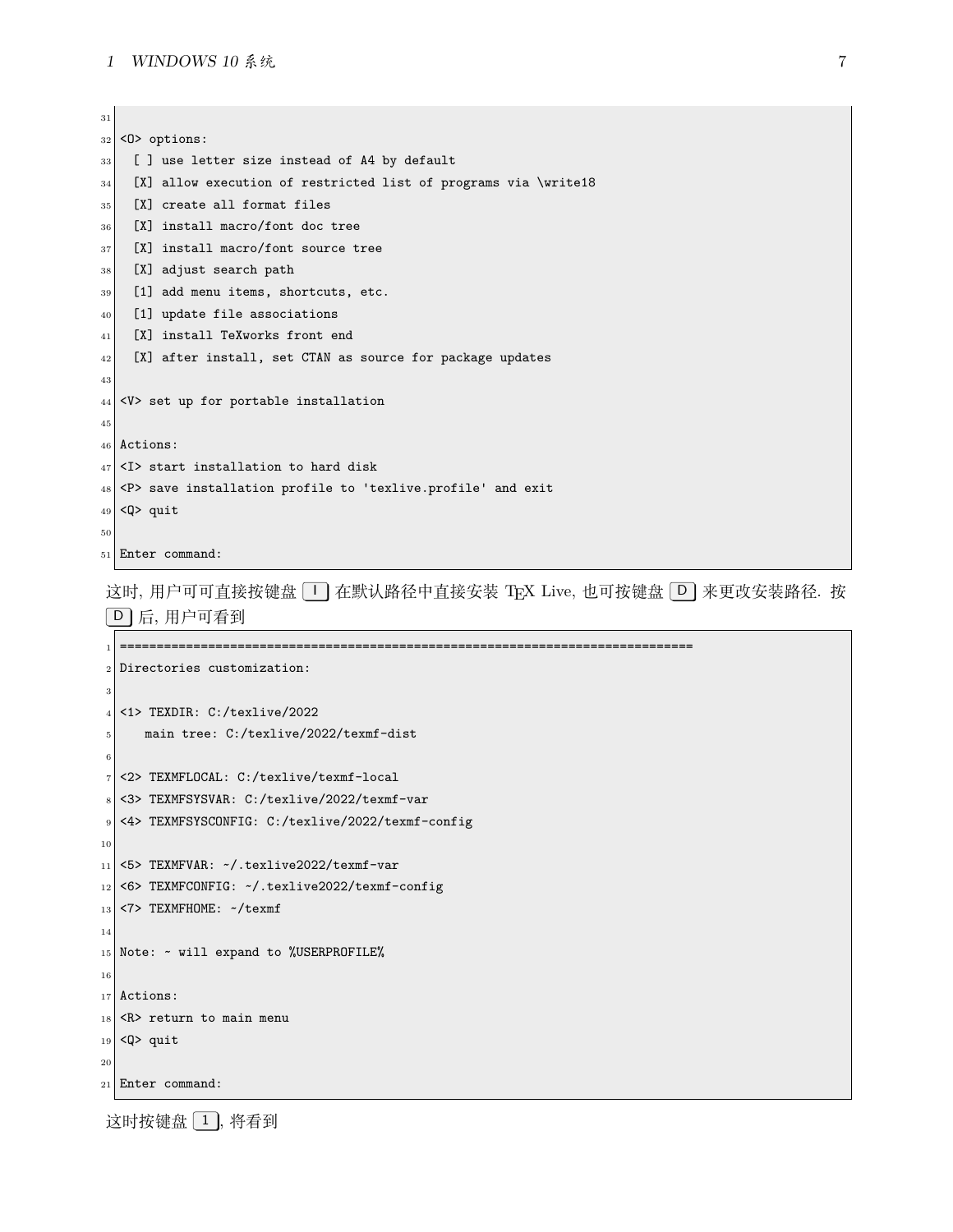```

<O> options:
  [ ] use letter size instead of A4 by default
  [X] allow execution of restricted list of programs via \write18
  [X] create all format files
  [X] install macro/font doc tree
  [X] install macro/font source tree
  [X] adjust search path
  [1] add menu items, shortcuts, etc.
  [1] update file associations
  [X] install TeXworks front end
  [X] after install, set CTAN as source for package updates

<V> set up for portable installation

Actions:
<I> start installation to hard disk
<P> save installation profile to 'texlive.profile' and exit
<Q> quit

Enter command:
```

这时, 用户可可直接按键盘 I 在默认路径中直接安装 TEX Live, 也可按键盘 D 来更改安装路径. 按 D 后, 用户可看到

```
===============================================================================
Directories customization:

<1> TEXDIR: C:/texlive/2022
    main tree: C:/texlive/2022/texmf-dist

<2> TEXMFLOCAL: C:/texlive/texmf-local
<3> TEXMFSYSVAR: C:/texlive/2022/texmf-var
<4> TEXMFSYSCONFIG: C:/texlive/2022/texmf-config

<5> TEXMFVAR: ~/.texlive2022/texmf-var
<6> TEXMFCONFIG: ~/.texlive2022/texmf-config
<7> TEXMFHOME: ~/texmf

Note: ~ will expand to %USERPROFILE%

Actions:
<R> return to main menu
<Q> quit

Enter command:
```

这时按键盘 1, 将看到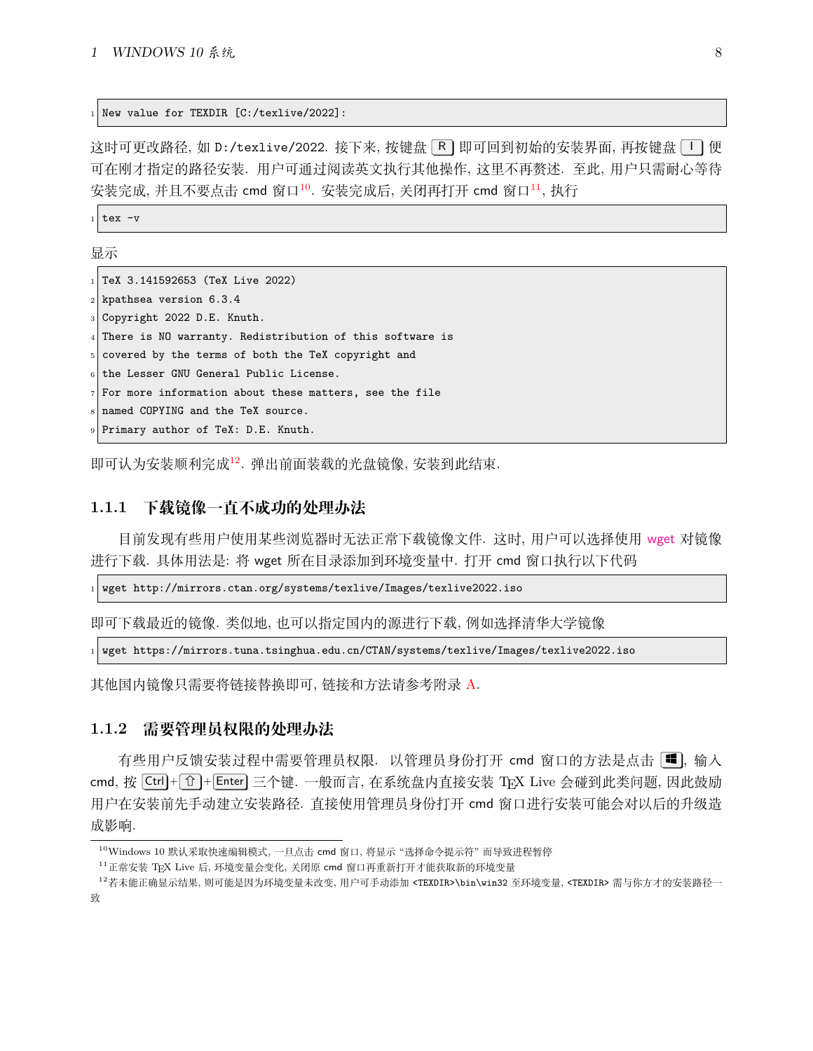```
New value for TEXDIR [C:/texlive/2022]:
```

这时可更改路径, 如 D:/texlive/2022. 接下来, 按键盘 R 即可回到初始的安装界面, 再按键盘 I 便可在刚才指定的路径安装. 用户可通过阅读英文执行其他操作, 这里不再赘述. 至此, 用户只需耐心等待安装完成, 并且不要点击 cmd 窗口[10]. 安装完成后, 关闭再打开 cmd 窗口[11], 执行

```
tex -v
```

显示

```
TeX 3.141592653 (TeX Live 2022)
kpathsea version 6.3.4
Copyright 2022 D.E. Knuth.
There is NO warranty. Redistribution of this software is
covered by the terms of both the TeX copyright and
the Lesser GNU General Public License.
For more information about these matters, see the file
named COPYING and the TeX source.
Primary author of TeX: D.E. Knuth.
```

即可认为安装顺利完成[12]. 弹出前面装载的光盘镜像, 安装到此结束.

### 1.1.1 下载镜像一直不成功的处理办法

目前发现有些用户使用某些浏览器时无法正常下载镜像文件. 这时, 用户可以选择使用 wget 对镜像进行下载. 具体用法是: 将 wget 所在目录添加到环境变量中. 打开 cmd 窗口执行以下代码

```
wget http://mirrors.ctan.org/systems/texlive/Images/texlive2022.iso
```

即可下载最近的镜像. 类似地, 也可以指定国内的源进行下载, 例如选择清华大学镜像

```
wget https://mirrors.tuna.tsinghua.edu.cn/CTAN/systems/texlive/Images/texlive2022.iso
```

其他国内镜像只需要将链接替换即可, 链接和方法请参考附录 A.

### 1.1.2 需要管理员权限的处理办法

有些用户反馈安装过程中需要管理员权限. 以管理员身份打开 cmd 窗口的方法是点击 ⊞, 输入 cmd, 按 Ctrl+⇧+Enter 三个键. 一般而言, 在系统盘内直接安装 TEX Live 会碰到此类问题, 因此鼓励用户在安装前先手动建立安装路径. 直接使用管理员身份打开 cmd 窗口进行安装可能会对以后的升级造成影响.

---

[10] Windows 10 默认采取快速编辑模式, 一旦点击 cmd 窗口, 将显示 "选择命令提示符" 而导致进程暂停

[11] 正常安装 TEX Live 后, 环境变量会变化, 关闭原 cmd 窗口再重新打开才能获取新的环境变量

[12] 若未能正确显示结果, 则可能是因为环境变量未改变, 用户可手动添加 <TEXDIR>\bin\win32 至环境变量, <TEXDIR> 需与你方才的安装路径一致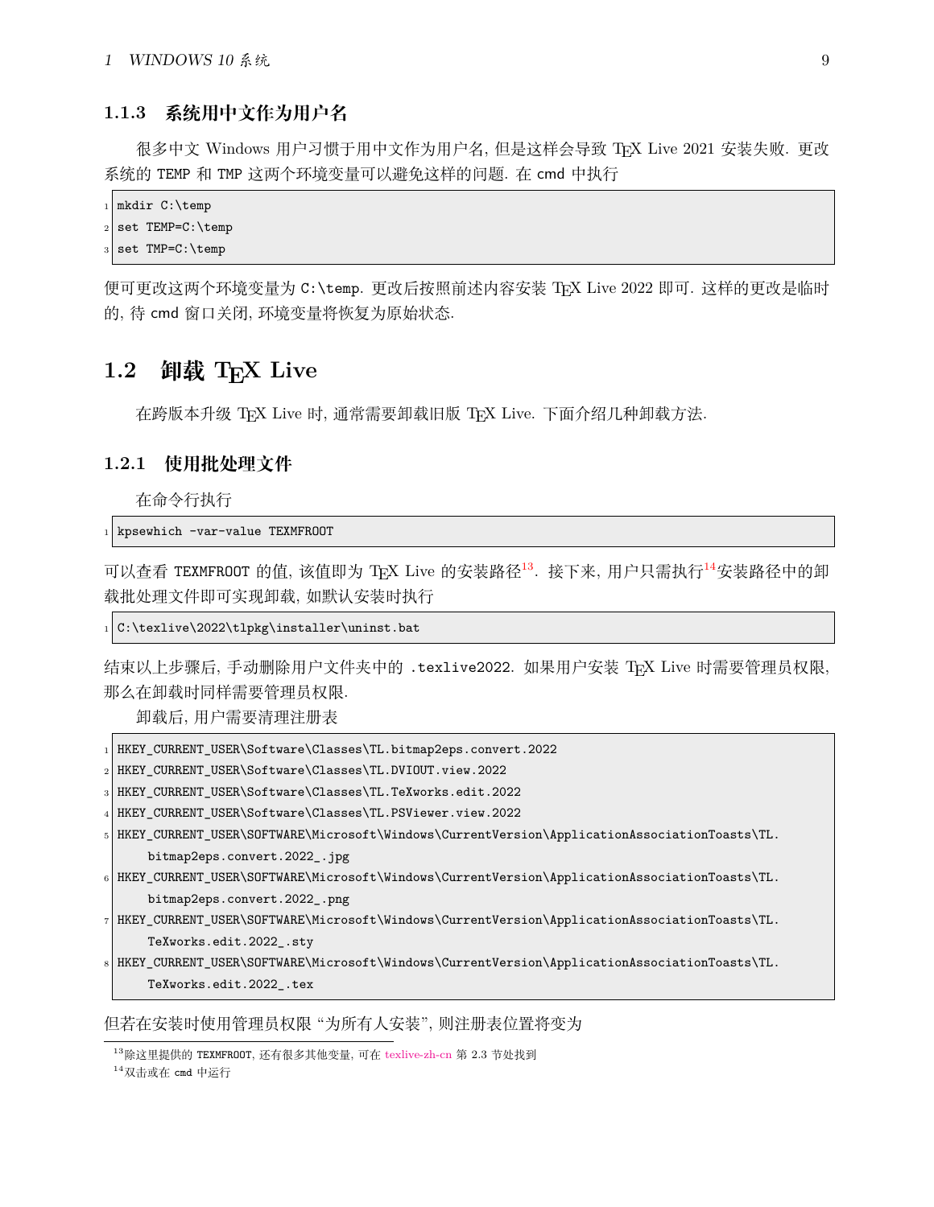### 1.1.3 系统用中文作为用户名

很多中文 Windows 用户习惯于用中文作为用户名, 但是这样会导致 TEX Live 2021 安装失败. 更改系统的 TEMP 和 TMP 这两个环境变量可以避免这样的问题. 在 cmd 中执行

```
mkdir C:\temp
set TEMP=C:\temp
set TMP=C:\temp
```

便可更改这两个环境变量为 C:\temp. 更改后按照前述内容安装 TEX Live 2022 即可. 这样的更改是临时的, 待 cmd 窗口关闭, 环境变量将恢复为原始状态.

## 1.2 卸载 TEX Live

在跨版本升级 TEX Live 时, 通常需要卸载旧版 TEX Live. 下面介绍几种卸载方法.

### 1.2.1 使用批处理文件

在命令行执行

```
kpsewhich -var-value TEXMFROOT
```

可以查看 TEXMFROOT 的值, 该值即为 TEX Live 的安装路径[13]. 接下来, 用户只需执行[14]安装路径中的卸载批处理文件即可实现卸载, 如默认安装时执行

```
C:\texlive\2022\tlpkg\installer\uninst.bat
```

结束以上步骤后, 手动删除用户文件夹中的 .texlive2022. 如果用户安装 TEX Live 时需要管理员权限, 那么在卸载时同样需要管理员权限.

卸载后, 用户需要清理注册表

```
HKEY_CURRENT_USER\Software\Classes\TL.bitmap2eps.convert.2022
HKEY_CURRENT_USER\Software\Classes\TL.DVIOUT.view.2022
HKEY_CURRENT_USER\Software\Classes\TL.TeXworks.edit.2022
HKEY_CURRENT_USER\Software\Classes\TL.PSViewer.view.2022
HKEY_CURRENT_USER\SOFTWARE\Microsoft\Windows\CurrentVersion\ApplicationAssociationToasts\TL.
    bitmap2eps.convert.2022_.jpg
HKEY_CURRENT_USER\SOFTWARE\Microsoft\Windows\CurrentVersion\ApplicationAssociationToasts\TL.
    bitmap2eps.convert.2022_.png
HKEY_CURRENT_USER\SOFTWARE\Microsoft\Windows\CurrentVersion\ApplicationAssociationToasts\TL.
    TeXworks.edit.2022_.sty
HKEY_CURRENT_USER\SOFTWARE\Microsoft\Windows\CurrentVersion\ApplicationAssociationToasts\TL.
    TeXworks.edit.2022_.tex
```

但若在安装时使用管理员权限 "为所有人安装", 则注册表位置将变为

[13] 除这里提供的 TEXMFROOT, 还有很多其他变量, 可在 texlive-zh-cn 第 2.3 节处找到

[14] 双击或在 cmd 中运行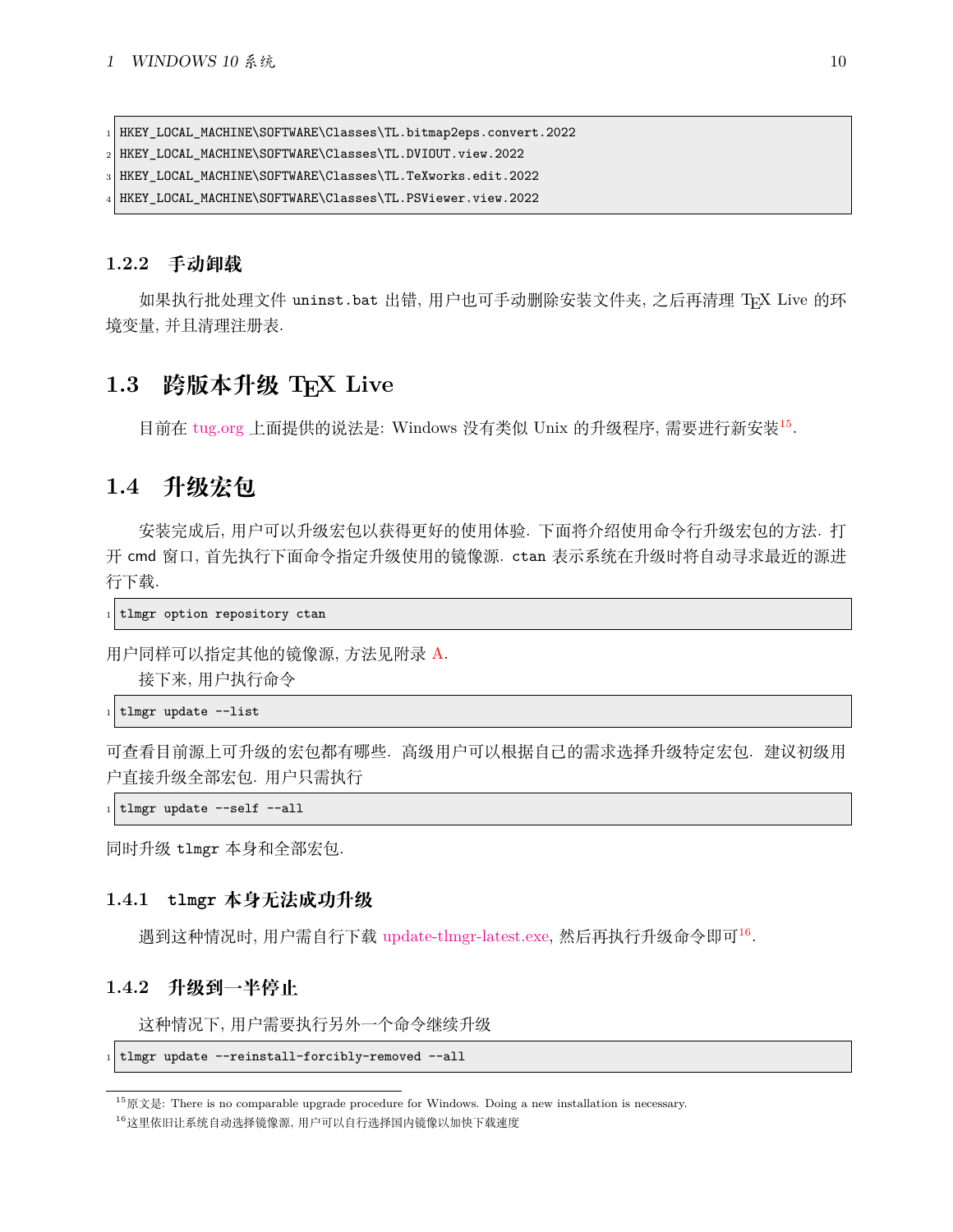```
HKEY_LOCAL_MACHINE\SOFTWARE\Classes\TL.bitmap2eps.convert.2022
HKEY_LOCAL_MACHINE\SOFTWARE\Classes\TL.DVIOUT.view.2022
HKEY_LOCAL_MACHINE\SOFTWARE\Classes\TL.TeXworks.edit.2022
HKEY_LOCAL_MACHINE\SOFTWARE\Classes\TL.PSViewer.view.2022
```

### 1.2.2 手动卸载

如果执行批处理文件 `uninst.bat` 出错, 用户也可手动删除安装文件夹, 之后再清理 TEX Live 的环境变量, 并且清理注册表.

## 1.3 跨版本升级 TEX Live

目前在 tug.org 上面提供的说法是: Windows 没有类似 Unix 的升级程序, 需要进行新安装[15].

## 1.4 升级宏包

安装完成后, 用户可以升级宏包以获得更好的使用体验. 下面将介绍使用命令行升级宏包的方法. 打开 cmd 窗口, 首先执行下面命令指定升级使用的镜像源. `ctan` 表示系统在升级时将自动寻求最近的源进行下载.

```
tlmgr option repository ctan
```

用户同样可以指定其他的镜像源, 方法见附录 A.

接下来, 用户执行命令

```
tlmgr update --list
```

可查看目前源上可升级的宏包都有哪些. 高级用户可以根据自己的需求选择升级特定宏包. 建议初级用户直接升级全部宏包. 用户只需执行

```
tlmgr update --self --all
```

同时升级 `tlmgr` 本身和全部宏包.

### 1.4.1 `tlmgr` 本身无法成功升级

遇到这种情况时, 用户需自行下载 update-tlmgr-latest.exe, 然后再执行升级命令即可[16].

### 1.4.2 升级到一半停止

这种情况下, 用户需要执行另外一个命令继续升级

```
tlmgr update --reinstall-forcibly-removed --all
```

---

[15] 原文是: There is no comparable upgrade procedure for Windows. Doing a new installation is necessary.

[16] 这里依旧让系统自动选择镜像源, 用户可以自行选择国内镜像以加快下载速度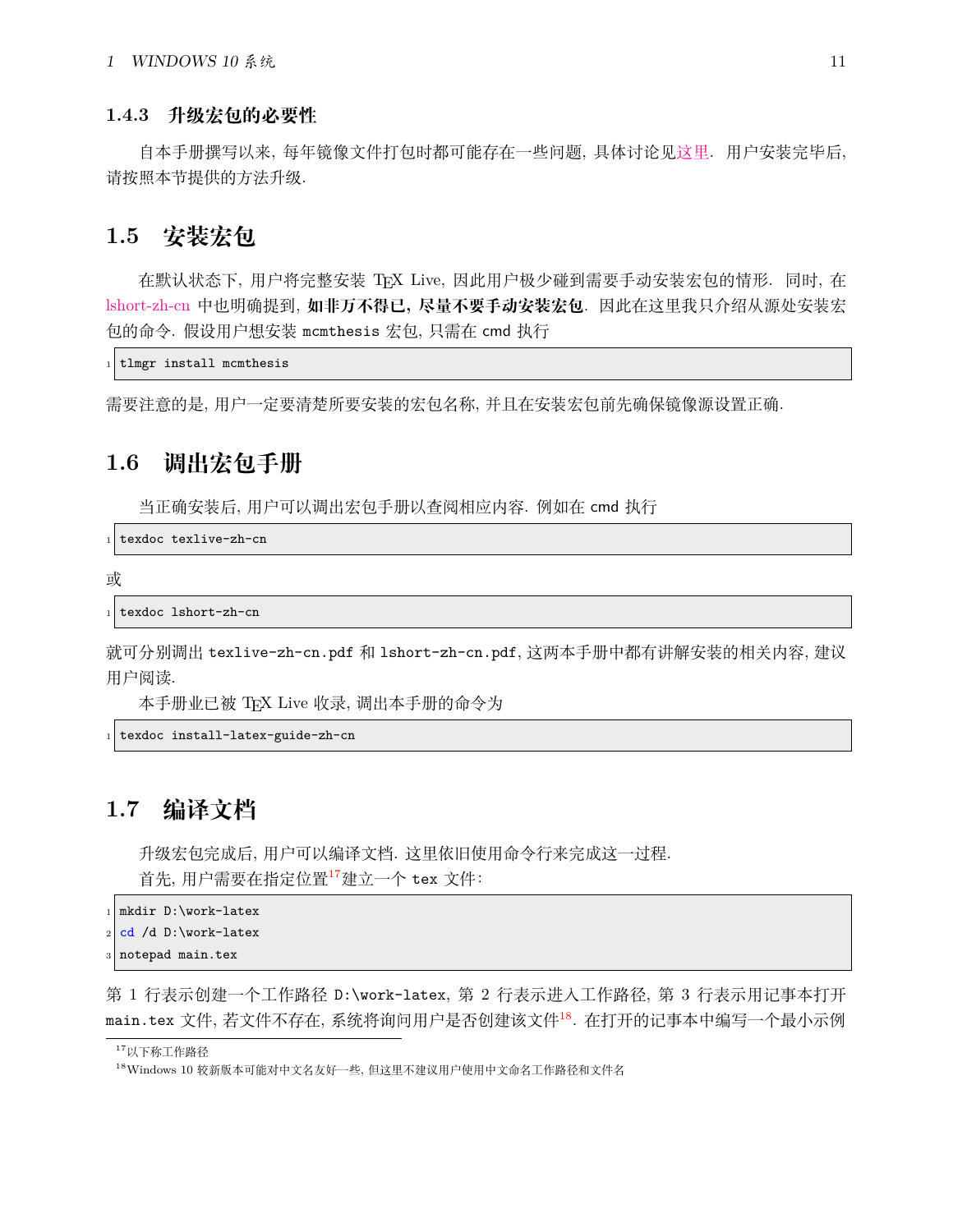### 1.4.3 升级宏包的必要性

自本手册撰写以来, 每年镜像文件打包时都可能存在一些问题, 具体讨论见这里. 用户安装完毕后, 请按照本节提供的方法升级.

## 1.5 安装宏包

在默认状态下, 用户将完整安装 TeX Live, 因此用户极少碰到需要手动安装宏包的情形. 同时, 在 lshort-zh-cn 中也明确提到, **如非万不得已, 尽量不要手动安装宏包**. 因此在这里我只介绍从源处安装宏包的命令. 假设用户想安装 mcmthesis 宏包, 只需在 cmd 执行

```
tlmgr install mcmthesis
```

需要注意的是, 用户一定要清楚所要安装的宏包名称, 并且在安装宏包前先确保镜像源设置正确.

## 1.6 调出宏包手册

当正确安装后, 用户可以调出宏包手册以查阅相应内容. 例如在 cmd 执行

```
texdoc texlive-zh-cn
```

或

```
texdoc lshort-zh-cn
```

就可分别调出 texlive-zh-cn.pdf 和 lshort-zh-cn.pdf, 这两本手册中都有讲解安装的相关内容, 建议用户阅读.

本手册业已被 TeX Live 收录, 调出本手册的命令为

```
texdoc install-latex-guide-zh-cn
```

## 1.7 编译文档

升级宏包完成后, 用户可以编译文档. 这里依旧使用命令行来完成这一过程.

首先, 用户需要在指定位置[17]建立一个 tex 文件:

```
mkdir D:\work-latex
cd /d D:\work-latex
notepad main.tex
```

第 1 行表示创建一个工作路径 D:\work-latex, 第 2 行表示进入工作路径, 第 3 行表示用记事本打开 main.tex 文件, 若文件不存在, 系统将询问用户是否创建该文件[18]. 在打开的记事本中编写一个最小示例

[17] 以下称工作路径

[18] Windows 10 较新版本可能对中文名友好一些, 但这里不建议用户使用中文命名工作路径和文件名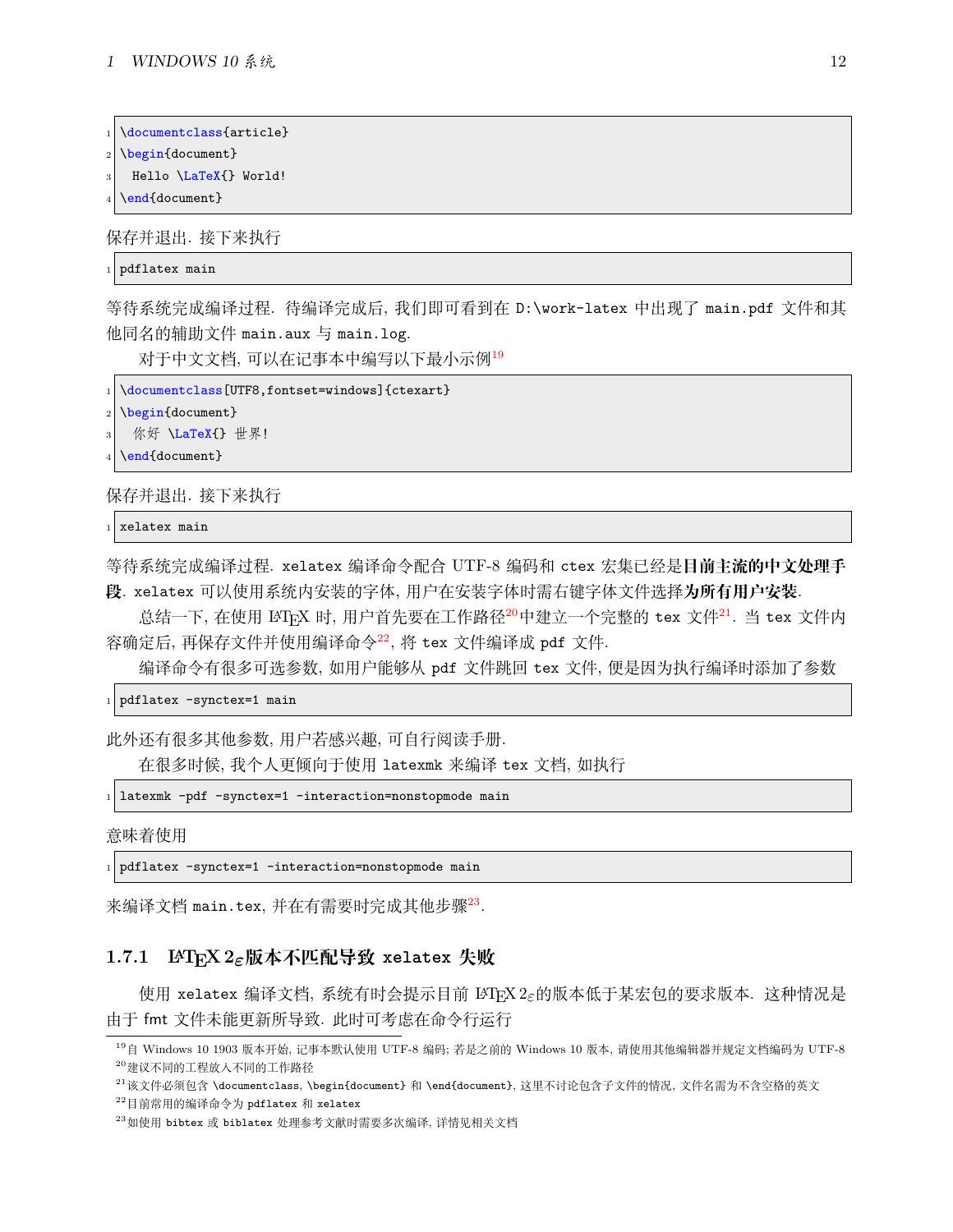```
\documentclass{article}
\begin{document}
  Hello \LaTeX{} World!
\end{document}
```

保存并退出. 接下来执行

```
pdflatex main
```

等待系统完成编译过程. 待编译完成后, 我们即可看到在 `D:\work-latex` 中出现了 `main.pdf` 文件和其他同名的辅助文件 `main.aux` 与 `main.log`.

对于中文文档, 可以在记事本中编写以下最小示例[19]

```
\documentclass[UTF8,fontset=windows]{ctexart}
\begin{document}
  你好 \LaTeX{} 世界!
\end{document}
```

保存并退出. 接下来执行

```
xelatex main
```

等待系统完成编译过程. `xelatex` 编译命令配合 UTF-8 编码和 `ctex` 宏集已经是**目前主流的中文处理手段**. `xelatex` 可以使用系统内安装的字体, 用户在安装字体时需右键字体文件选择**为所有用户安装**.

总结一下, 在使用 LaTeX 时, 用户首先要在工作路径[20]中建立一个完整的 `tex` 文件[21]. 当 `tex` 文件内容确定后, 再保存文件并使用编译命令[22], 将 `tex` 文件编译成 `pdf` 文件.

编译命令有很多可选参数, 如用户能够从 `pdf` 文件跳回 `tex` 文件, 便是因为执行编译时添加了参数

```
pdflatex -synctex=1 main
```

此外还有很多其他参数, 用户若感兴趣, 可自行阅读手册.

在很多时候, 我个人更倾向于使用 `latexmk` 来编译 `tex` 文档, 如执行

```
latexmk -pdf -synctex=1 -interaction=nonstopmode main
```

意味着使用

```
pdflatex -synctex=1 -interaction=nonstopmode main
```

来编译文档 `main.tex`, 并在有需要时完成其他步骤[23].

### 1.7.1 LaTeX 2ε 版本不匹配导致 `xelatex` 失败

使用 `xelatex` 编译文档, 系统有时会提示目前 LaTeX 2ε 的版本低于某宏包的要求版本. 这种情况是由于 fmt 文件未能更新所导致. 此时可考虑在命令行运行

---

[19] 自 Windows 10 1903 版本开始, 记事本默认使用 UTF-8 编码; 若是之前的 Windows 10 版本, 请使用其他编辑器并规定文档编码为 UTF-8

[20] 建议不同的工程放入不同的工作路径

[21] 该文件必须包含 `\documentclass`, `\begin{document}` 和 `\end{document}`, 这里不讨论包含子文件的情况, 文件名需为不含空格的英文

[22] 目前常用的编译命令为 `pdflatex` 和 `xelatex`

[23] 如使用 `bibtex` 或 `biblatex` 处理参考文献时需要多次编译, 详情见相关文档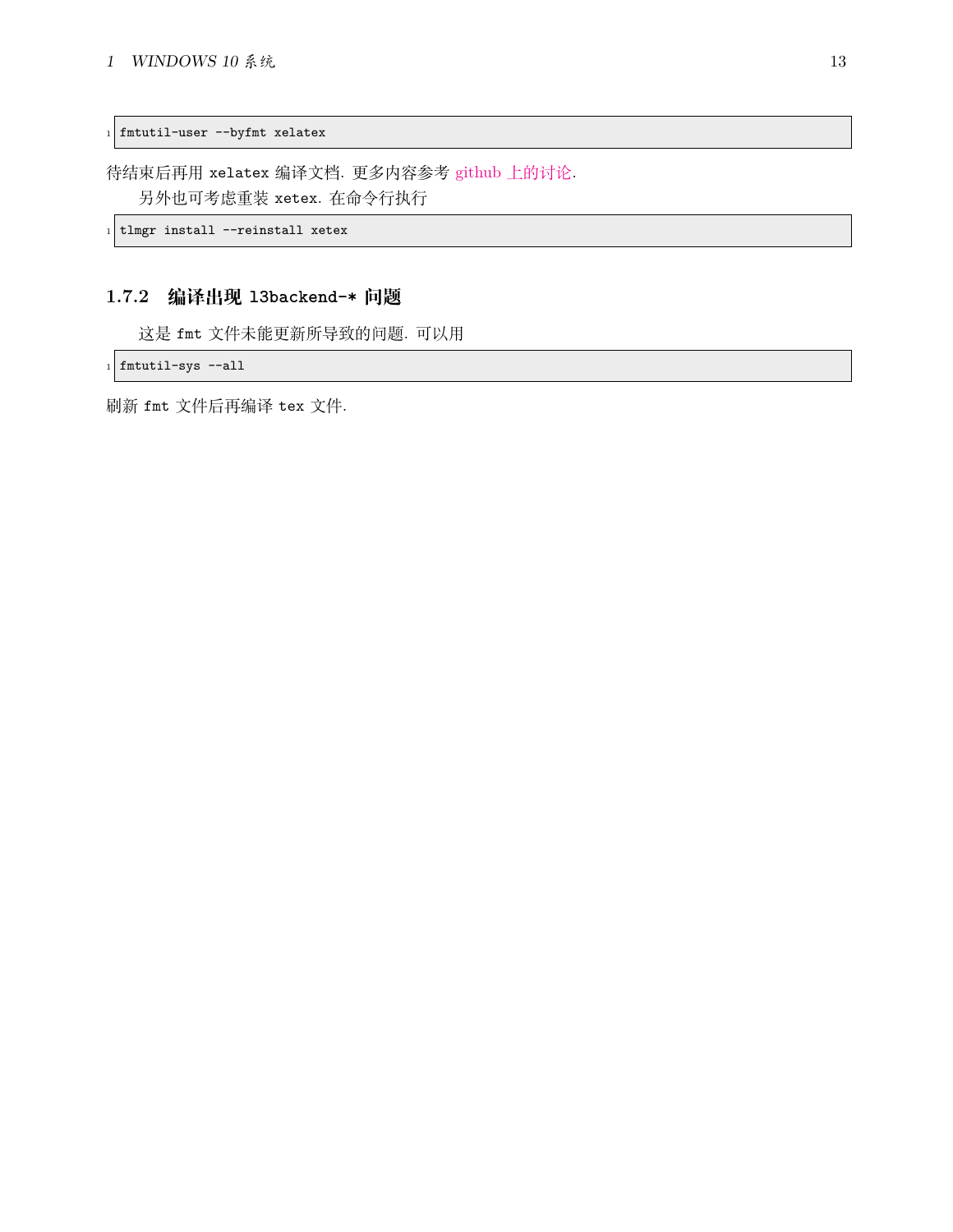```
fmtutil-user --byfmt xelatex
```

待结束后再用 `xelatex` 编译文档. 更多内容参考 github 上的讨论.

另外也可考虑重装 `xetex`. 在命令行执行

```
tlmgr install --reinstall xetex
```

### 1.7.2 编译出现 `l3backend-*` 问题

这是 `fmt` 文件未能更新所导致的问题. 可以用

```
fmtutil-sys --all
```

刷新 `fmt` 文件后再编译 `tex` 文件.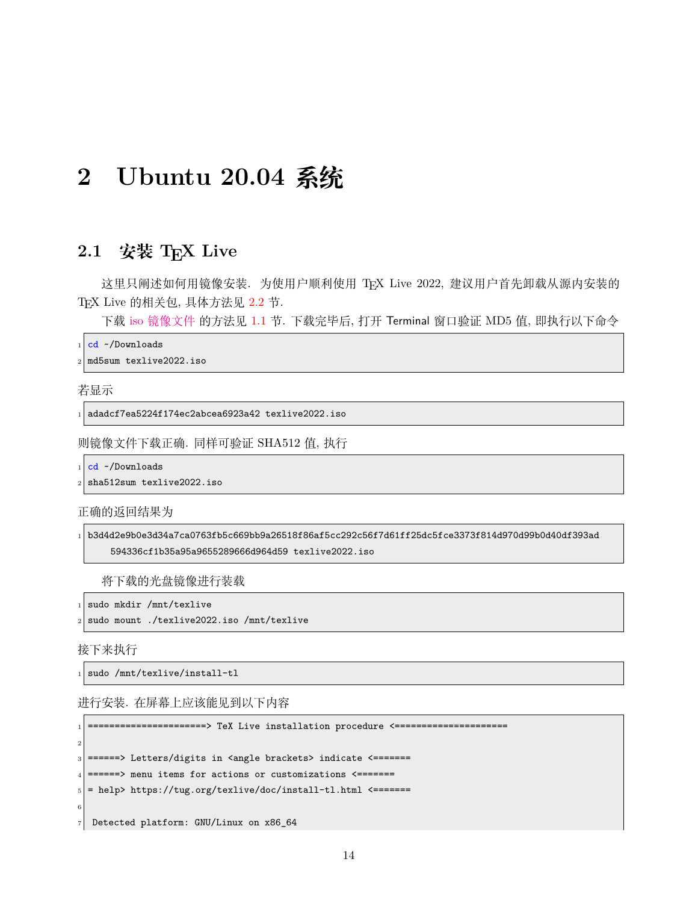# 2 Ubuntu 20.04 系统

## 2.1 安装 TEX Live

这里只阐述如何用镜像安装. 为使用户顺利使用 TEX Live 2022, 建议用户首先卸载从源内安装的 TEX Live 的相关包, 具体方法见 2.2 节.

下载 iso 镜像文件 的方法见 1.1 节. 下载完毕后, 打开 Terminal 窗口验证 MD5 值, 即执行以下命令

```
cd ~/Downloads
md5sum texlive2022.iso
```

若显示

```
adadcf7ea5224f174ec2abcea6923a42 texlive2022.iso
```

则镜像文件下载正确. 同样可验证 SHA512 值, 执行

```
cd ~/Downloads
sha512sum texlive2022.iso
```

正确的返回结果为

```
b3d4d2e9b0e3d34a7ca0763fb5c669bb9a26518f86af5cc292c56f7d61ff25dc5fce3373f814d970d99b0d40df393ad
    594336cf1b35a95a9655289666d964d59 texlive2022.iso
```

将下载的光盘镜像进行装载

```
sudo mkdir /mnt/texlive
sudo mount ./texlive2022.iso /mnt/texlive
```

接下来执行

```
sudo /mnt/texlive/install-tl
```

进行安装. 在屏幕上应该能见到以下内容

```
======================> TeX Live installation procedure <=====================

======> Letters/digits in <angle brackets> indicate <=======
======> menu items for actions or customizations <=======
= help> https://tug.org/texlive/doc/install-tl.html <=======

 Detected platform: GNU/Linux on x86_64
```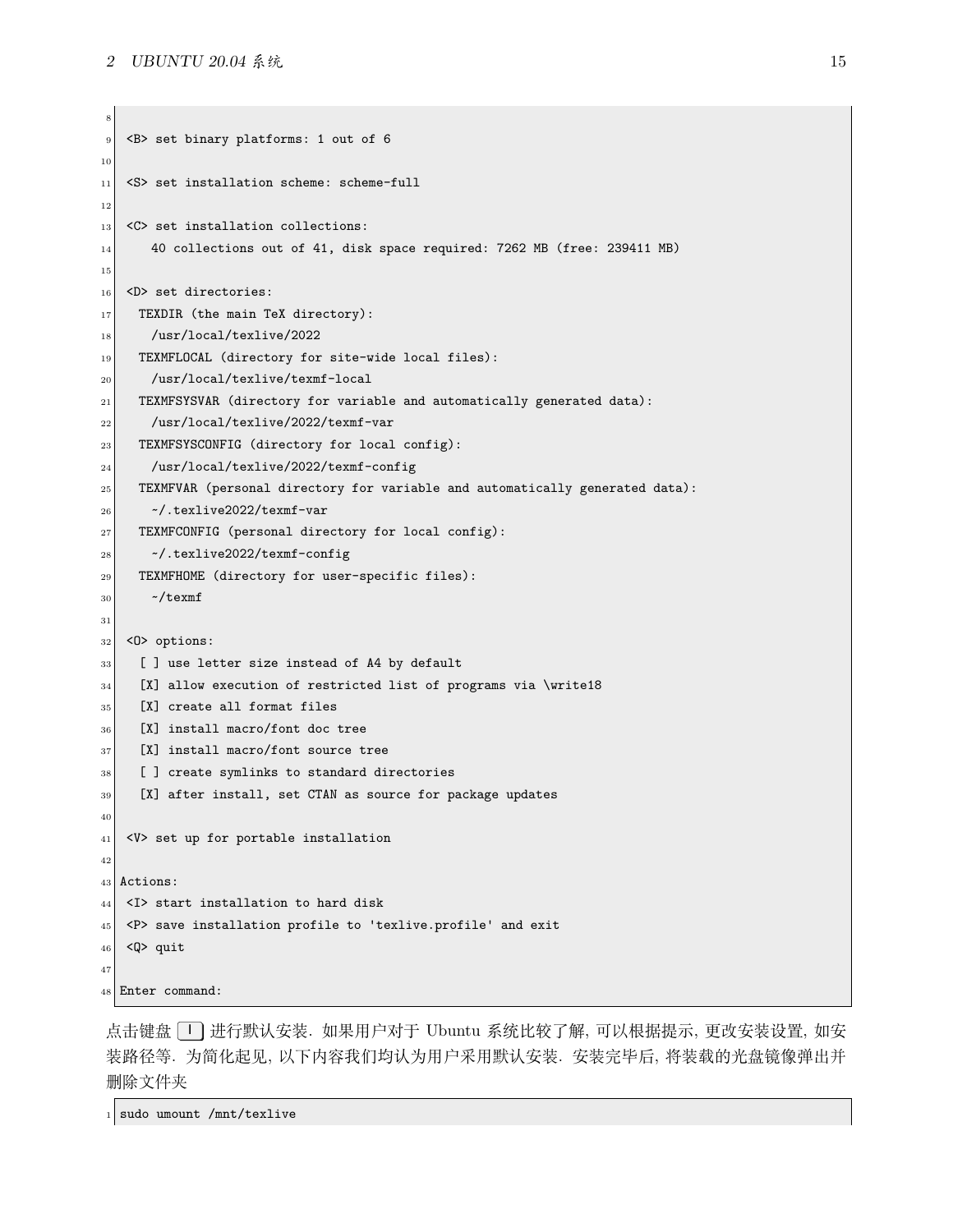```

 <B> set binary platforms: 1 out of 6

 <S> set installation scheme: scheme-full

 <C> set installation collections:
     40 collections out of 41, disk space required: 7262 MB (free: 239411 MB)

 <D> set directories:
   TEXDIR (the main TeX directory):
     /usr/local/texlive/2022
   TEXMFLOCAL (directory for site-wide local files):
     /usr/local/texlive/texmf-local
   TEXMFSYSVAR (directory for variable and automatically generated data):
     /usr/local/texlive/2022/texmf-var
   TEXMFSYSCONFIG (directory for local config):
     /usr/local/texlive/2022/texmf-config
   TEXMFVAR (personal directory for variable and automatically generated data):
     ~/.texlive2022/texmf-var
   TEXMFCONFIG (personal directory for local config):
     ~/.texlive2022/texmf-config
   TEXMFHOME (directory for user-specific files):
     ~/texmf

 <O> options:
   [ ] use letter size instead of A4 by default
   [X] allow execution of restricted list of programs via \write18
   [X] create all format files
   [X] install macro/font doc tree
   [X] install macro/font source tree
   [ ] create symlinks to standard directories
   [X] after install, set CTAN as source for package updates

 <V> set up for portable installation

Actions:
 <I> start installation to hard disk
 <P> save installation profile to 'texlive.profile' and exit
 <Q> quit

Enter command:
```

点击键盘 I 进行默认安装. 如果用户对于 Ubuntu 系统比较了解, 可以根据提示, 更改安装设置, 如安装路径等. 为简化起见, 以下内容我们均认为用户采用默认安装. 安装完毕后, 将装载的光盘镜像弹出并删除文件夹

```
sudo umount /mnt/texlive
```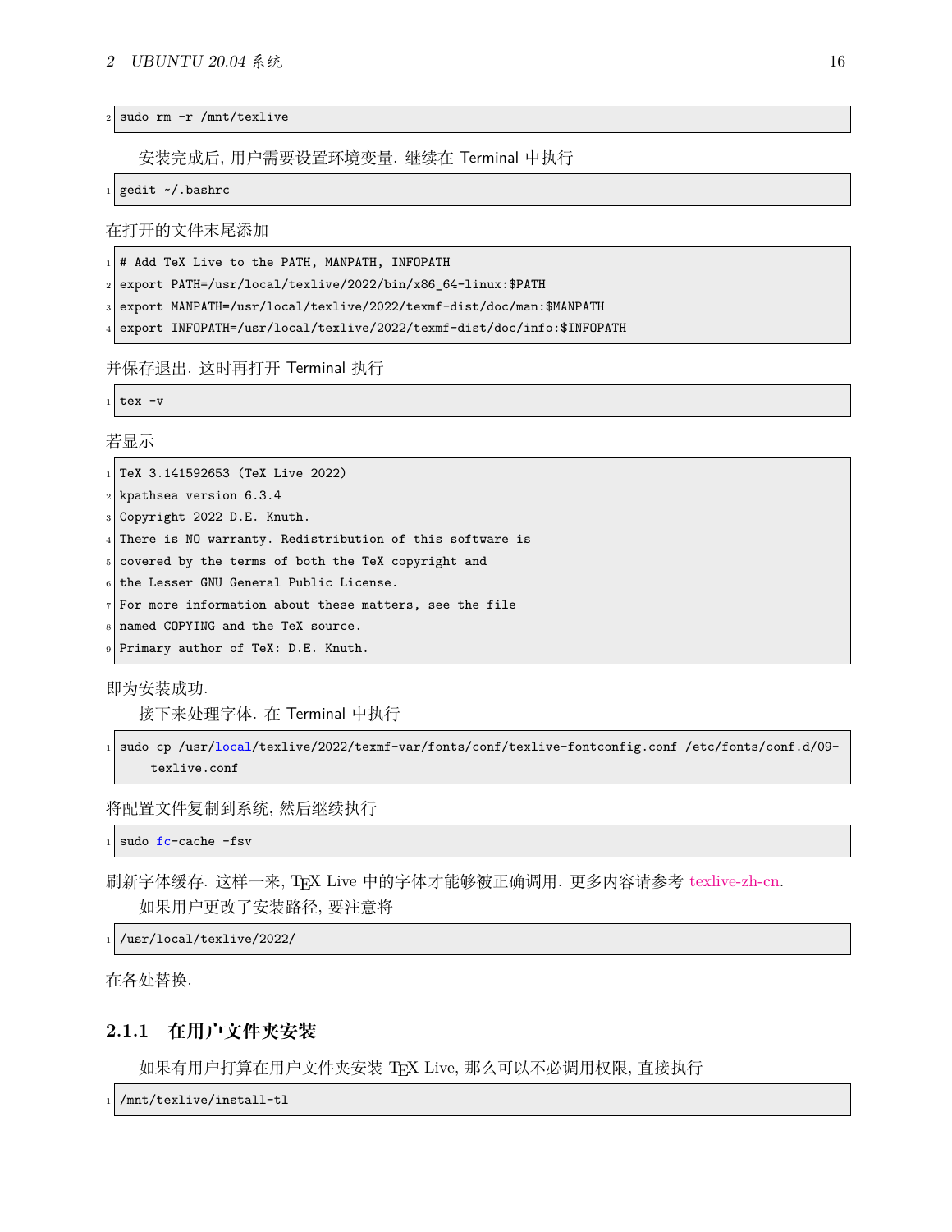```
sudo rm -r /mnt/texlive
```

安装完成后, 用户需要设置环境变量. 继续在 Terminal 中执行

```
gedit ~/.bashrc
```

在打开的文件末尾添加

```
# Add TeX Live to the PATH, MANPATH, INFOPATH
export PATH=/usr/local/texlive/2022/bin/x86_64-linux:$PATH
export MANPATH=/usr/local/texlive/2022/texmf-dist/doc/man:$MANPATH
export INFOPATH=/usr/local/texlive/2022/texmf-dist/doc/info:$INFOPATH
```

并保存退出. 这时再打开 Terminal 执行

```
tex -v
```

若显示

```
TeX 3.141592653 (TeX Live 2022)
kpathsea version 6.3.4
Copyright 2022 D.E. Knuth.
There is NO warranty. Redistribution of this software is
covered by the terms of both the TeX copyright and
the Lesser GNU General Public License.
For more information about these matters, see the file
named COPYING and the TeX source.
Primary author of TeX: D.E. Knuth.
```

即为安装成功.

接下来处理字体. 在 Terminal 中执行

```
sudo cp /usr/local/texlive/2022/texmf-var/fonts/conf/texlive-fontconfig.conf /etc/fonts/conf.d/09-texlive.conf
```

将配置文件复制到系统, 然后继续执行

```
sudo fc-cache -fsv
```

刷新字体缓存. 这样一来, TeX Live 中的字体才能够被正确调用. 更多内容请参考 texlive-zh-cn.

如果用户更改了安装路径, 要注意将

```
/usr/local/texlive/2022/
```

在各处替换.

### 2.1.1 在用户文件夹安装

如果有用户打算在用户文件夹安装 TeX Live, 那么可以不必调用权限, 直接执行

```
/mnt/texlive/install-tl
```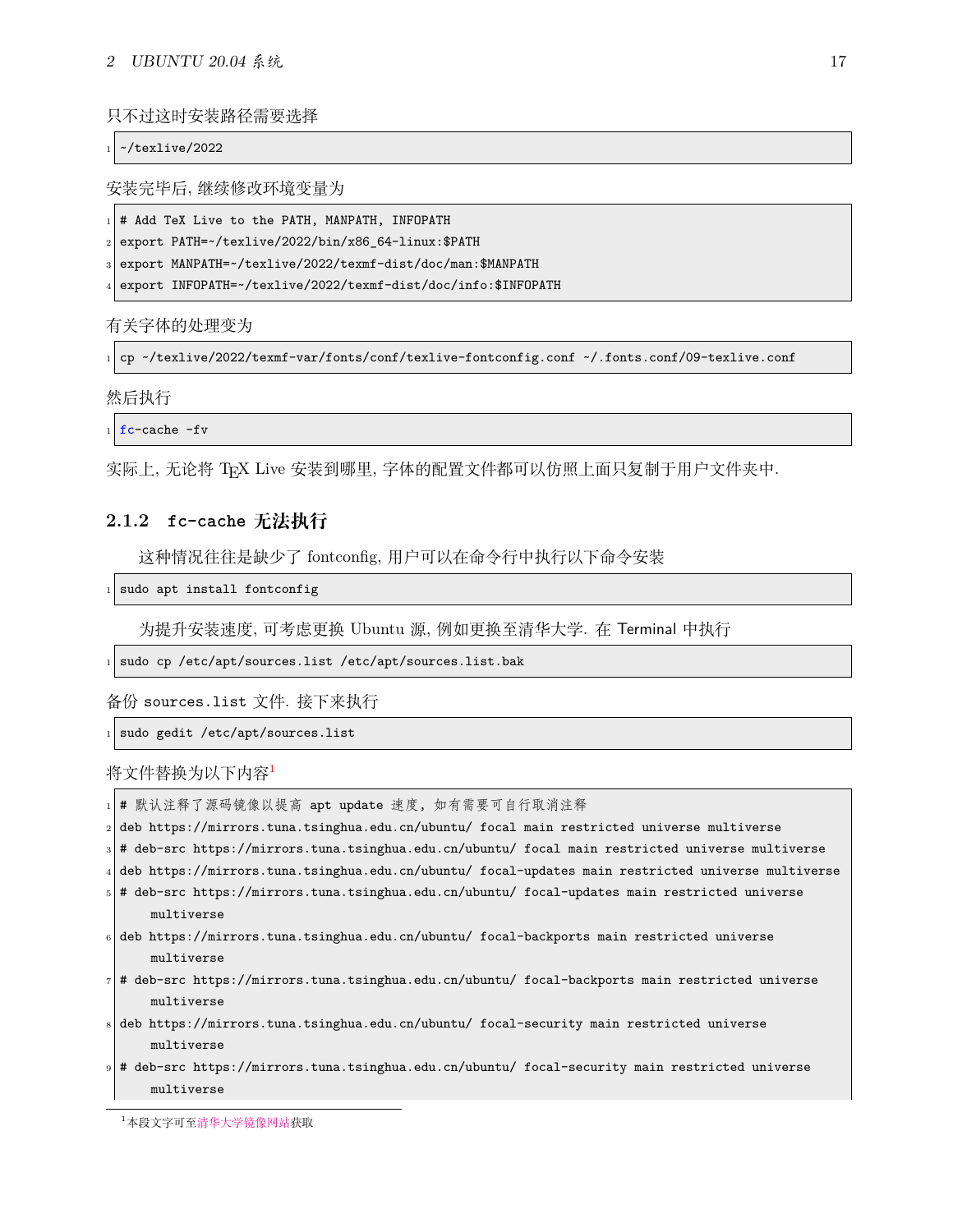只不过这时安装路径需要选择

```
~/texlive/2022
```

安装完毕后, 继续修改环境变量为

```
# Add TeX Live to the PATH, MANPATH, INFOPATH
export PATH=~/texlive/2022/bin/x86_64-linux:$PATH
export MANPATH=~/texlive/2022/texmf-dist/doc/man:$MANPATH
export INFOPATH=~/texlive/2022/texmf-dist/doc/info:$INFOPATH
```

有关字体的处理变为

```
cp ~/texlive/2022/texmf-var/fonts/conf/texlive-fontconfig.conf ~/.fonts.conf/09-texlive.conf
```

然后执行

```
fc-cache -fv
```

实际上, 无论将 TeX Live 安装到哪里, 字体的配置文件都可以仿照上面只复制于用户文件夹中.

### 2.1.2 fc-cache 无法执行

这种情况往往是缺少了 fontconfig, 用户可以在命令行中执行以下命令安装

```
sudo apt install fontconfig
```

为提升安装速度, 可考虑更换 Ubuntu 源, 例如更换至清华大学. 在 Terminal 中执行

```
sudo cp /etc/apt/sources.list /etc/apt/sources.list.bak
```

备份 sources.list 文件. 接下来执行

```
sudo gedit /etc/apt/sources.list
```

将文件替换为以下内容[1]

```
# 默认注释了源码镜像以提高 apt update 速度，如有需要可自行取消注释
deb https://mirrors.tuna.tsinghua.edu.cn/ubuntu/ focal main restricted universe multiverse
# deb-src https://mirrors.tuna.tsinghua.edu.cn/ubuntu/ focal main restricted universe multiverse
deb https://mirrors.tuna.tsinghua.edu.cn/ubuntu/ focal-updates main restricted universe multiverse
# deb-src https://mirrors.tuna.tsinghua.edu.cn/ubuntu/ focal-updates main restricted universe multiverse
deb https://mirrors.tuna.tsinghua.edu.cn/ubuntu/ focal-backports main restricted universe multiverse
# deb-src https://mirrors.tuna.tsinghua.edu.cn/ubuntu/ focal-backports main restricted universe multiverse
deb https://mirrors.tuna.tsinghua.edu.cn/ubuntu/ focal-security main restricted universe multiverse
# deb-src https://mirrors.tuna.tsinghua.edu.cn/ubuntu/ focal-security main restricted universe multiverse
```

[1] 本段文字可至清华大学镜像网站获取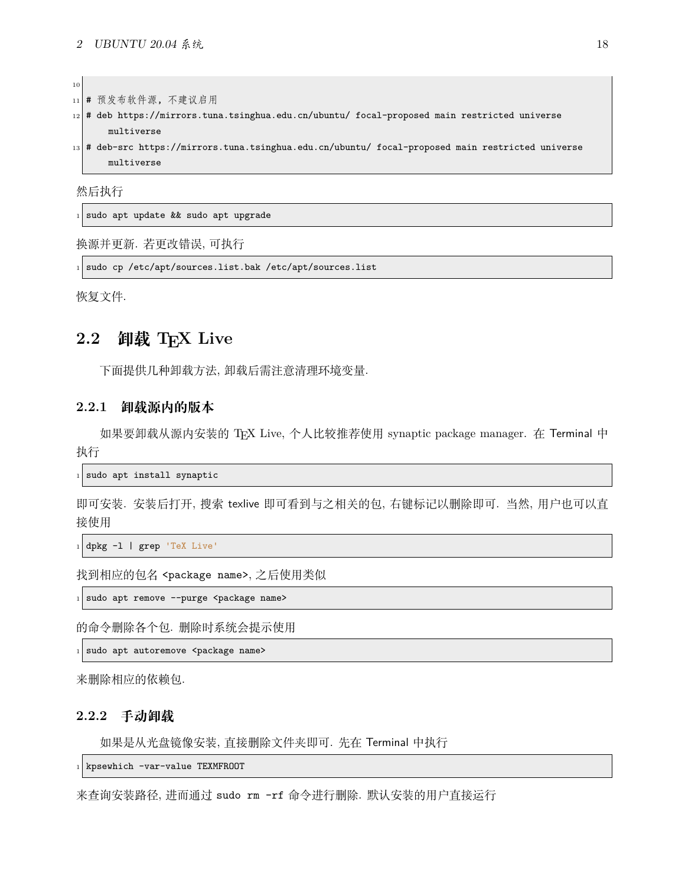```
# 预发布软件源，不建议启用
# deb https://mirrors.tuna.tsinghua.edu.cn/ubuntu/ focal-proposed main restricted universe multiverse
# deb-src https://mirrors.tuna.tsinghua.edu.cn/ubuntu/ focal-proposed main restricted universe multiverse
```

然后执行

```
sudo apt update && sudo apt upgrade
```

换源并更新. 若更改错误, 可执行

```
sudo cp /etc/apt/sources.list.bak /etc/apt/sources.list
```

恢复文件.

## 2.2 卸载 TeX Live

下面提供几种卸载方法, 卸载后需注意清理环境变量.

### 2.2.1 卸载源内的版本

如果要卸载从源内安装的 TeX Live, 个人比较推荐使用 synaptic package manager. 在 Terminal 中执行

```
sudo apt install synaptic
```

即可安装. 安装后打开, 搜索 texlive 即可看到与之相关的包, 右键标记以删除即可. 当然, 用户也可以直接使用

```
dpkg -l | grep 'TeX Live'
```

找到相应的包名 `<package name>`, 之后使用类似

```
sudo apt remove --purge <package name>
```

的命令删除各个包. 删除时系统会提示使用

```
sudo apt autoremove <package name>
```

来删除相应的依赖包.

### 2.2.2 手动卸载

如果是从光盘镜像安装, 直接删除文件夹即可. 先在 Terminal 中执行

```
kpsewhich -var-value TEXMFROOT
```

来查询安装路径, 进而通过 `sudo rm -rf` 命令进行删除. 默认安装的用户直接运行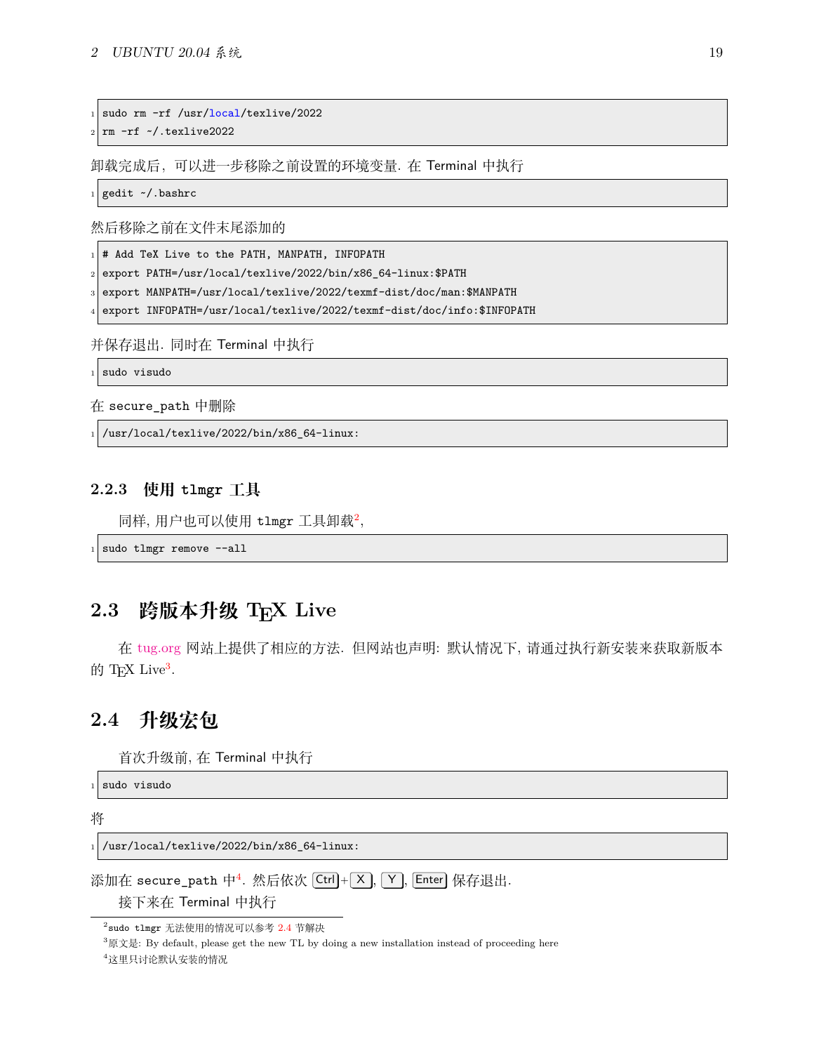```
sudo rm -rf /usr/local/texlive/2022
rm -rf ~/.texlive2022
```

卸载完成后，可以进一步移除之前设置的环境变量. 在 Terminal 中执行

```
gedit ~/.bashrc
```

然后移除之前在文件末尾添加的

```
# Add TeX Live to the PATH, MANPATH, INFOPATH
export PATH=/usr/local/texlive/2022/bin/x86_64-linux:$PATH
export MANPATH=/usr/local/texlive/2022/texmf-dist/doc/man:$MANPATH
export INFOPATH=/usr/local/texlive/2022/texmf-dist/doc/info:$INFOPATH
```

并保存退出. 同时在 Terminal 中执行

```
sudo visudo
```

在 `secure_path` 中删除

```
/usr/local/texlive/2022/bin/x86_64-linux:
```

### 2.2.3 使用 `tlmgr` 工具

同样, 用户也可以使用 `tlmgr` 工具卸载[2],

```
sudo tlmgr remove --all
```

## 2.3 跨版本升级 TEX Live

在 tug.org 网站上提供了相应的方法. 但网站也声明: 默认情况下, 请通过执行新安装来获取新版本的 TEX Live[3].

## 2.4 升级宏包

首次升级前, 在 Terminal 中执行

```
sudo visudo
```

将

```
/usr/local/texlive/2022/bin/x86_64-linux:
```

添加在 `secure_path` 中[4]. 然后依次 Ctrl+X, Y, Enter 保存退出.

接下来在 Terminal 中执行

---

[2] `sudo tlmgr` 无法使用的情况可以参考 2.4 节解决

[3] 原文是: By default, please get the new TL by doing a new installation instead of proceeding here

[4] 这里只讨论默认安装的情况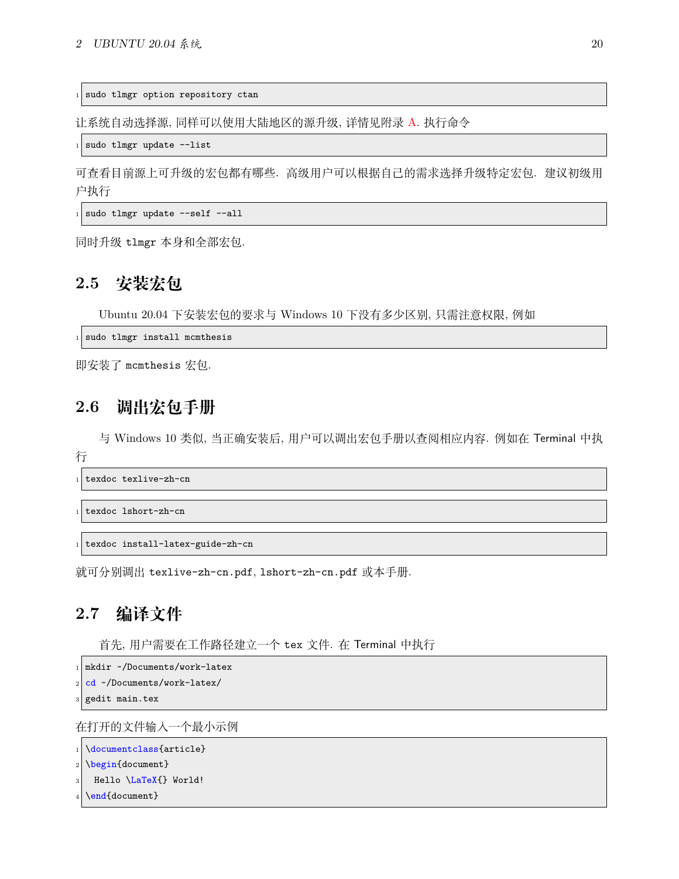```
sudo tlmgr option repository ctan
```

让系统自动选择源, 同样可以使用大陆地区的源升级, 详情见附录 A. 执行命令

```
sudo tlmgr update --list
```

可查看目前源上可升级的宏包都有哪些. 高级用户可以根据自己的需求选择升级特定宏包. 建议初级用户执行

```
sudo tlmgr update --self --all
```

同时升级 `tlmgr` 本身和全部宏包.

## 2.5 安装宏包

Ubuntu 20.04 下安装宏包的要求与 Windows 10 下没有多少区别, 只需注意权限, 例如

```
sudo tlmgr install mcmthesis
```

即安装了 `mcmthesis` 宏包.

## 2.6 调出宏包手册

与 Windows 10 类似, 当正确安装后, 用户可以调出宏包手册以查阅相应内容. 例如在 Terminal 中执行

```
texdoc texlive-zh-cn
```

```
texdoc lshort-zh-cn
```

```
texdoc install-latex-guide-zh-cn
```

就可分别调出 `texlive-zh-cn.pdf`, `lshort-zh-cn.pdf` 或本手册.

## 2.7 编译文件

首先, 用户需要在工作路径建立一个 `tex` 文件. 在 Terminal 中执行

```
mkdir ~/Documents/work-latex
cd ~/Documents/work-latex/
gedit main.tex
```

在打开的文件输入一个最小示例

```
\documentclass{article}
\begin{document}
  Hello \LaTeX{} World!
\end{document}
```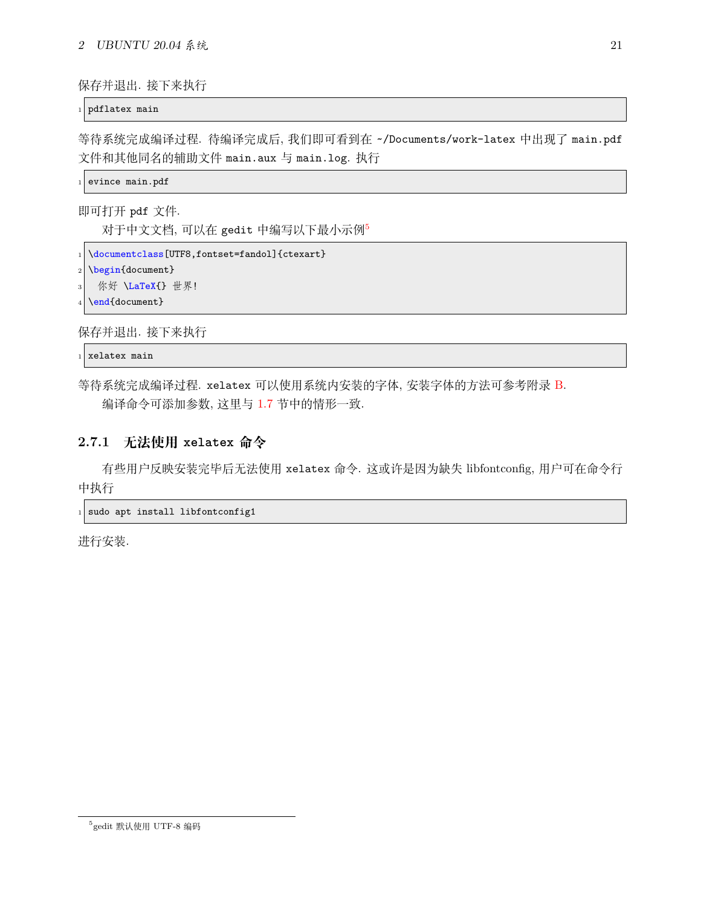保存并退出. 接下来执行

```
pdflatex main
```

等待系统完成编译过程. 待编译完成后, 我们即可看到在 ~/Documents/work-latex 中出现了 main.pdf 文件和其他同名的辅助文件 main.aux 与 main.log. 执行

```
evince main.pdf
```

即可打开 pdf 文件.

对于中文文档, 可以在 gedit 中编写以下最小示例[5]

```
\documentclass[UTF8,fontset=fandol]{ctexart}
\begin{document}
  你好 \LaTeX{} 世界!
\end{document}
```

保存并退出. 接下来执行

```
xelatex main
```

等待系统完成编译过程. xelatex 可以使用系统内安装的字体, 安装字体的方法可参考附录 B.

编译命令可添加参数, 这里与 1.7 节中的情形一致.

### 2.7.1 无法使用 xelatex 命令

有些用户反映安装完毕后无法使用 xelatex 命令. 这或许是因为缺失 libfontconfig, 用户可在命令行中执行

```
sudo apt install libfontconfig1
```

进行安装.

[5] gedit 默认使用 UTF-8 编码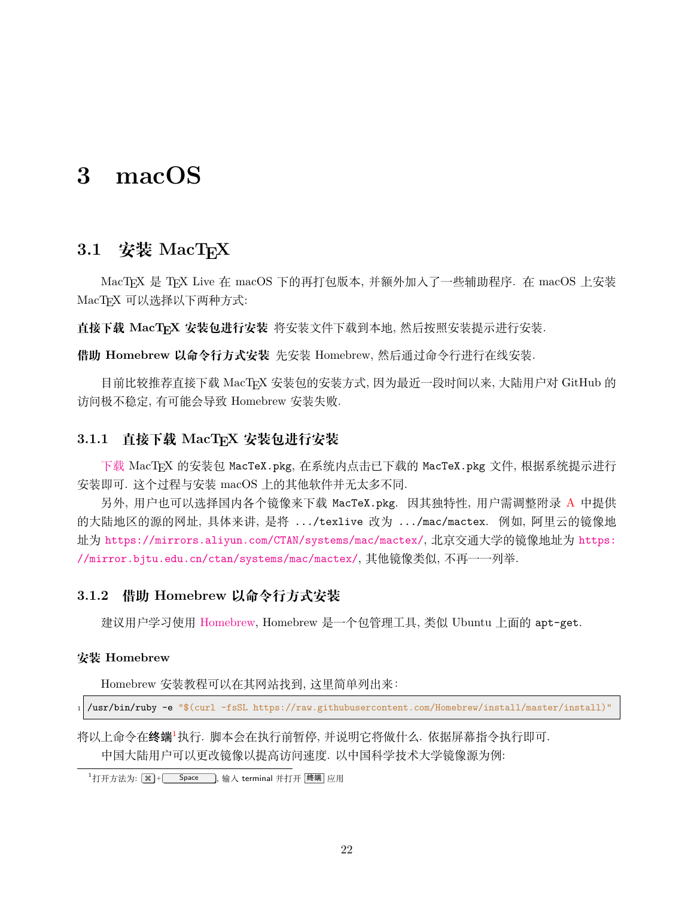# 3 macOS

## 3.1 安装 MacTEX

MacTEX 是 TEX Live 在 macOS 下的再打包版本, 并额外加入了一些辅助程序. 在 macOS 上安装 MacTEX 可以选择以下两种方式:

**直接下载 MacTEX 安装包进行安装** 将安装文件下载到本地, 然后按照安装提示进行安装.

**借助 Homebrew 以命令行方式安装** 先安装 Homebrew, 然后通过命令行进行在线安装.

目前比较推荐直接下载 MacTEX 安装包的安装方式, 因为最近一段时间以来, 大陆用户对 GitHub 的访问极不稳定, 有可能会导致 Homebrew 安装失败.

### 3.1.1 直接下载 MacTEX 安装包进行安装

下载 MacTEX 的安装包 `MacTeX.pkg`, 在系统内点击已下载的 `MacTeX.pkg` 文件, 根据系统提示进行安装即可. 这个过程与安装 macOS 上的其他软件并无太多不同.

另外, 用户也可以选择国内各个镜像来下载 `MacTeX.pkg`. 因其独特性, 用户需调整附录 A 中提供的大陆地区的源的网址, 具体来讲, 是将 `.../texlive` 改为 `.../mac/mactex`. 例如, 阿里云的镜像地址为 `https://mirrors.aliyun.com/CTAN/systems/mac/mactex/`, 北京交通大学的镜像地址为 `https://mirror.bjtu.edu.cn/ctan/systems/mac/mactex/`, 其他镜像类似, 不再一一列举.

### 3.1.2 借助 Homebrew 以命令行方式安装

建议用户学习使用 Homebrew, Homebrew 是一个包管理工具, 类似 Ubuntu 上面的 `apt-get`.

#### 安装 Homebrew

Homebrew 安装教程可以在其网站找到, 这里简单列出来:

```
/usr/bin/ruby -e "$(curl -fsSL https://raw.githubusercontent.com/Homebrew/install/master/install)"
```

将以上命令在**终端**[1]执行. 脚本会在执行前暂停, 并说明它将做什么. 依据屏幕指令执行即可.

中国大陆用户可以更改镜像以提高访问速度. 以中国科学技术大学镜像源为例:

---

[1]打开方法为: ⌘+Space, 输入 terminal 并打开 终端 应用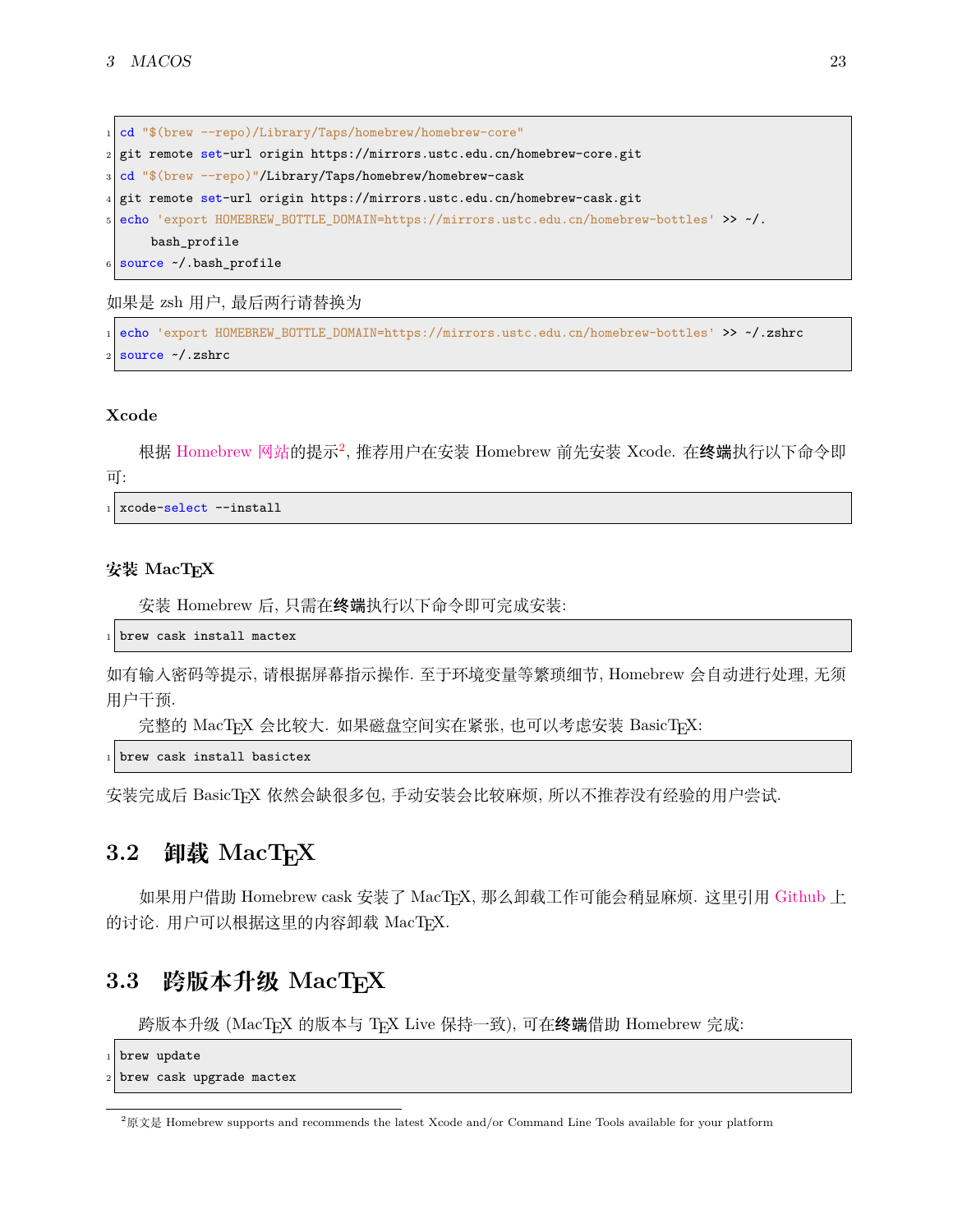```
cd "$(brew --repo)/Library/Taps/homebrew/homebrew-core"
git remote set-url origin https://mirrors.ustc.edu.cn/homebrew-core.git
cd "$(brew --repo)"/Library/Taps/homebrew/homebrew-cask
git remote set-url origin https://mirrors.ustc.edu.cn/homebrew-cask.git
echo 'export HOMEBREW_BOTTLE_DOMAIN=https://mirrors.ustc.edu.cn/homebrew-bottles' >> ~/.bash_profile
source ~/.bash_profile
```

如果是 zsh 用户, 最后两行请替换为

```
echo 'export HOMEBREW_BOTTLE_DOMAIN=https://mirrors.ustc.edu.cn/homebrew-bottles' >> ~/.zshrc
source ~/.zshrc
```

### Xcode

根据 Homebrew 网站的提示[2], 推荐用户在安装 Homebrew 前先安装 Xcode. 在**终端**执行以下命令即可:

```
xcode-select --install
```

### 安装 MacTEX

安装 Homebrew 后, 只需在**终端**执行以下命令即可完成安装:

```
brew cask install mactex
```

如有输入密码等提示, 请根据屏幕指示操作. 至于环境变量等繁琐细节, Homebrew 会自动进行处理, 无须用户干预.

完整的 MacTEX 会比较大. 如果磁盘空间实在紧张, 也可以考虑安装 BasicTEX:

```
brew cask install basictex
```

安装完成后 BasicTEX 依然会缺很多包, 手动安装会比较麻烦, 所以不推荐没有经验的用户尝试.

## 3.2 卸载 MacTEX

如果用户借助 Homebrew cask 安装了 MacTEX, 那么卸载工作可能会稍显麻烦. 这里引用 Github 上的讨论. 用户可以根据这里的内容卸载 MacTEX.

## 3.3 跨版本升级 MacTEX

跨版本升级 (MacTEX 的版本与 TEX Live 保持一致), 可在**终端**借助 Homebrew 完成:

```
brew update
brew cask upgrade mactex
```

[2]原文是 Homebrew supports and recommends the latest Xcode and/or Command Line Tools available for your platform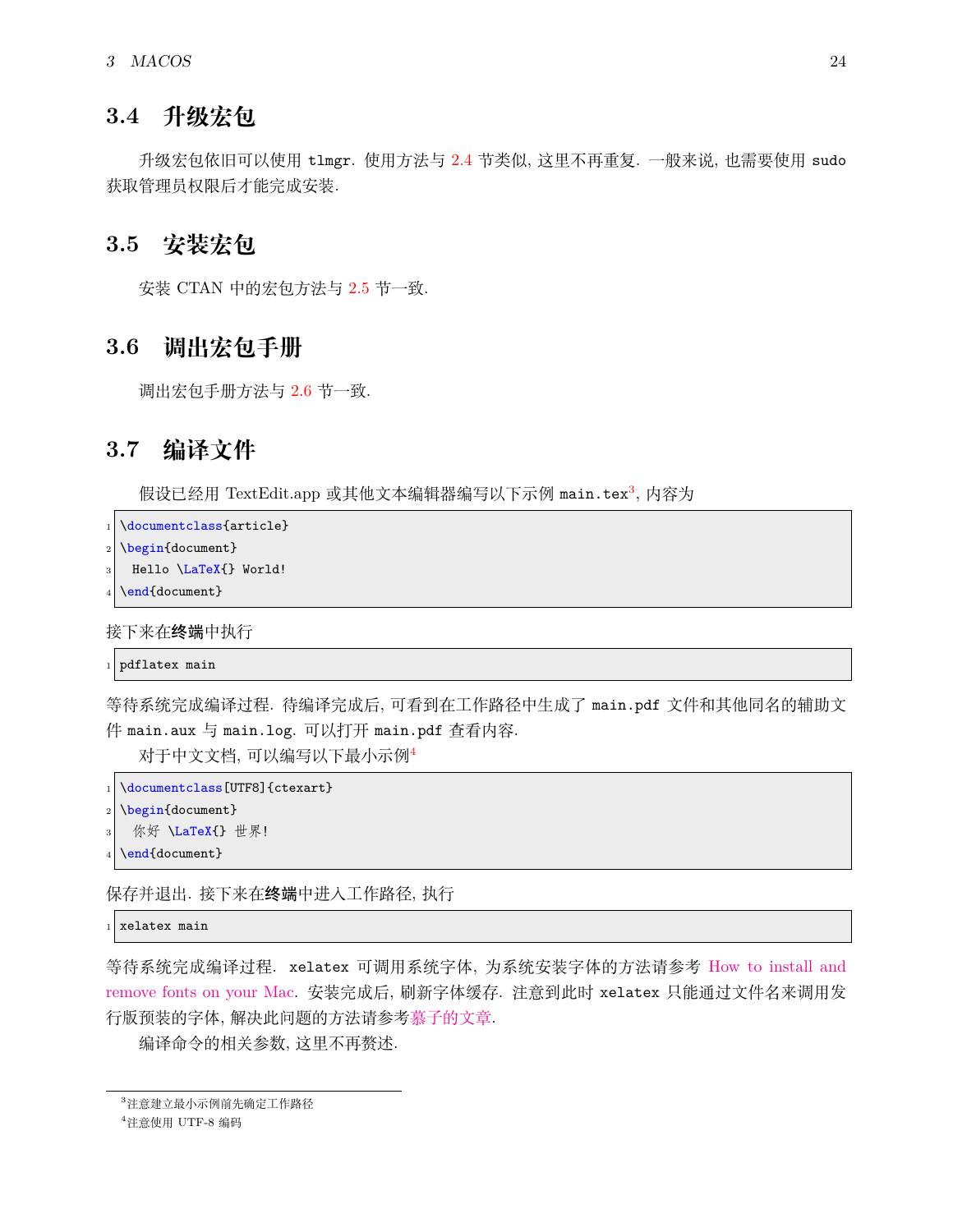## 3.4 升级宏包

升级宏包依旧可以使用 `tlmgr`. 使用方法与 2.4 节类似, 这里不再重复. 一般来说, 也需要使用 `sudo` 获取管理员权限后才能完成安装.

## 3.5 安装宏包

安装 CTAN 中的宏包方法与 2.5 节一致.

## 3.6 调出宏包手册

调出宏包手册方法与 2.6 节一致.

## 3.7 编译文件

假设已经用 TextEdit.app 或其他文本编辑器编写以下示例 `main.tex`[3], 内容为

```
\documentclass{article}
\begin{document}
  Hello \LaTeX{} World!
\end{document}
```

接下来在**终端**中执行

```
pdflatex main
```

等待系统完成编译过程. 待编译完成后, 可看到在工作路径中生成了 `main.pdf` 文件和其他同名的辅助文件 `main.aux` 与 `main.log`. 可以打开 `main.pdf` 查看内容.

对于中文文档, 可以编写以下最小示例[4]

```
\documentclass[UTF8]{ctexart}
\begin{document}
  你好 \LaTeX{} 世界!
\end{document}
```

保存并退出. 接下来在**终端**中进入工作路径, 执行

```
xelatex main
```

等待系统完成编译过程. `xelatex` 可调用系统字体, 为系统安装字体的方法请参考 How to install and remove fonts on your Mac. 安装完成后, 刷新字体缓存. 注意到此时 `xelatex` 只能通过文件名来调用发行版预装的字体, 解决此问题的方法请参考慕子的文章.

编译命令的相关参数, 这里不再赘述.

---

[3] 注意建立最小示例前先确定工作路径

[4] 注意使用 UTF-8 编码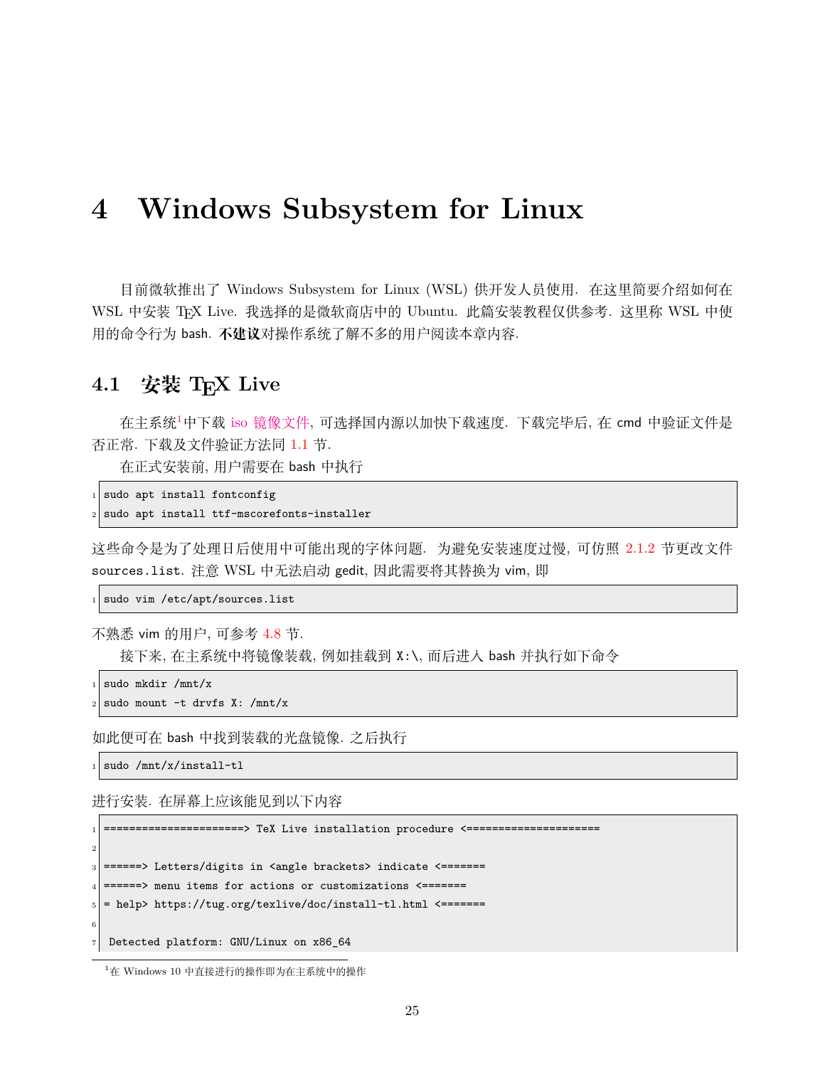# 4 Windows Subsystem for Linux

目前微软推出了 Windows Subsystem for Linux (WSL) 供开发人员使用. 在这里简要介绍如何在 WSL 中安装 TEX Live. 我选择的是微软商店中的 Ubuntu. 此篇安装教程仅供参考. 这里称 WSL 中使用的命令行为 bash. **不建议**对操作系统了解不多的用户阅读本章内容.

## 4.1 安装 TEX Live

在主系统[1]中下载 iso 镜像文件, 可选择国内源以加快下载速度. 下载完毕后, 在 cmd 中验证文件是否正常. 下载及文件验证方法同 1.1 节.

在正式安装前, 用户需要在 bash 中执行

```
sudo apt install fontconfig
sudo apt install ttf-mscorefonts-installer
```

这些命令是为了处理日后使用中可能出现的字体问题. 为避免安装速度过慢, 可仿照 2.1.2 节更改文件 sources.list. 注意 WSL 中无法启动 gedit, 因此需要将其替换为 vim, 即

```
sudo vim /etc/apt/sources.list
```

不熟悉 vim 的用户, 可参考 4.8 节.

接下来, 在主系统中将镜像装载, 例如挂载到 X:\, 而后进入 bash 并执行如下命令

```
sudo mkdir /mnt/x
sudo mount -t drvfs X: /mnt/x
```

如此便可在 bash 中找到装载的光盘镜像. 之后执行

```
sudo /mnt/x/install-tl
```

进行安装. 在屏幕上应该能见到以下内容

```
======================> TeX Live installation procedure <=====================

======> Letters/digits in <angle brackets> indicate <=======
======> menu items for actions or customizations <=======
= help> https://tug.org/texlive/doc/install-tl.html <=======

 Detected platform: GNU/Linux on x86_64
```

[1] 在 Windows 10 中直接进行的操作即为在主系统中的操作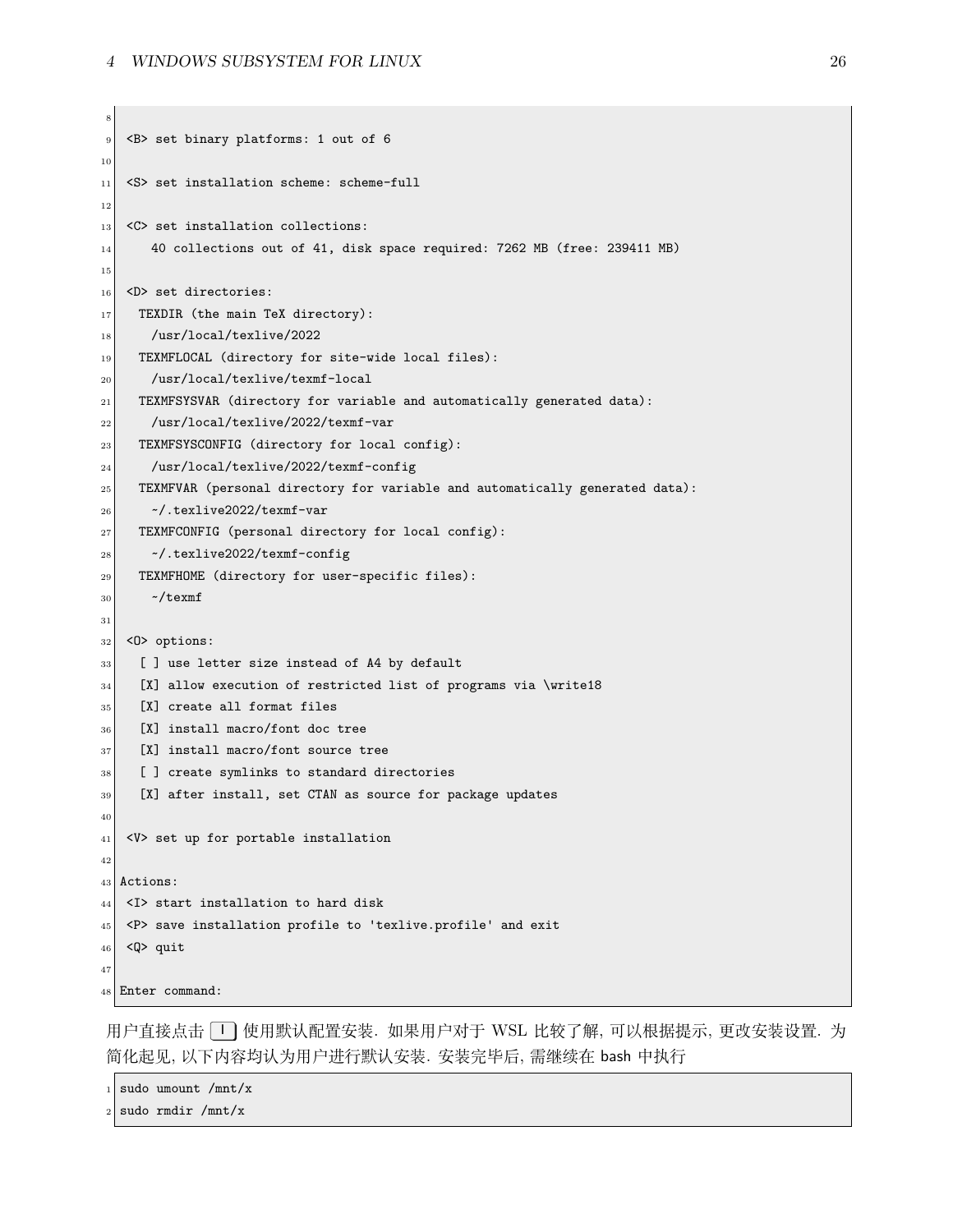```
 <B> set binary platforms: 1 out of 6

 <S> set installation scheme: scheme-full

 <C> set installation collections:
     40 collections out of 41, disk space required: 7262 MB (free: 239411 MB)

 <D> set directories:
   TEXDIR (the main TeX directory):
     /usr/local/texlive/2022
   TEXMFLOCAL (directory for site-wide local files):
     /usr/local/texlive/texmf-local
   TEXMFSYSVAR (directory for variable and automatically generated data):
     /usr/local/texlive/2022/texmf-var
   TEXMFSYSCONFIG (directory for local config):
     /usr/local/texlive/2022/texmf-config
   TEXMFVAR (personal directory for variable and automatically generated data):
     ~/.texlive2022/texmf-var
   TEXMFCONFIG (personal directory for local config):
     ~/.texlive2022/texmf-config
   TEXMFHOME (directory for user-specific files):
     ~/texmf

 <O> options:
   [ ] use letter size instead of A4 by default
   [X] allow execution of restricted list of programs via \write18
   [X] create all format files
   [X] install macro/font doc tree
   [X] install macro/font source tree
   [ ] create symlinks to standard directories
   [X] after install, set CTAN as source for package updates

 <V> set up for portable installation

Actions:
 <I> start installation to hard disk
 <P> save installation profile to 'texlive.profile' and exit
 <Q> quit

Enter command:
```

用户直接点击 I 使用默认配置安装. 如果用户对于 WSL 比较了解, 可以根据提示, 更改安装设置. 为简化起见, 以下内容均认为用户进行默认安装. 安装完毕后, 需继续在 bash 中执行

```
sudo umount /mnt/x
sudo rmdir /mnt/x
```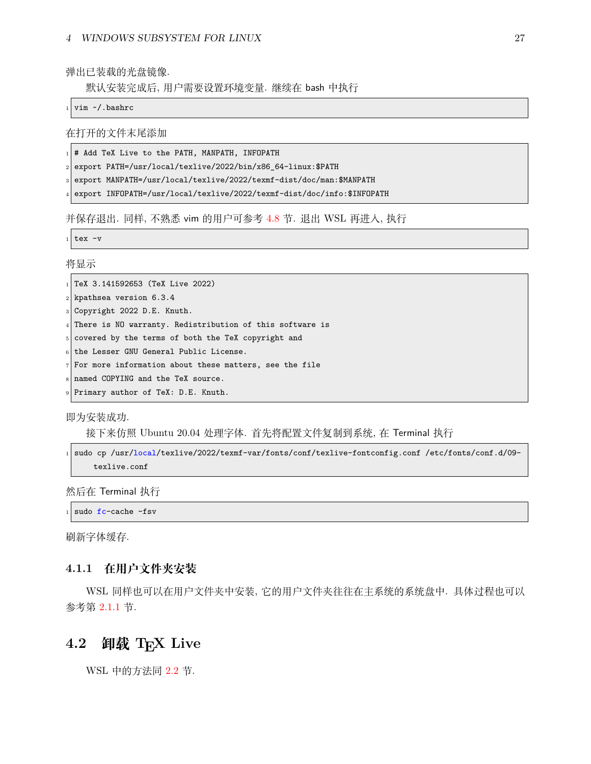弹出已装载的光盘镜像.

默认安装完成后, 用户需要设置环境变量. 继续在 bash 中执行

```
vim ~/.bashrc
```

在打开的文件末尾添加

```
# Add TeX Live to the PATH, MANPATH, INFOPATH
export PATH=/usr/local/texlive/2022/bin/x86_64-linux:$PATH
export MANPATH=/usr/local/texlive/2022/texmf-dist/doc/man:$MANPATH
export INFOPATH=/usr/local/texlive/2022/texmf-dist/doc/info:$INFOPATH
```

并保存退出. 同样, 不熟悉 vim 的用户可参考 4.8 节. 退出 WSL 再进入, 执行

```
tex -v
```

将显示

```
TeX 3.141592653 (TeX Live 2022)
kpathsea version 6.3.4
Copyright 2022 D.E. Knuth.
There is NO warranty. Redistribution of this software is
covered by the terms of both the TeX copyright and
the Lesser GNU General Public License.
For more information about these matters, see the file
named COPYING and the TeX source.
Primary author of TeX: D.E. Knuth.
```

即为安装成功.

接下来仿照 Ubuntu 20.04 处理字体. 首先将配置文件复制到系统, 在 Terminal 执行

```
sudo cp /usr/local/texlive/2022/texmf-var/fonts/conf/texlive-fontconfig.conf /etc/fonts/conf.d/09-texlive.conf
```

然后在 Terminal 执行

```
sudo fc-cache -fsv
```

刷新字体缓存.

### 4.1.1 在用户文件夹安装

WSL 同样也可以在用户文件夹中安装, 它的用户文件夹往往在主系统的系统盘中. 具体过程也可以参考第 2.1.1 节.

## 4.2 卸载 TeX Live

WSL 中的方法同 2.2 节.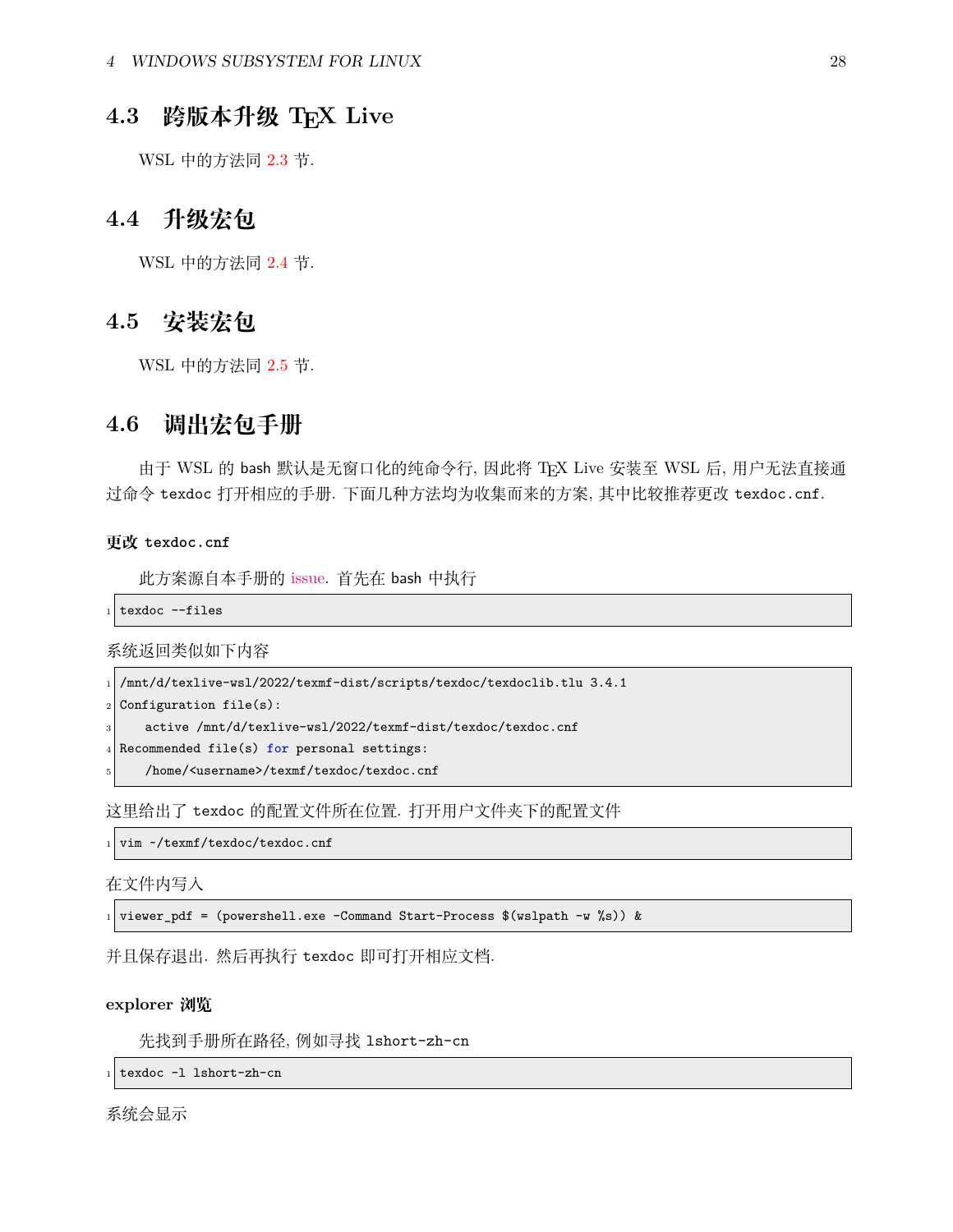## 4.3 跨版本升级 TEX Live

WSL 中的方法同 2.3 节.

## 4.4 升级宏包

WSL 中的方法同 2.4 节.

## 4.5 安装宏包

WSL 中的方法同 2.5 节.

## 4.6 调出宏包手册

由于 WSL 的 bash 默认是无窗口化的纯命令行, 因此将 TEX Live 安装至 WSL 后, 用户无法直接通过命令 `texdoc` 打开相应的手册. 下面几种方法均为收集而来的方案, 其中比较推荐更改 `texdoc.cnf`.

#### 更改 `texdoc.cnf`

此方案源自本手册的 issue. 首先在 bash 中执行

```
texdoc --files
```

系统返回类似如下内容

```
/mnt/d/texlive-wsl/2022/texmf-dist/scripts/texdoc/texdoclib.tlu 3.4.1
Configuration file(s):
    active /mnt/d/texlive-wsl/2022/texmf-dist/texdoc/texdoc.cnf
Recommended file(s) for personal settings:
    /home/<username>/texmf/texdoc/texdoc.cnf
```

这里给出了 `texdoc` 的配置文件所在位置. 打开用户文件夹下的配置文件

```
vim ~/texmf/texdoc/texdoc.cnf
```

在文件内写入

```
viewer_pdf = (powershell.exe -Command Start-Process $(wslpath -w %s)) &
```

并且保存退出. 然后再执行 `texdoc` 即可打开相应文档.

#### explorer 浏览

先找到手册所在路径, 例如寻找 `lshort-zh-cn`

```
texdoc -l lshort-zh-cn
```

系统会显示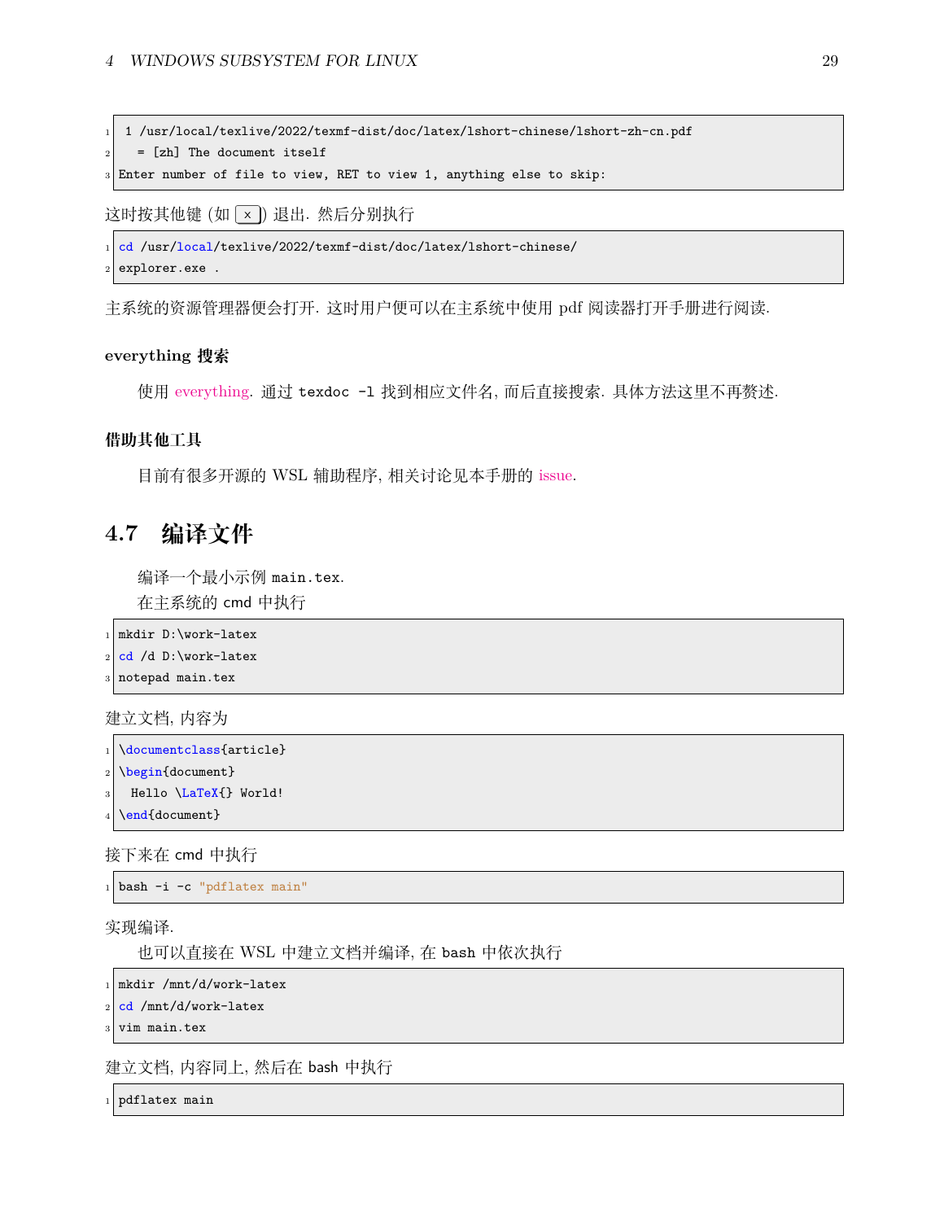```
1 /usr/local/texlive/2022/texmf-dist/doc/latex/lshort-chinese/lshort-zh-cn.pdf
  = [zh] The document itself
Enter number of file to view, RET to view 1, anything else to skip:
```

这时按其他键 (如 x) 退出. 然后分别执行

```
cd /usr/local/texlive/2022/texmf-dist/doc/latex/lshort-chinese/
explorer.exe .
```

主系统的资源管理器便会打开. 这时用户便可以在主系统中使用 pdf 阅读器打开手册进行阅读.

#### everything 搜索

使用 everything. 通过 `texdoc -l` 找到相应文件名, 而后直接搜索. 具体方法这里不再赘述.

#### 借助其他工具

目前有很多开源的 WSL 辅助程序, 相关讨论见本手册的 issue.

## 4.7 编译文件

编译一个最小示例 `main.tex`.

在主系统的 cmd 中执行

```
mkdir D:\work-latex
cd /d D:\work-latex
notepad main.tex
```

建立文档, 内容为

```latex
\documentclass{article}
\begin{document}
  Hello \LaTeX{} World!
\end{document}
```

接下来在 cmd 中执行

```
bash -i -c "pdflatex main"
```

实现编译.

也可以直接在 WSL 中建立文档并编译, 在 bash 中依次执行

```
mkdir /mnt/d/work-latex
cd /mnt/d/work-latex
vim main.tex
```

建立文档, 内容同上, 然后在 bash 中执行

```
pdflatex main
```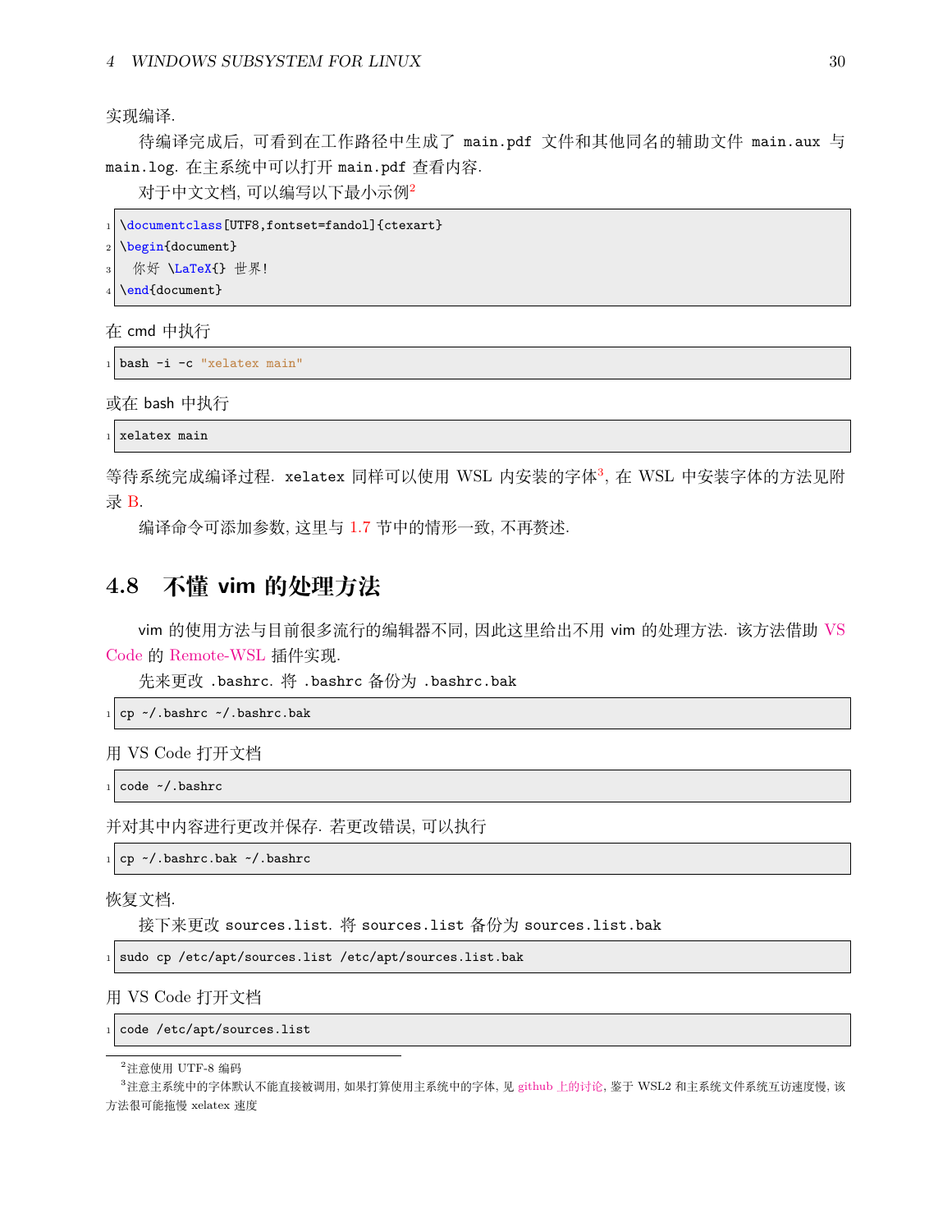实现编译.

待编译完成后, 可看到在工作路径中生成了 `main.pdf` 文件和其他同名的辅助文件 `main.aux` 与 `main.log`. 在主系统中可以打开 `main.pdf` 查看内容.

对于中文文档, 可以编写以下最小示例[2]

```
\documentclass[UTF8,fontset=fandol]{ctexart}
\begin{document}
  你好 \LaTeX{} 世界!
\end{document}
```

在 cmd 中执行

```
bash -i -c "xelatex main"
```

或在 bash 中执行

```
xelatex main
```

等待系统完成编译过程. `xelatex` 同样可以使用 WSL 内安装的字体[3], 在 WSL 中安装字体的方法见附录 B.

编译命令可添加参数, 这里与 1.7 节中的情形一致, 不再赘述.

## 4.8 不懂 vim 的处理方法

vim 的使用方法与目前很多流行的编辑器不同, 因此这里给出不用 vim 的处理方法. 该方法借助 VS Code 的 Remote-WSL 插件实现.

先来更改 `.bashrc`. 将 `.bashrc` 备份为 `.bashrc.bak`

```
cp ~/.bashrc ~/.bashrc.bak
```

用 VS Code 打开文档

```
code ~/.bashrc
```

并对其中内容进行更改并保存. 若更改错误, 可以执行

```
cp ~/.bashrc.bak ~/.bashrc
```

恢复文档.

接下来更改 `sources.list`. 将 `sources.list` 备份为 `sources.list.bak`

```
sudo cp /etc/apt/sources.list /etc/apt/sources.list.bak
```

用 VS Code 打开文档

```
code /etc/apt/sources.list
```

---

[2] 注意使用 UTF-8 编码

[3] 注意主系统中的字体默认不能直接被调用, 如果打算使用主系统中的字体, 见 github 上的讨论, 鉴于 WSL2 和主系统文件系统互访速度慢, 该方法很可能拖慢 xelatex 速度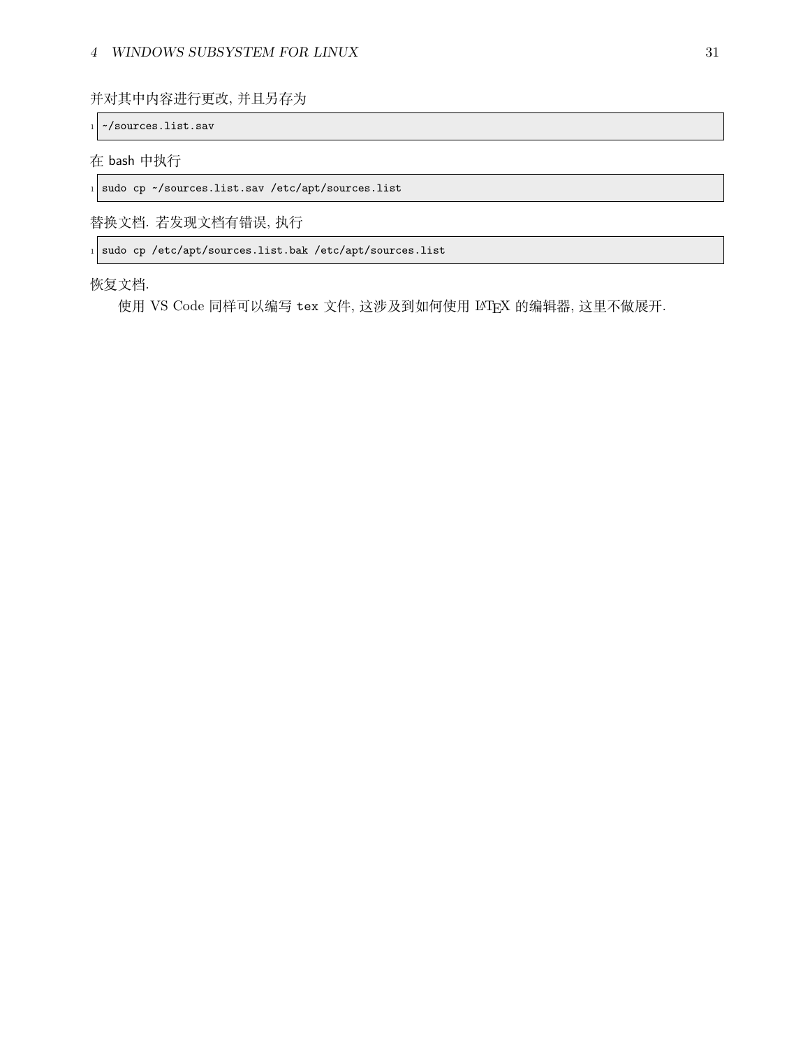并对其中内容进行更改, 并且另存为

```
~/sources.list.sav
```

在 bash 中执行

```
sudo cp ~/sources.list.sav /etc/apt/sources.list
```

替换文档. 若发现文档有错误, 执行

```
sudo cp /etc/apt/sources.list.bak /etc/apt/sources.list
```

恢复文档.

使用 VS Code 同样可以编写 `tex` 文件, 这涉及到如何使用 LaTeX 的编辑器, 这里不做展开.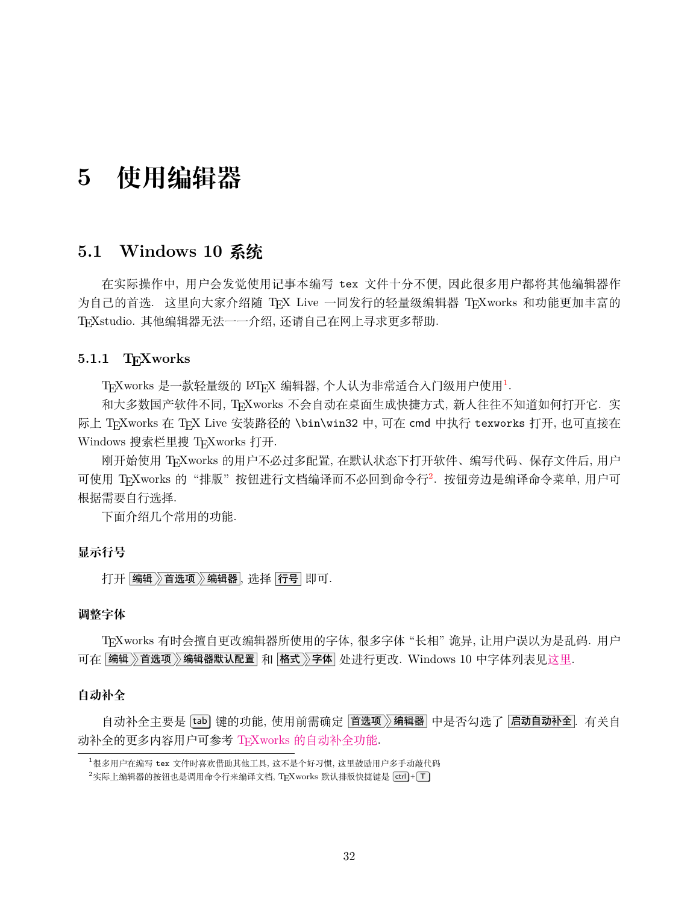# 5 使用编辑器

## 5.1 Windows 10 系统

在实际操作中, 用户会发觉使用记事本编写 `tex` 文件十分不便, 因此很多用户都将其他编辑器作为自己的首选. 这里向大家介绍随 TeX Live 一同发行的轻量级编辑器 TeXworks 和功能更加丰富的 TeXstudio. 其他编辑器无法一一介绍, 还请自己在网上寻求更多帮助.

### 5.1.1 TeXworks

TeXworks 是一款轻量级的 LaTeX 编辑器, 个人认为非常适合入门级用户使用[1].

和大多数国产软件不同, TeXworks 不会自动在桌面生成快捷方式, 新人往往不知道如何打开它. 实际上 TeXworks 在 TeX Live 安装路径的 `\bin\win32` 中, 可在 cmd 中执行 `texworks` 打开, 也可直接在 Windows 搜索栏里搜 TeXworks 打开.

刚开始使用 TeXworks 的用户不必过多配置, 在默认状态下打开软件、编写代码、保存文件后, 用户可使用 TeXworks 的 "排版" 按钮进行文档编译而不必回到命令行[2]. 按钮旁边是编译命令菜单, 用户可根据需要自行选择.

下面介绍几个常用的功能.

#### 显示行号

打开 **编辑 》首选项 》编辑器**, 选择 **行号** 即可.

#### 调整字体

TeXworks 有时会擅自更改编辑器所使用的字体, 很多字体 "长相" 诡异, 让用户误以为是乱码. 用户可在 **编辑 》首选项 》编辑器默认配置** 和 **格式 》字体** 处进行更改. Windows 10 中字体列表见这里.

#### 自动补全

自动补全主要是 tab 键的功能, 使用前需确定 **首选项 》编辑器** 中是否勾选了 **启动自动补全**. 有关自动补全的更多内容用户可参考 TeXworks 的自动补全功能.

---

[1] 很多用户在编写 `tex` 文件时喜欢借助其他工具, 这不是个好习惯, 这里鼓励用户多手动敲代码

[2] 实际上编辑器的按钮也是调用命令行来编译文档, TeXworks 默认排版快捷键是 ctrl + T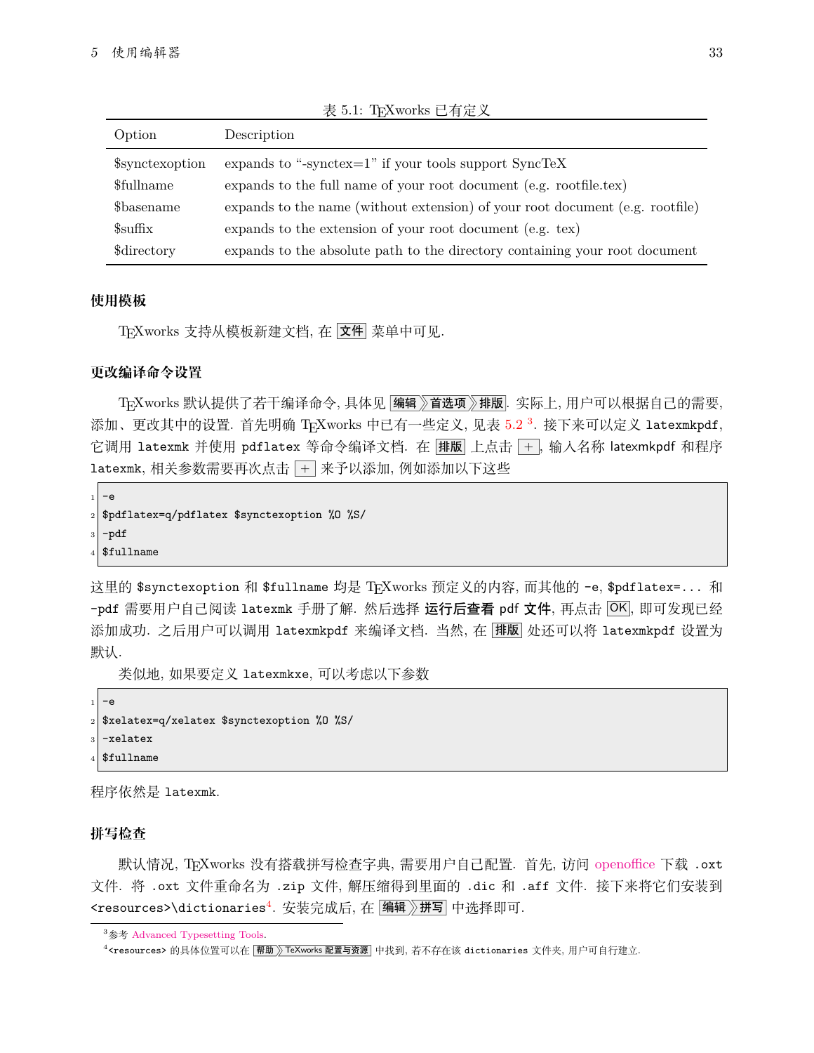表 5.1: TeXworks 已有定义

| Option | Description |
|---|---|
| $synctexoption | expands to "-synctex=1" if your tools support SyncTeX |
| $fullname | expands to the full name of your root document (e.g. rootfile.tex) |
| $basename | expands to the name (without extension) of your root document (e.g. rootfile) |
| $suffix | expands to the extension of your root document (e.g. tex) |
| $directory | expands to the absolute path to the directory containing your root document |

### 使用模板

TeXworks 支持从模板新建文档, 在 文件 菜单中可见.

### 更改编译命令设置

TeXworks 默认提供了若干编译命令, 具体见 编辑 》首选项 》排版. 实际上, 用户可以根据自己的需要, 添加、更改其中的设置. 首先明确 TeXworks 中已有一些定义, 见表 5.2 [3]. 接下来可以定义 `latexmkpdf`, 它调用 `latexmk` 并使用 `pdflatex` 等命令编译文档. 在 排版 上点击 +, 输入名称 latexmkpdf 和程序 `latexmk`, 相关参数需要再次点击 + 来予以添加, 例如添加以下这些

```
-e
$pdflatex=q/pdflatex $synctexoption %O %S/
-pdf
$fullname
```

这里的 `$synctexoption` 和 `$fullname` 均是 TeXworks 预定义的内容, 而其他的 `-e`, `$pdflatex=...` 和 `-pdf` 需要用户自己阅读 `latexmk` 手册了解. 然后选择 **运行后查看 pdf 文件**, 再点击 OK, 即可发现已经添加成功. 之后用户可以调用 `latexmkpdf` 来编译文档. 当然, 在 排版 处还可以将 `latexmkpdf` 设置为默认.

类似地, 如果要定义 `latexmkxe`, 可以考虑以下参数

```
-e
$xelatex=q/xelatex $synctexoption %O %S/
-xelatex
$fullname
```

程序依然是 `latexmk`.

### 拼写检查

默认情况, TeXworks 没有搭载拼写检查字典, 需要用户自己配置. 首先, 访问 openoffice 下载 `.oxt` 文件. 将 `.oxt` 文件重命名为 `.zip` 文件, 解压缩得到里面的 `.dic` 和 `.aff` 文件. 接下来将它们安装到 `<resources>\dictionaries`[4]. 安装完成后, 在 编辑 》拼写 中选择即可.

---

[3] 参考 Advanced Typesetting Tools.

[4] `<resources>` 的具体位置可以在 帮助 》TeXworks 配置与资源 中找到, 若不存在该 `dictionaries` 文件夹, 用户可自行建立.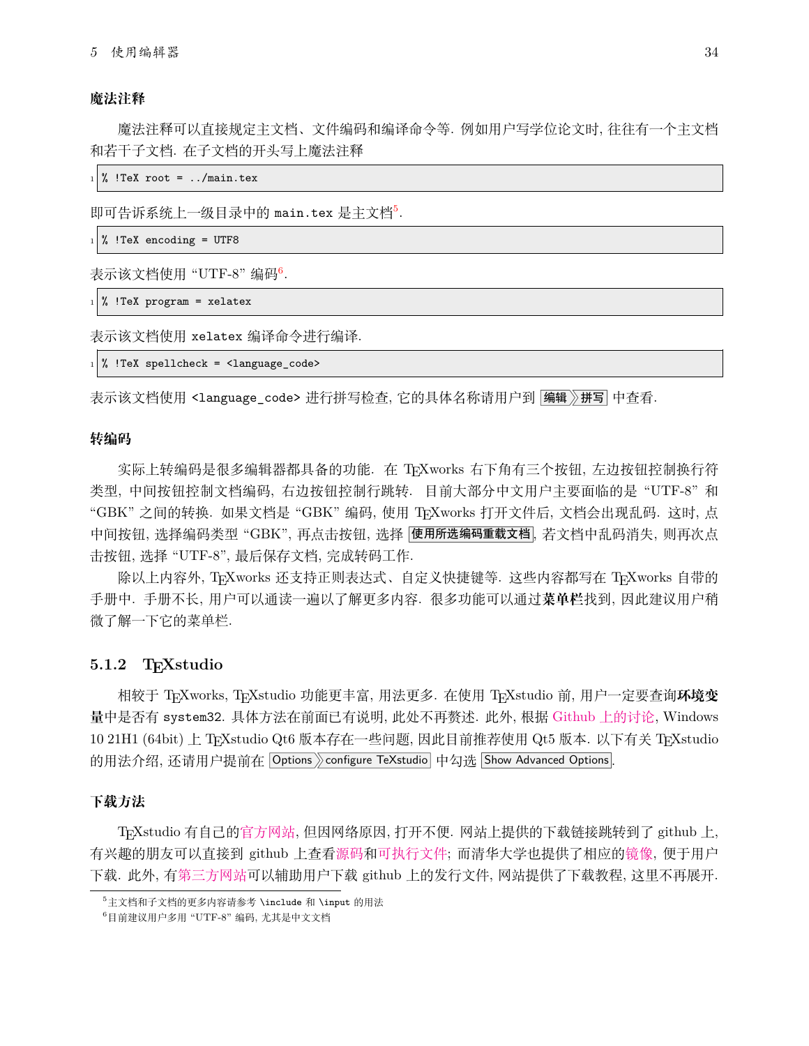### 魔法注释

魔法注释可以直接规定主文档、文件编码和编译命令等. 例如用户写学位论文时, 往往有一个主文档和若干子文档. 在子文档的开头写上魔法注释

```
% !TeX root = ../main.tex
```

即可告诉系统上一级目录中的 `main.tex` 是主文档[5].

```
% !TeX encoding = UTF8
```

表示该文档使用 "UTF-8" 编码[6].

```
% !TeX program = xelatex
```

表示该文档使用 `xelatex` 编译命令进行编译.

```
% !TeX spellcheck = <language_code>
```

表示该文档使用 `<language_code>` 进行拼写检查, 它的具体名称请用户到 编辑 》拼写 中查看.

### 转编码

实际上转编码是很多编辑器都具备的功能. 在 TeXworks 右下角有三个按钮, 左边按钮控制换行符类型, 中间按钮控制文档编码, 右边按钮控制行跳转. 目前大部分中文用户主要面临的是 "UTF-8" 和 "GBK" 之间的转换. 如果文档是 "GBK" 编码, 使用 TeXworks 打开文件后, 文档会出现乱码. 这时, 点中间按钮, 选择编码类型 "GBK", 再点击按钮, 选择 **使用所选编码重载文档**, 若文档中乱码消失, 则再次点击按钮, 选择 "UTF-8", 最后保存文档, 完成转码工作.

除以上内容外, TeXworks 还支持正则表达式、自定义快捷键等. 这些内容都写在 TeXworks 自带的手册中. 手册不长, 用户可以通读一遍以了解更多内容. 很多功能可以通过**菜单栏**找到, 因此建议用户稍微了解一下它的菜单栏.

## 5.1.2 TeXstudio

相较于 TeXworks, TeXstudio 功能更丰富, 用法更多. 在使用 TeXstudio 前, 用户一定要查询**环境变量**中是否有 `system32`. 具体方法在前面已有说明, 此处不再赘述. 此外, 根据 Github 上的讨论, Windows 10 21H1 (64bit) 上 TeXstudio Qt6 版本存在一些问题, 因此目前推荐使用 Qt5 版本. 以下有关 TeXstudio 的用法介绍, 还请用户提前在 Options 》configure TeXstudio 中勾选 Show Advanced Options.

### 下载方法

TeXstudio 有自己的官方网站, 但因网络原因, 打开不便. 网站上提供的下载链接跳转到了 github 上, 有兴趣的朋友可以直接到 github 上查看源码和可执行文件; 而清华大学也提供了相应的镜像, 便于用户下载. 此外, 有第三方网站可以辅助用户下载 github 上的发行文件, 网站提供了下载教程, 这里不再展开.

---

[5] 主文档和子文档的更多内容请参考 `\include` 和 `\input` 的用法

[6] 目前建议用户多用 "UTF-8" 编码, 尤其是中文文档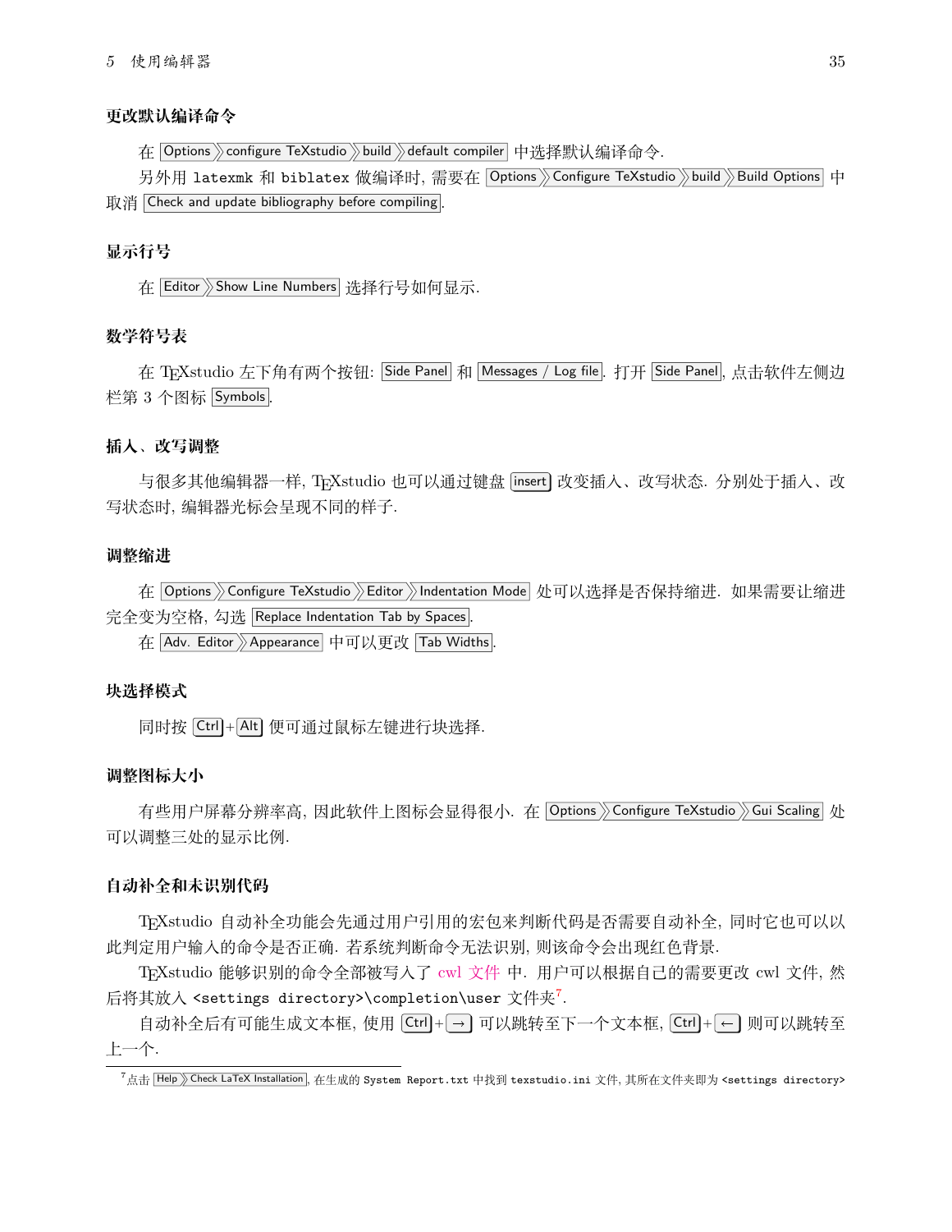### 更改默认编译命令

在 Options › configure TeXstudio › build › default compiler 中选择默认编译命令.

另外用 latexmk 和 biblatex 做编译时, 需要在 Options › Configure TeXstudio › build › Build Options 中取消 Check and update bibliography before compiling.

### 显示行号

在 Editor › Show Line Numbers 选择行号如何显示.

### 数学符号表

在 TEXstudio 左下角有两个按钮: Side Panel 和 Messages / Log file. 打开 Side Panel, 点击软件左侧边栏第 3 个图标 Symbols.

### 插入、改写调整

与很多其他编辑器一样, TEXstudio 也可以通过键盘 insert 改变插入、改写状态. 分别处于插入、改写状态时, 编辑器光标会呈现不同的样子.

### 调整缩进

在 Options › Configure TeXstudio › Editor › Indentation Mode 处可以选择是否保持缩进. 如果需要让缩进完全变为空格, 勾选 Replace Indentation Tab by Spaces.

在 Adv. Editor › Appearance 中可以更改 Tab Widths.

### 块选择模式

同时按 Ctrl + Alt 便可通过鼠标左键进行块选择.

### 调整图标大小

有些用户屏幕分辨率高, 因此软件上图标会显得很小. 在 Options › Configure TeXstudio › Gui Scaling 处可以调整三处的显示比例.

### 自动补全和未识别代码

TEXstudio 自动补全功能会先通过用户引用的宏包来判断代码是否需要自动补全, 同时它也可以以此判定用户输入的命令是否正确. 若系统判断命令无法识别, 则该命令会出现红色背景.

TEXstudio 能够识别的命令全部被写入了 cwl 文件 中. 用户可以根据自己的需要更改 cwl 文件, 然后将其放入 `<settings directory>\completion\user` 文件夹[7].

自动补全后有可能生成文本框, 使用 Ctrl + → 可以跳转至下一个文本框, Ctrl + ← 则可以跳转至上一个.

---

[7] 点击 Help › Check LaTeX Installation, 在生成的 System Report.txt 中找到 texstudio.ini 文件, 其所在文件夹即为 `<settings directory>`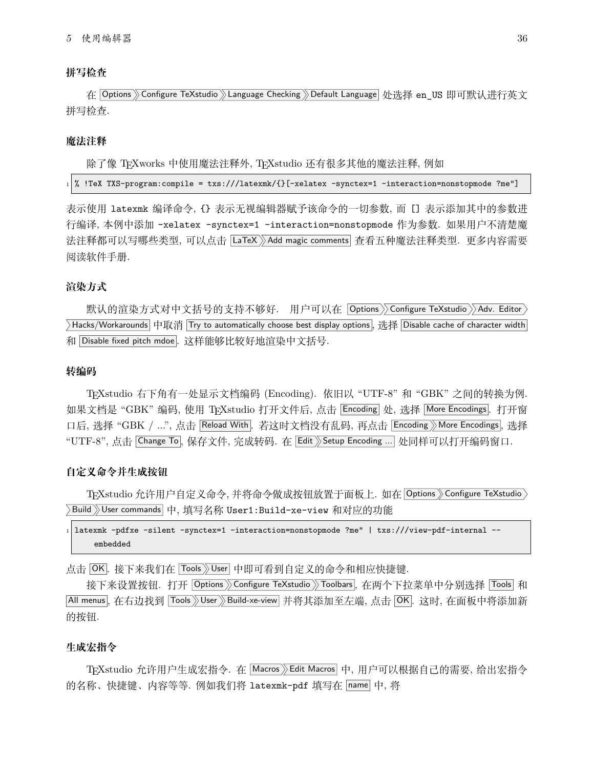### 拼写检查

在 Options › Configure TeXstudio › Language Checking › Default Language 处选择 `en_US` 即可默认进行英文拼写检查.

### 魔法注释

除了像 TeXworks 中使用魔法注释外, TeXstudio 还有很多其他的魔法注释, 例如

```
% !TeX TXS-program:compile = txs:///latexmk/{}[-xelatex -synctex=1 -interaction=nonstopmode ?me"]
```

表示使用 `latexmk` 编译命令, `{}` 表示无视编辑器赋予该命令的一切参数, 而 `[]` 表示添加其中的参数进行编译, 本例中添加 `-xelatex -synctex=1 -interaction=nonstopmode` 作为参数. 如果用户不清楚魔法注释都可以写哪些类型, 可以点击 LaTeX › Add magic comments 查看五种魔法注释类型. 更多内容需要阅读软件手册.

### 渲染方式

默认的渲染方式对中文括号的支持不够好. 用户可以在 Options › Configure TeXstudio › Adv. Editor › Hacks/Workarounds 中取消 Try to automatically choose best display options, 选择 Disable cache of character width 和 Disable fixed pitch mdoe. 这样能够比较好地渲染中文括号.

### 转编码

TeXstudio 右下角有一处显示文档编码 (Encoding). 依旧以 "UTF-8" 和 "GBK" 之间的转换为例. 如果文档是 "GBK" 编码, 使用 TeXstudio 打开文件后, 点击 Encoding 处, 选择 More Encodings. 打开窗口后, 选择 "GBK / ...", 点击 Reload With. 若这时文档没有乱码, 再点击 Encoding › More Encodings, 选择 "UTF-8", 点击 Change To, 保存文件, 完成转码. 在 Edit › Setup Encoding ... 处同样可以打开编码窗口.

### 自定义命令并生成按钮

TeXstudio 允许用户自定义命令, 并将命令做成按钮放置于面板上. 如在 Options › Configure TeXstudio › Build › User commands 中, 填写名称 `User1:Build-xe-view` 和对应的功能

```
latexmk -pdfxe -silent -synctex=1 -interaction=nonstopmode ?me" | txs:///view-pdf-internal --embedded
```

点击 OK. 接下来我们在 Tools › User 中即可看到自定义的命令和相应快捷键.

接下来设置按钮. 打开 Options › Configure TeXstudio › Toolbars, 在两个下拉菜单中分别选择 Tools 和 All menus, 在右边找到 Tools › User › Build-xe-view 并将其添加至左端, 点击 OK. 这时, 在面板中将添加新的按钮.

### 生成宏指令

TeXstudio 允许用户生成宏指令. 在 Macros › Edit Macros 中, 用户可以根据自己的需要, 给出宏指令的名称、快捷键、内容等等. 例如我们将 `latexmk-pdf` 填写在 name 中, 将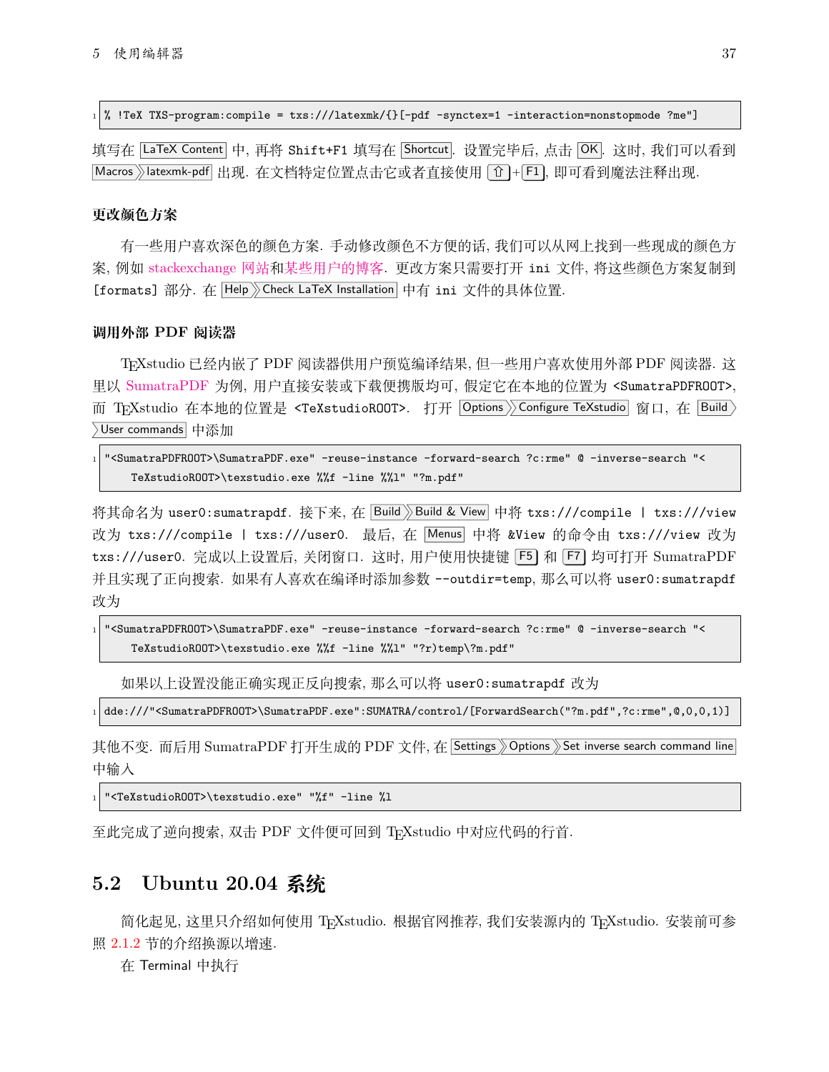```
% !TeX TXS-program:compile = txs:///latexmk/{}[-pdf -synctex=1 -interaction=nonstopmode ?me"]
```

填写在 LaTeX Content 中，再将 Shift+F1 填写在 Shortcut．设置完毕后，点击 OK．这时，我们可以看到 Macros » latexmk-pdf 出现．在文档特定位置点击它或者直接使用 ⇧+F1，即可看到魔法注释出现．

### 更改颜色方案

有一些用户喜欢深色的颜色方案．手动修改颜色不方便的话，我们可以从网上找到一些现成的颜色方案，例如 stackexchange 网站和某些用户的博客．更改方案只需要打开 ini 文件，将这些颜色方案复制到 [formats] 部分．在 Help » Check LaTeX Installation 中有 ini 文件的具体位置．

### 调用外部 PDF 阅读器

TeXstudio 已经内嵌了 PDF 阅读器供用户预览编译结果，但一些用户喜欢使用外部 PDF 阅读器．这里以 SumatraPDF 为例，用户直接安装或下载便携版均可，假定它在本地的位置为 <SumatraPDFROOT>，而 TeXstudio 在本地的位置是 <TeXstudioROOT>．打开 Options » Configure TeXstudio 窗口，在 Build » User commands 中添加

```
"<SumatraPDFROOT>\SumatraPDF.exe" -reuse-instance -forward-search ?c:rme" @ -inverse-search "<
    TeXstudioROOT>\texstudio.exe %%f -line %%l" "?m.pdf"
```

将其命名为 user0:sumatrapdf．接下来，在 Build » Build & View 中将 txs:///compile | txs:///view 改为 txs:///compile | txs:///user0．最后，在 Menus 中将 &View 的命令由 txs:///view 改为 txs:///user0．完成以上设置后，关闭窗口．这时，用户使用快捷键 F5 和 F7 均可打开 SumatraPDF 并且实现了正向搜索．如果有人喜欢在编译时添加参数 --outdir=temp，那么可以将 user0:sumatrapdf 改为

```
"<SumatraPDFROOT>\SumatraPDF.exe" -reuse-instance -forward-search ?c:rme" @ -inverse-search "<
    TeXstudioROOT>\texstudio.exe %%f -line %%l" "?r)temp\?m.pdf"
```

如果以上设置没能正确实现正反向搜索，那么可以将 user0:sumatrapdf 改为

```
dde:///"<SumatraPDFROOT>\SumatraPDF.exe":SUMATRA/control/[ForwardSearch("?m.pdf",?c:rme",@,0,0,1)]
```

其他不变．而后用 SumatraPDF 打开生成的 PDF 文件，在 Settings » Options » Set inverse search command line 中输入

```
"<TeXstudioROOT>\texstudio.exe" "%f" -line %l
```

至此完成了逆向搜索，双击 PDF 文件便可回到 TeXstudio 中对应代码的行首．

## 5.2 Ubuntu 20.04 系统

简化起见，这里只介绍如何使用 TeXstudio．根据官网推荐，我们安装源内的 TeXstudio．安装前可参照 2.1.2 节的介绍换源以增速．

在 Terminal 中执行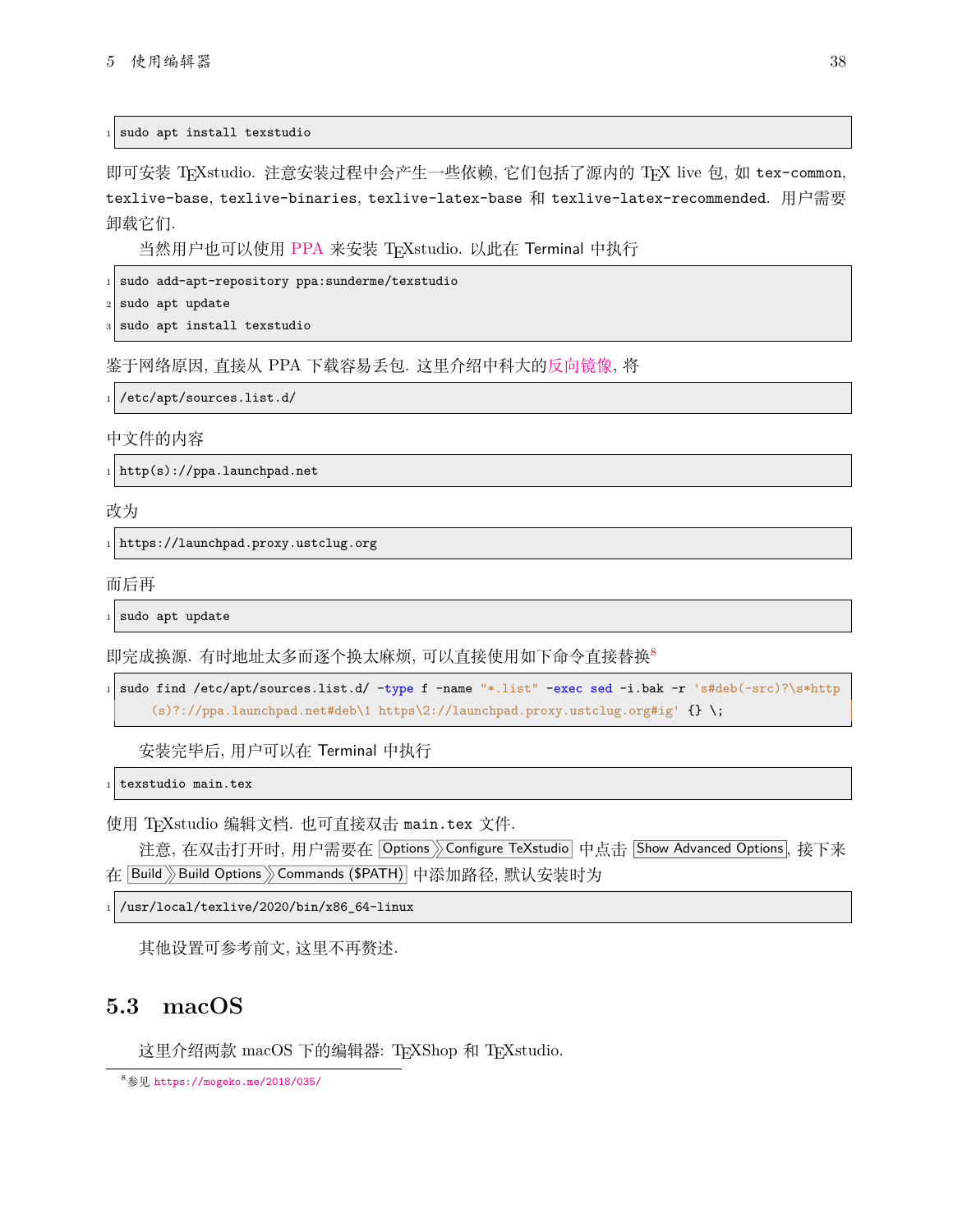```
sudo apt install texstudio
```

即可安装 TeXstudio. 注意安装过程中会产生一些依赖, 它们包括了源内的 TeX live 包, 如 `tex-common`, `texlive-base`, `texlive-binaries`, `texlive-latex-base` 和 `texlive-latex-recommended`. 用户需要卸载它们.

当然用户也可以使用 PPA 来安装 TeXstudio. 以此在 Terminal 中执行

```
sudo add-apt-repository ppa:sunderme/texstudio
sudo apt update
sudo apt install texstudio
```

鉴于网络原因, 直接从 PPA 下载容易丢包. 这里介绍中科大的反向镜像, 将

```
/etc/apt/sources.list.d/
```

中文件的内容

```
http(s)://ppa.launchpad.net
```

改为

```
https://launchpad.proxy.ustclug.org
```

而后再

```
sudo apt update
```

即完成换源. 有时地址太多而逐个换太麻烦, 可以直接使用如下命令直接替换[8]

```
sudo find /etc/apt/sources.list.d/ -type f -name "*.list" -exec sed -i.bak -r 's#deb(-src)?\s*http(s)?://ppa.launchpad.net#deb\1 https\2://launchpad.proxy.ustclug.org#ig' {} \;
```

安装完毕后, 用户可以在 Terminal 中执行

```
texstudio main.tex
```

使用 TeXstudio 编辑文档. 也可直接双击 `main.tex` 文件.

注意, 在双击打开时, 用户需要在 Options 》Configure TeXstudio 中点击 Show Advanced Options, 接下来在 Build 》Build Options 》Commands ($PATH) 中添加路径, 默认安装时为

```
/usr/local/texlive/2020/bin/x86_64-linux
```

其他设置可参考前文, 这里不再赘述.

## 5.3 macOS

这里介绍两款 macOS 下的编辑器: TeXShop 和 TeXstudio.

[8] 参见 https://mogeko.me/2018/035/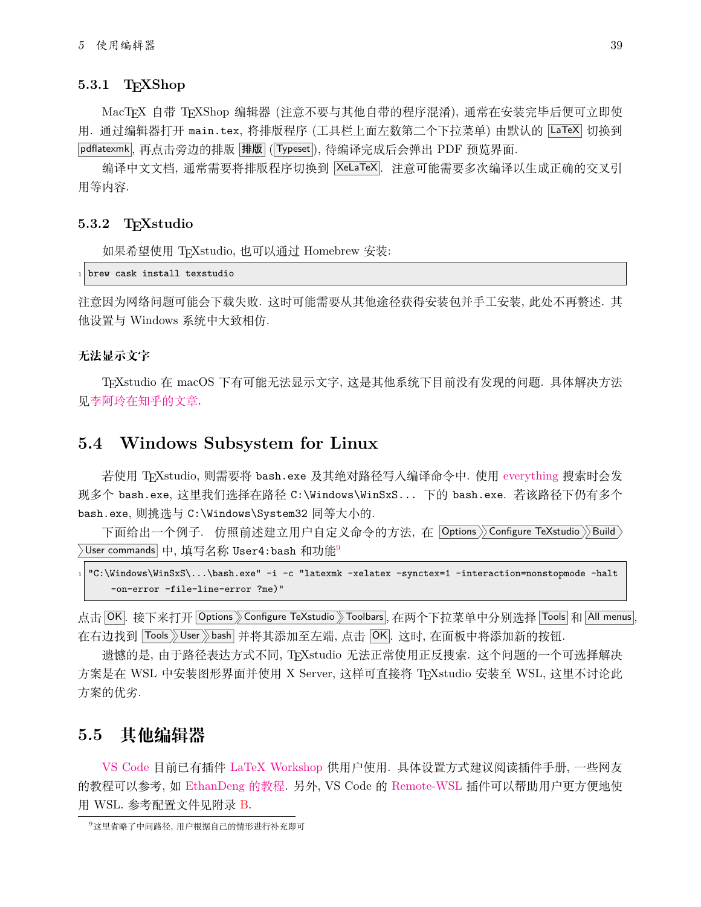### 5.3.1 TEXShop

MacTEX 自带 TEXShop 编辑器 (注意不要与其他自带的程序混淆), 通常在安装完毕后便可立即使用. 通过编辑器打开 `main.tex`, 将排版程序 (工具栏上面左数第二个下拉菜单) 由默认的 LaTeX 切换到 pdflatexmk, 再点击旁边的排版 **排版** (Typeset), 待编译完成后会弹出 PDF 预览界面.

编译中文文档, 通常需要将排版程序切换到 XeLaTeX. 注意可能需要多次编译以生成正确的交叉引用等内容.

### 5.3.2 TEXstudio

如果希望使用 TEXstudio, 也可以通过 Homebrew 安装:

```
brew cask install texstudio
```

注意因为网络问题可能会下载失败. 这时可能需要从其他途径获得安装包并手工安装, 此处不再赘述. 其他设置与 Windows 系统中大致相仿.

#### 无法显示文字

TEXstudio 在 macOS 下有可能无法显示文字, 这是其他系统下目前没有发现的问题. 具体解决方法见李阿玲在知乎的文章.

## 5.4 Windows Subsystem for Linux

若使用 TEXstudio, 则需要将 `bash.exe` 及其绝对路径写入编译命令中. 使用 everything 搜索时会发现多个 `bash.exe`, 这里我们选择在路径 `C:\Windows\WinSxS...` 下的 `bash.exe`. 若该路径下仍有多个 `bash.exe`, 则挑选与 `C:\Windows\System32` 同等大小的.

下面给出一个例子. 仿照前述建立用户自定义命令的方法, 在 Options » Configure TeXstudio » Build » User commands 中, 填写名称 `User4:bash` 和功能[9]

```
"C:\Windows\WinSxS\...\bash.exe" -i -c "latexmk -xelatex -synctex=1 -interaction=nonstopmode -halt
    -on-error -file-line-error ?me)"
```

点击 OK. 接下来打开 Options » Configure TeXstudio » Toolbars, 在两个下拉菜单中分别选择 Tools 和 All menus, 在右边找到 Tools » User » bash 并将其添加至左端, 点击 OK. 这时, 在面板中将添加新的按钮.

遗憾的是, 由于路径表达方式不同, TEXstudio 无法正常使用正反搜索. 这个问题的一个可选择解决方案是在 WSL 中安装图形界面并使用 X Server, 这样可直接将 TEXstudio 安装至 WSL, 这里不讨论此方案的优劣.

## 5.5 其他编辑器

VS Code 目前已有插件 LaTeX Workshop 供用户使用. 具体设置方式建议阅读插件手册, 一些网友的教程可以参考, 如 EthanDeng 的教程. 另外, VS Code 的 Remote-WSL 插件可以帮助用户更方便地使用 WSL. 参考配置文件见附录 B.

[9] 这里省略了中间路径, 用户根据自己的情形进行补充即可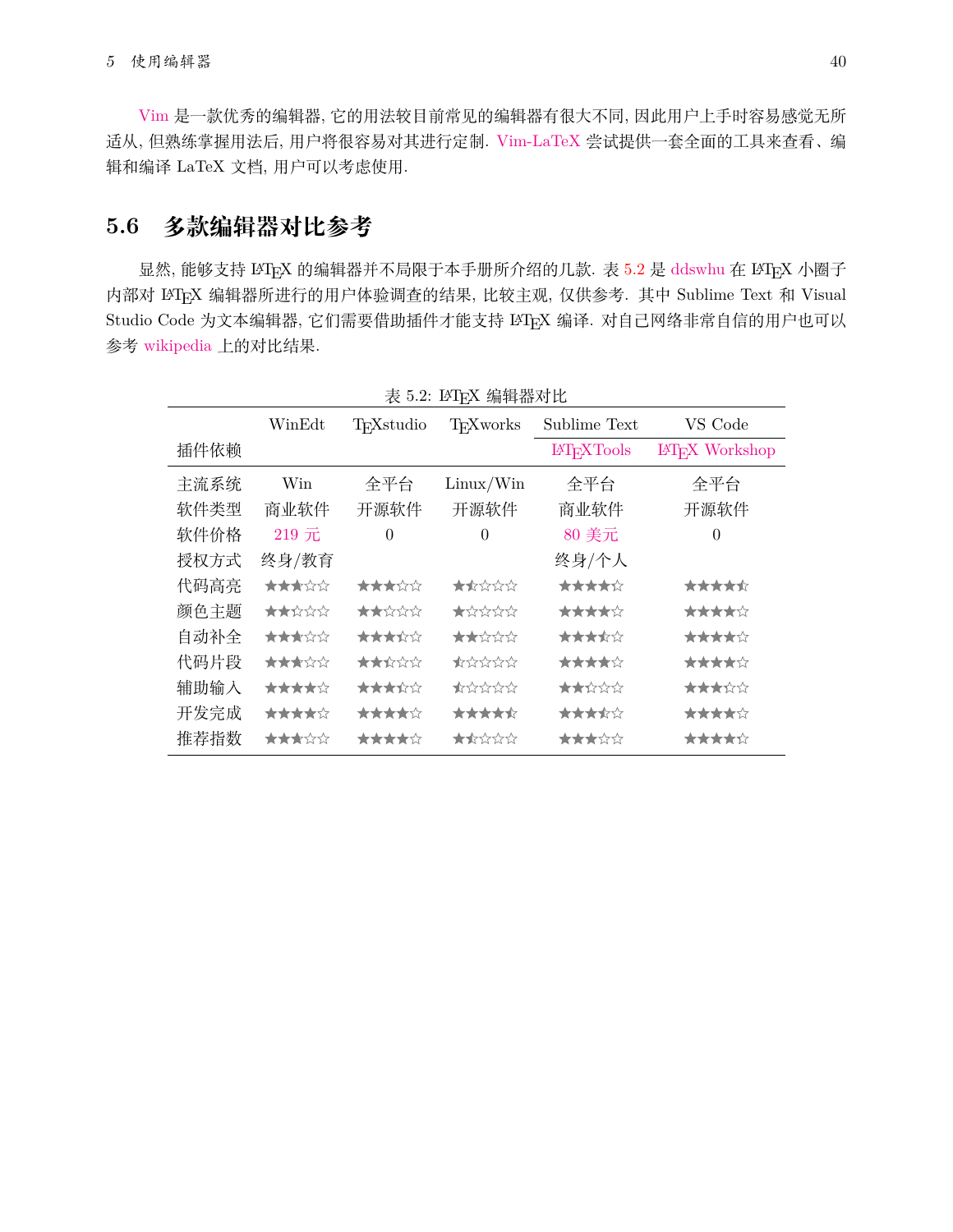Vim 是一款优秀的编辑器, 它的用法较目前常见的编辑器有很大不同, 因此用户上手时容易感觉无所适从, 但熟练掌握用法后, 用户将很容易对其进行定制. Vim-LaTeX 尝试提供一套全面的工具来查看、编辑和编译 LaTeX 文档, 用户可以考虑使用.

## 5.6 多款编辑器对比参考

显然, 能够支持 LaTeX 的编辑器并不局限于本手册所介绍的几款. 表 5.2 是 ddswhu 在 LaTeX 小圈子内部对 LaTeX 编辑器所进行的用户体验调查的结果, 比较主观, 仅供参考. 其中 Sublime Text 和 Visual Studio Code 为文本编辑器, 它们需要借助插件才能支持 LaTeX 编译. 对自己网络非常自信的用户也可以参考 wikipedia 上的对比结果.

表 5.2: LaTeX 编辑器对比

| | WinEdt | TeXstudio | TeXworks | Sublime Text | VS Code |
|---|---|---|---|---|---|
| 插件依赖 | | | | LaTeXTools | LaTeX Workshop |
| 主流系统 | Win | 全平台 | Linux/Win | 全平台 | 全平台 |
| 软件类型 | 商业软件 | 开源软件 | 开源软件 | 商业软件 | 开源软件 |
| 软件价格 | 219 元 | 0 | 0 | 80 美元 | 0 |
| 授权方式 | 终身/教育 | | | 终身/个人 | |
| 代码高亮 | ★★★☆☆ | ★★★☆☆ | ★½☆☆☆ | ★★★★☆ | ★★★★½ |
| 颜色主题 | ★★☆☆☆ | ★★☆☆☆ | ★☆☆☆☆ | ★★★★☆ | ★★★★☆ |
| 自动补全 | ★★★☆☆ | ★★★½☆ | ★★☆☆☆ | ★★★½☆ | ★★★★☆ |
| 代码片段 | ★★★☆☆ | ★★½☆☆ | ½☆☆☆☆ | ★★★★☆ | ★★★★☆ |
| 辅助输入 | ★★★★☆ | ★★★½☆ | ½☆☆☆☆ | ★★☆☆☆ | ★★★☆☆ |
| 开发完成 | ★★★★☆ | ★★★★☆ | ★★★★½ | ★★★½☆ | ★★★★☆ |
| 推荐指数 | ★★★☆☆ | ★★★★☆ | ★½☆☆☆ | ★★★☆☆ | ★★★★☆ |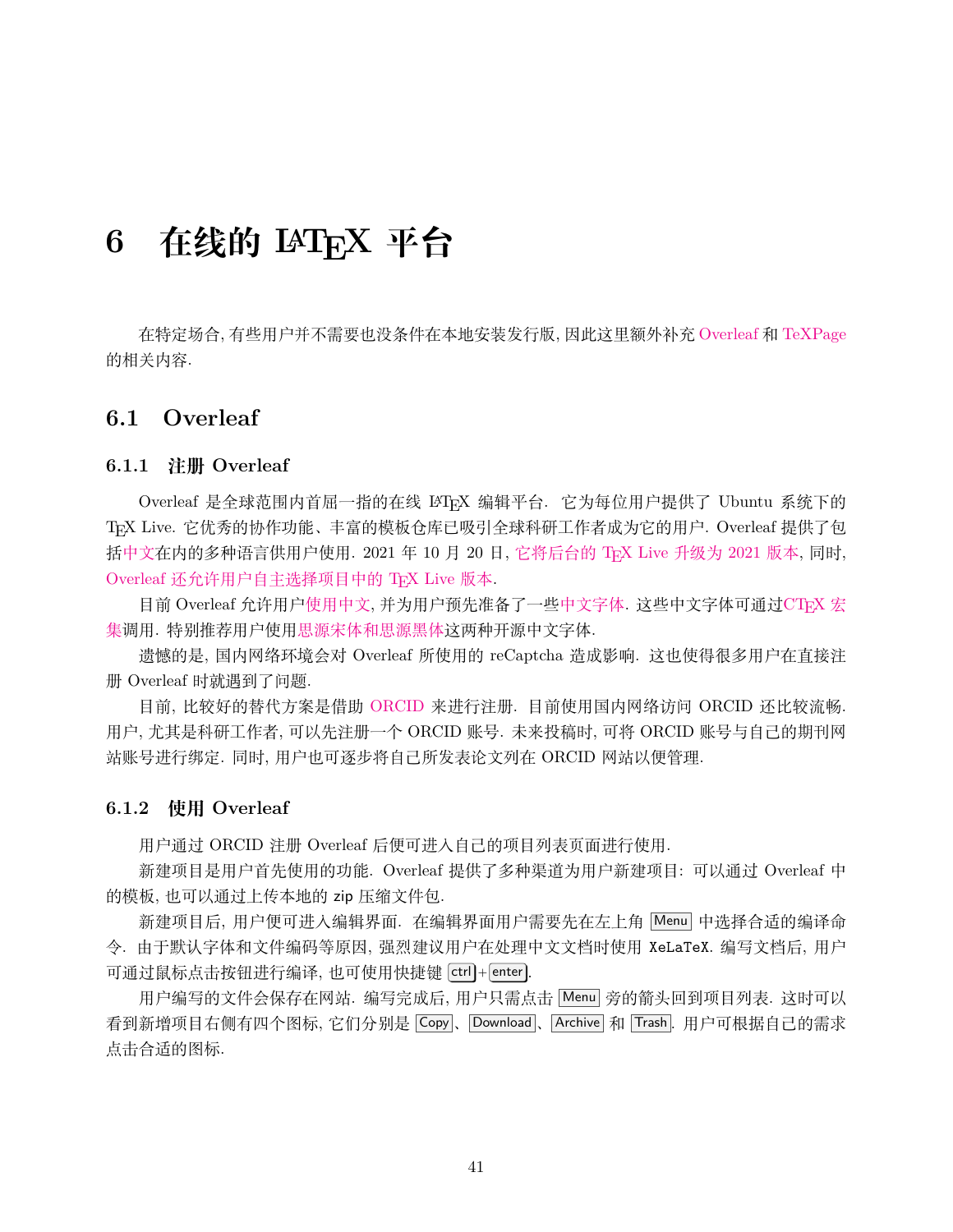# 6 在线的 LaTeX 平台

在特定场合, 有些用户并不需要也没条件在本地安装发行版, 因此这里额外补充 Overleaf 和 TeXPage 的相关内容.

## 6.1 Overleaf

### 6.1.1 注册 Overleaf

Overleaf 是全球范围内首屈一指的在线 LaTeX 编辑平台. 它为每位用户提供了 Ubuntu 系统下的 TeX Live. 它优秀的协作功能、丰富的模板仓库已吸引全球科研工作者成为它的用户. Overleaf 提供了包括中文在内的多种语言供用户使用. 2021 年 10 月 20 日, 它将后台的 TeX Live 升级为 2021 版本, 同时, Overleaf 还允许用户自主选择项目中的 TeX Live 版本.

目前 Overleaf 允许用户使用中文, 并为用户预先准备了一些中文字体. 这些中文字体可通过CTeX 宏集调用. 特别推荐用户使用思源宋体和思源黑体这两种开源中文字体.

遗憾的是, 国内网络环境会对 Overleaf 所使用的 reCaptcha 造成影响. 这也使得很多用户在直接注册 Overleaf 时就遇到了问题.

目前, 比较好的替代方案是借助 ORCID 来进行注册. 目前使用国内网络访问 ORCID 还比较流畅. 用户, 尤其是科研工作者, 可以先注册一个 ORCID 账号. 未来投稿时, 可将 ORCID 账号与自己的期刊网站账号进行绑定. 同时, 用户也可逐步将自己所发表论文列在 ORCID 网站以便管理.

### 6.1.2 使用 Overleaf

用户通过 ORCID 注册 Overleaf 后便可进入自己的项目列表页面进行使用.

新建项目是用户首先使用的功能. Overleaf 提供了多种渠道为用户新建项目: 可以通过 Overleaf 中的模板, 也可以通过上传本地的 zip 压缩文件包.

新建项目后, 用户便可进入编辑界面. 在编辑界面用户需要先在左上角 Menu 中选择合适的编译命令. 由于默认字体和文件编码等原因, 强烈建议用户在处理中文文档时使用 `XeLaTeX`. 编写文档后, 用户可通过鼠标点击按钮进行编译, 也可使用快捷键 ctrl+enter.

用户编写的文件会保存在网站. 编写完成后, 用户只需点击 Menu 旁的箭头回到项目列表. 这时可以看到新增项目右侧有四个图标, 它们分别是 Copy、Download、Archive 和 Trash. 用户可根据自己的需求点击合适的图标.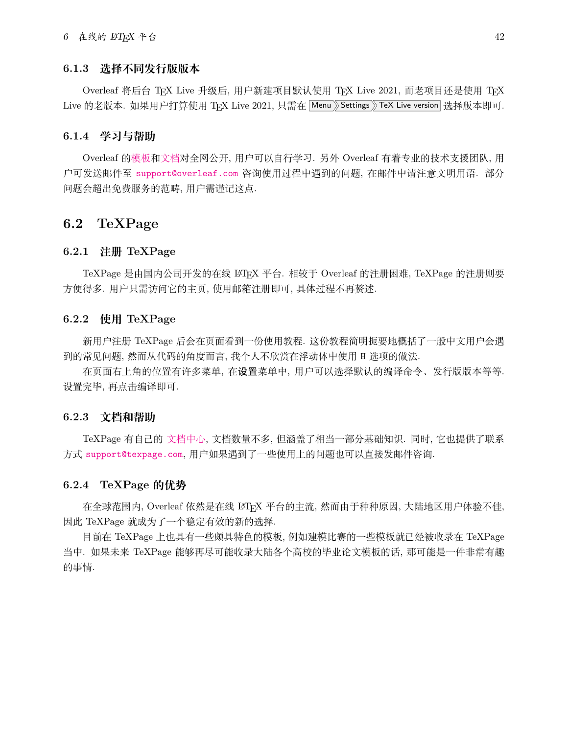### 6.1.3 选择不同发行版版本

Overleaf 将后台 TEX Live 升级后, 用户新建项目默认使用 TEX Live 2021, 而老项目还是使用 TEX Live 的老版本. 如果用户打算使用 TEX Live 2021, 只需在 Menu 》Settings 》TeX Live version 选择版本即可.

### 6.1.4 学习与帮助

Overleaf 的模板和文档对全网公开, 用户可以自行学习. 另外 Overleaf 有着专业的技术支援团队, 用户可发送邮件至 `support@overleaf.com` 咨询使用过程中遇到的问题, 在邮件中请注意文明用语. 部分问题会超出免费服务的范畴, 用户需谨记这点.

## 6.2 TeXPage

### 6.2.1 注册 TeXPage

TeXPage 是由国内公司开发的在线 LATEX 平台. 相较于 Overleaf 的注册困难, TeXPage 的注册则要方便得多. 用户只需访问它的主页, 使用邮箱注册即可, 具体过程不再赘述.

### 6.2.2 使用 TeXPage

新用户注册 TeXPage 后会在页面看到一份使用教程. 这份教程简明扼要地概括了一般中文用户会遇到的常见问题, 然而从代码的角度而言, 我个人不欣赏在浮动体中使用 `H` 选项的做法.

在页面右上角的位置有许多菜单, 在**设置**菜单中, 用户可以选择默认的编译命令、发行版版本等等. 设置完毕, 再点击编译即可.

### 6.2.3 文档和帮助

TeXPage 有自己的 文档中心, 文档数量不多, 但涵盖了相当一部分基础知识. 同时, 它也提供了联系方式 `support@texpage.com`, 用户如果遇到了一些使用上的问题也可以直接发邮件咨询.

### 6.2.4 TeXPage 的优势

在全球范围内, Overleaf 依然是在线 LATEX 平台的主流, 然而由于种种原因, 大陆地区用户体验不佳, 因此 TeXPage 就成为了一个稳定有效的新的选择.

目前在 TeXPage 上也具有一些颇具特色的模板, 例如建模比赛的一些模板就已经被收录在 TeXPage 当中. 如果未来 TeXPage 能够再尽可能收录大陆各个高校的毕业论文模板的话, 那可能是一件非常有趣的事情.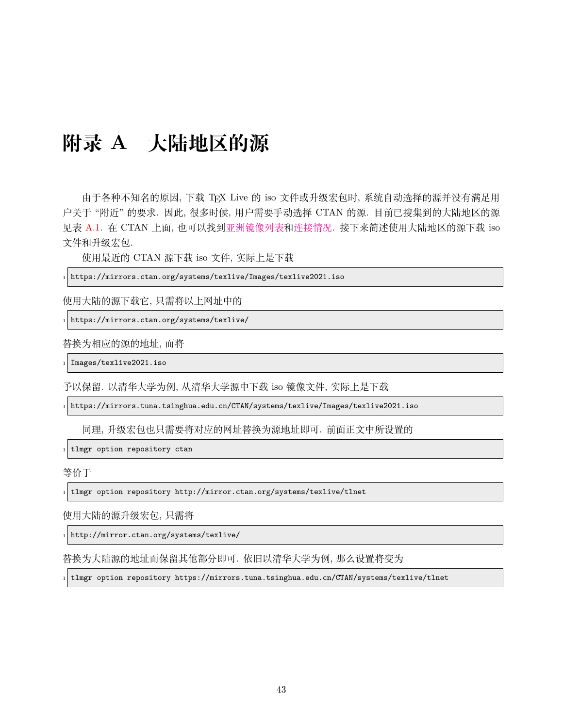# 附录 A　大陆地区的源

由于各种不知名的原因, 下载 TEX Live 的 iso 文件或升级宏包时, 系统自动选择的源并没有满足用户关于 "附近" 的要求. 因此, 很多时候, 用户需要手动选择 CTAN 的源. 目前已搜集到的大陆地区的源见表 A.1. 在 CTAN 上面, 也可以找到亚洲镜像列表和连接情况. 接下来简述使用大陆地区的源下载 iso 文件和升级宏包.

使用最近的 CTAN 源下载 iso 文件, 实际上是下载

```
https://mirrors.ctan.org/systems/texlive/Images/texlive2021.iso
```

使用大陆的源下载它, 只需将以上网址中的

```
https://mirrors.ctan.org/systems/texlive/
```

替换为相应的源的地址, 而将

```
Images/texlive2021.iso
```

予以保留. 以清华大学为例, 从清华大学源中下载 iso 镜像文件, 实际上是下载

```
https://mirrors.tuna.tsinghua.edu.cn/CTAN/systems/texlive/Images/texlive2021.iso
```

同理, 升级宏包也只需要将对应的网址替换为源地址即可. 前面正文中所设置的

```
tlmgr option repository ctan
```

等价于

```
tlmgr option repository http://mirror.ctan.org/systems/texlive/tlnet
```

使用大陆的源升级宏包, 只需将

```
http://mirror.ctan.org/systems/texlive/
```

替换为大陆源的地址而保留其他部分即可. 依旧以清华大学为例, 那么设置将变为

```
tlmgr option repository https://mirrors.tuna.tsinghua.edu.cn/CTAN/systems/texlive/tlnet
```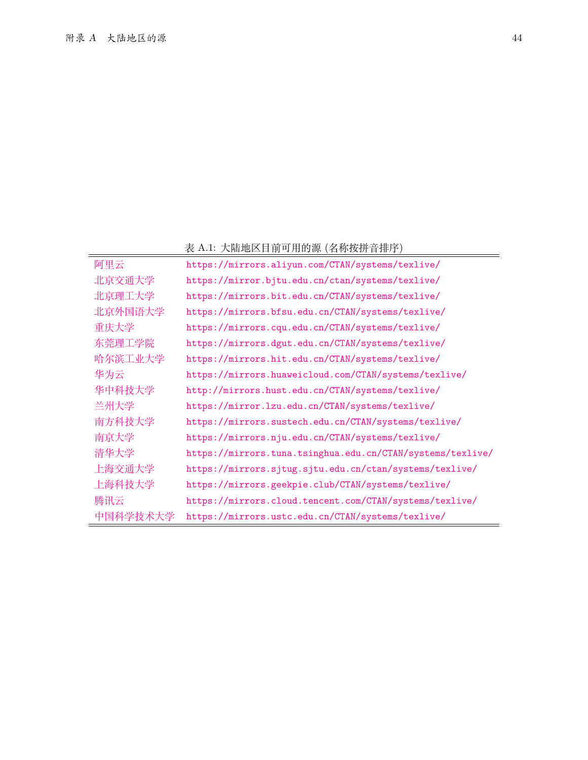表 A.1: 大陆地区目前可用的源 (名称按拼音排序)

| | |
|---|---|
| 阿里云 | https://mirrors.aliyun.com/CTAN/systems/texlive/ |
| 北京交通大学 | https://mirror.bjtu.edu.cn/ctan/systems/texlive/ |
| 北京理工大学 | https://mirrors.bit.edu.cn/CTAN/systems/texlive/ |
| 北京外国语大学 | https://mirrors.bfsu.edu.cn/CTAN/systems/texlive/ |
| 重庆大学 | https://mirrors.cqu.edu.cn/CTAN/systems/texlive/ |
| 东莞理工学院 | https://mirrors.dgut.edu.cn/CTAN/systems/texlive/ |
| 哈尔滨工业大学 | https://mirrors.hit.edu.cn/CTAN/systems/texlive/ |
| 华为云 | https://mirrors.huaweicloud.com/CTAN/systems/texlive/ |
| 华中科技大学 | http://mirrors.hust.edu.cn/CTAN/systems/texlive/ |
| 兰州大学 | https://mirror.lzu.edu.cn/CTAN/systems/texlive/ |
| 南方科技大学 | https://mirrors.sustech.edu.cn/CTAN/systems/texlive/ |
| 南京大学 | https://mirrors.nju.edu.cn/CTAN/systems/texlive/ |
| 清华大学 | https://mirrors.tuna.tsinghua.edu.cn/CTAN/systems/texlive/ |
| 上海交通大学 | https://mirrors.sjtug.sjtu.edu.cn/ctan/systems/texlive/ |
| 上海科技大学 | https://mirrors.geekpie.club/CTAN/systems/texlive/ |
| 腾讯云 | https://mirrors.cloud.tencent.com/CTAN/systems/texlive/ |
| 中国科学技术大学 | https://mirrors.ustc.edu.cn/CTAN/systems/texlive/ |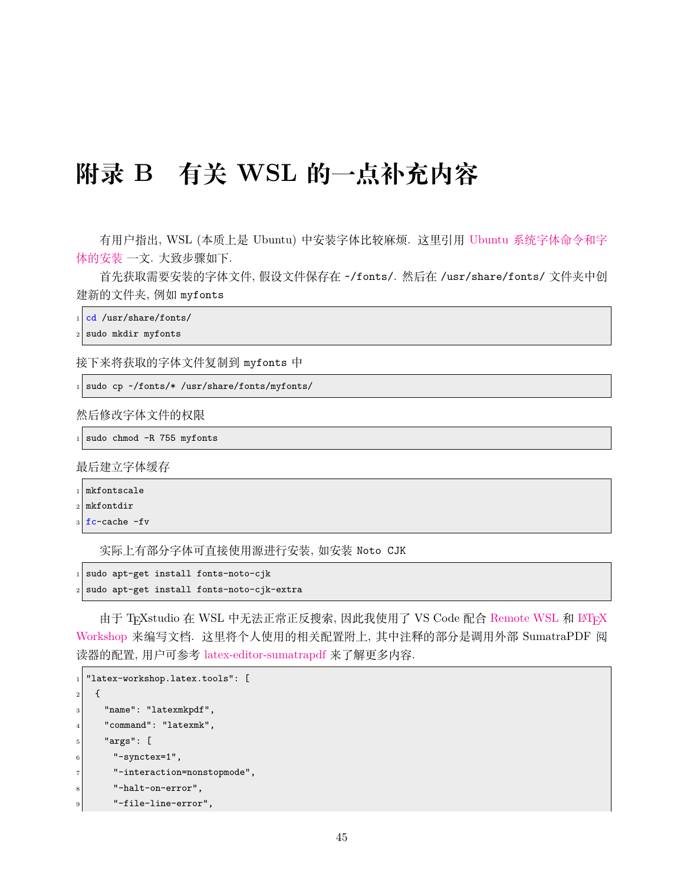# 附录 B　有关 WSL 的一点补充内容

有用户指出, WSL (本质上是 Ubuntu) 中安装字体比较麻烦. 这里引用 Ubuntu 系统字体命令和字体的安装 一文. 大致步骤如下.

首先获取需要安装的字体文件, 假设文件保存在 `~/fonts/`. 然后在 `/usr/share/fonts/` 文件夹中创建新的文件夹, 例如 `myfonts`

```
cd /usr/share/fonts/
sudo mkdir myfonts
```

接下来将获取的字体文件复制到 `myfonts` 中

```
sudo cp ~/fonts/* /usr/share/fonts/myfonts/
```

然后修改字体文件的权限

```
sudo chmod -R 755 myfonts
```

最后建立字体缓存

```
mkfontscale
mkfontdir
fc-cache -fv
```

实际上有部分字体可直接使用源进行安装, 如安装 `Noto CJK`

```
sudo apt-get install fonts-noto-cjk
sudo apt-get install fonts-noto-cjk-extra
```

由于 TeXstudio 在 WSL 中无法正常正反搜索, 因此我使用了 VS Code 配合 Remote WSL 和 LaTeX Workshop 来编写文档. 这里将个人使用的相关配置附上, 其中注释的部分是调用外部 SumatraPDF 阅读器的配置, 用户可参考 latex-editor-sumatrapdf 来了解更多内容.

```
"latex-workshop.latex.tools": [
  {
    "name": "latexmkpdf",
    "command": "latexmk",
    "args": [
      "-synctex=1",
      "-interaction=nonstopmode",
      "-halt-on-error",
      "-file-line-error",
```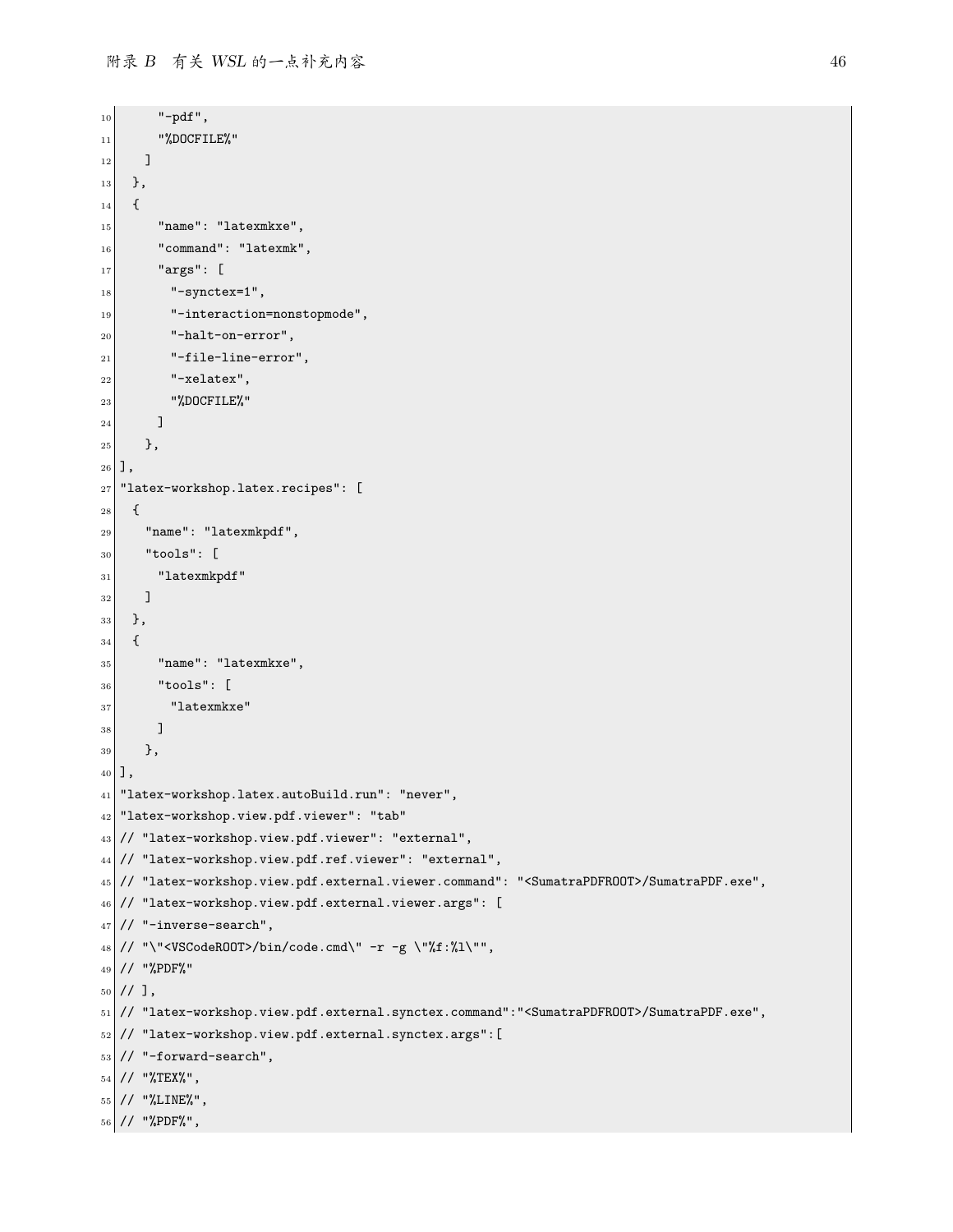```
      "-pdf",
      "%DOCFILE%"
    ]
  },
  {
      "name": "latexmkxe",
      "command": "latexmk",
      "args": [
        "-synctex=1",
        "-interaction=nonstopmode",
        "-halt-on-error",
        "-file-line-error",
        "-xelatex",
        "%DOCFILE%"
      ]
    },
],
"latex-workshop.latex.recipes": [
  {
    "name": "latexmkpdf",
    "tools": [
      "latexmkpdf"
    ]
  },
  {
      "name": "latexmkxe",
      "tools": [
        "latexmkxe"
      ]
    },
],
"latex-workshop.latex.autoBuild.run": "never",
"latex-workshop.view.pdf.viewer": "tab"
// "latex-workshop.view.pdf.viewer": "external",
// "latex-workshop.view.pdf.ref.viewer": "external",
// "latex-workshop.view.pdf.external.viewer.command": "<SumatraPDFROOT>/SumatraPDF.exe",
// "latex-workshop.view.pdf.external.viewer.args": [
// "-inverse-search",
// "\"<VSCodeROOT>/bin/code.cmd\" -r -g \"%f:%l\"",
// "%PDF%"
// ],
// "latex-workshop.view.pdf.external.synctex.command":"<SumatraPDFROOT>/SumatraPDF.exe",
// "latex-workshop.view.pdf.external.synctex.args":[
// "-forward-search",
// "%TEX%",
// "%LINE%",
// "%PDF%",
```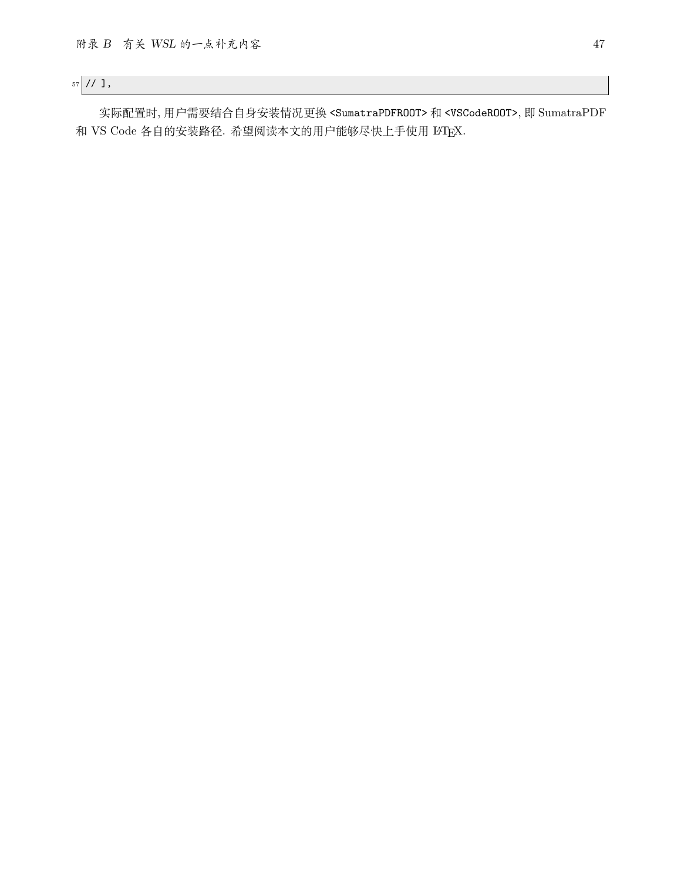```
// ],
```

实际配置时, 用户需要结合自身安装情况更换 `<SumatraPDFROOT>` 和 `<VSCodeROOT>`, 即 SumatraPDF 和 VS Code 各自的安装路径. 希望阅读本文的用户能够尽快上手使用 LaTeX.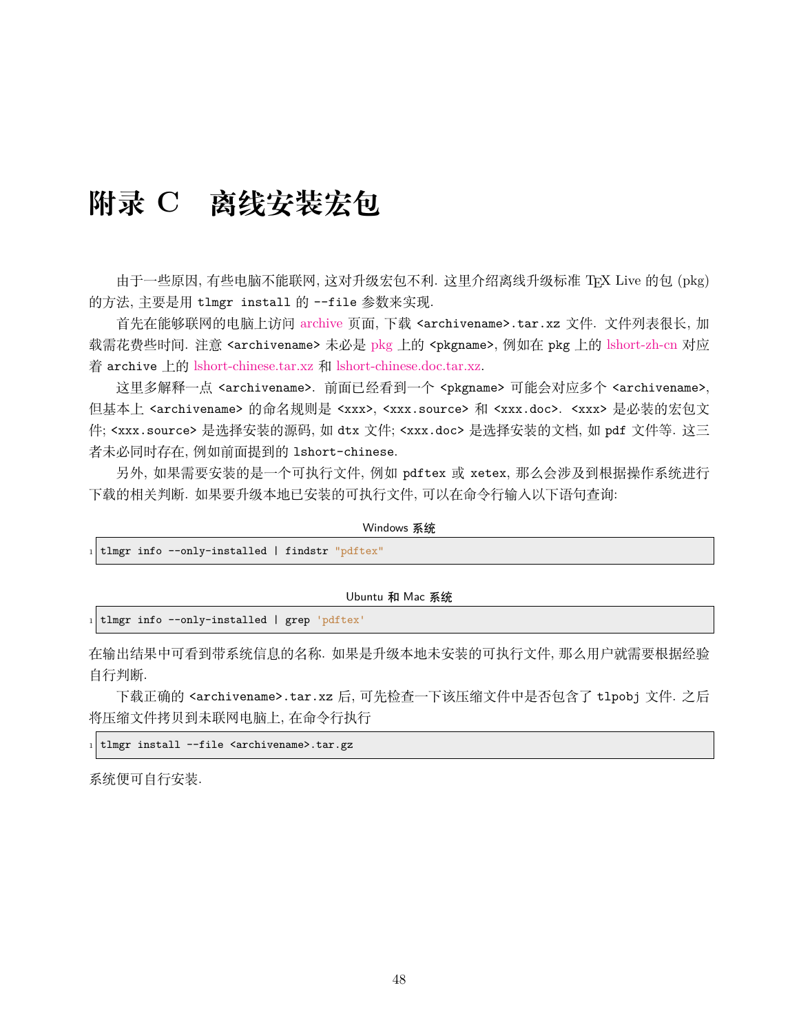# 附录 C　离线安装宏包

由于一些原因, 有些电脑不能联网, 这对升级宏包不利. 这里介绍离线升级标准 TeX Live 的包 (pkg) 的方法, 主要是用 `tlmgr install` 的 `--file` 参数来实现.

首先在能够联网的电脑上访问 archive 页面, 下载 `<archivename>.tar.xz` 文件. 文件列表很长, 加载需花费些时间. 注意 `<archivename>` 未必是 pkg 上的 `<pkgname>`, 例如在 `pkg` 上的 lshort-zh-cn 对应着 `archive` 上的 lshort-chinese.tar.xz 和 lshort-chinese.doc.tar.xz.

这里多解释一点 `<archivename>`. 前面已经看到一个 `<pkgname>` 可能会对应多个 `<archivename>`, 但基本上 `<archivename>` 的命名规则是 `<xxx>`, `<xxx.source>` 和 `<xxx.doc>`. `<xxx>` 是必装的宏包文件; `<xxx.source>` 是选择安装的源码, 如 `dtx` 文件; `<xxx.doc>` 是选择安装的文档, 如 `pdf` 文件等. 这三者未必同时存在, 例如前面提到的 `lshort-chinese`.

另外, 如果需要安装的是一个可执行文件, 例如 `pdftex` 或 `xetex`, 那么会涉及到根据操作系统进行下载的相关判断. 如果要升级本地已安装的可执行文件, 可以在命令行输入以下语句查询:

Windows 系统

```
tlmgr info --only-installed | findstr "pdftex"
```

Ubuntu 和 Mac 系统

```
tlmgr info --only-installed | grep 'pdftex'
```

在输出结果中可看到带系统信息的名称. 如果是升级本地未安装的可执行文件, 那么用户就需要根据经验自行判断.

下载正确的 `<archivename>.tar.xz` 后, 可先检查一下该压缩文件中是否包含了 `tlpobj` 文件. 之后将压缩文件拷贝到未联网电脑上, 在命令行执行

```
tlmgr install --file <archivename>.tar.gz
```

系统便可自行安装.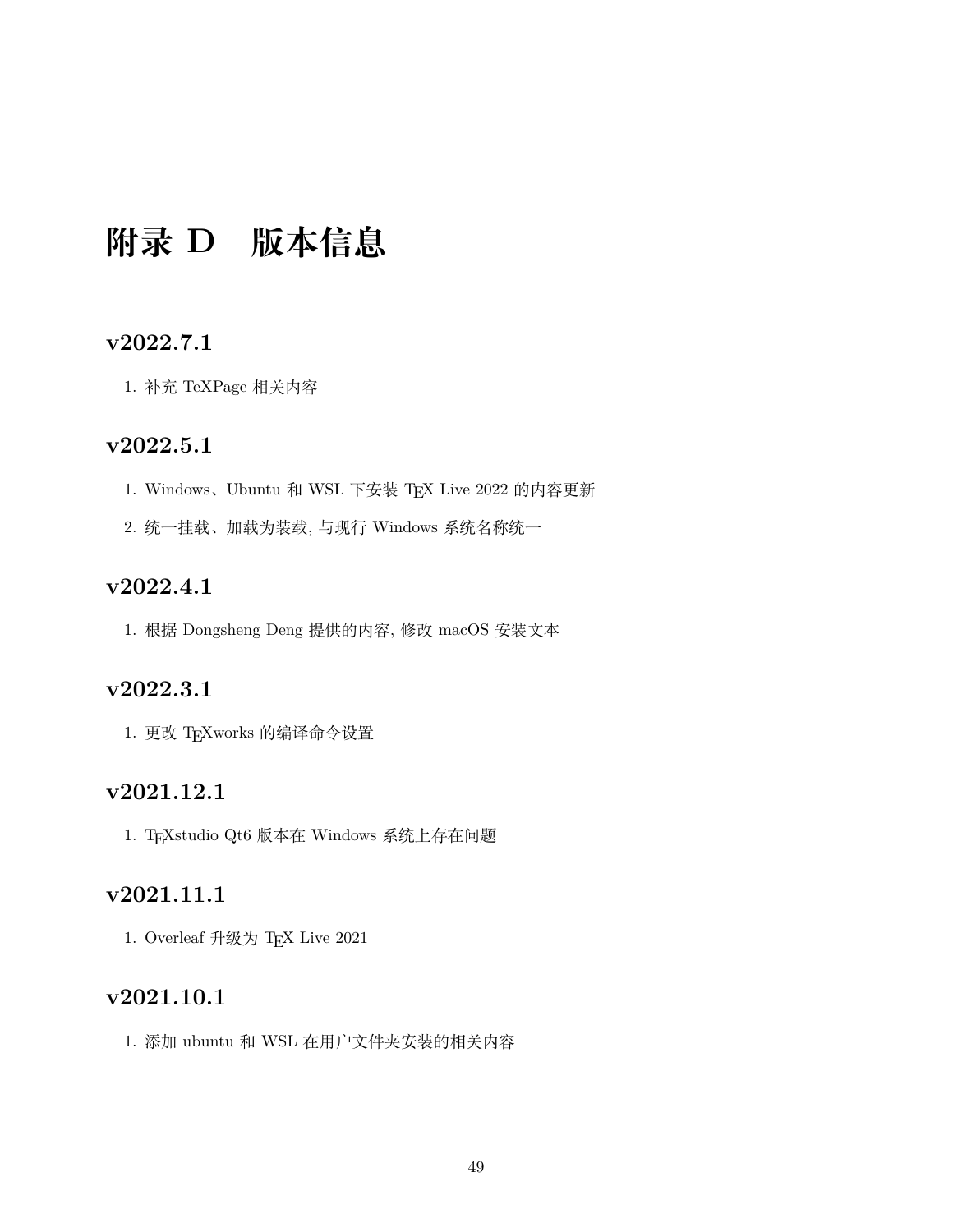# 附录 D　版本信息

## v2022.7.1

1. 补充 TeXPage 相关内容

## v2022.5.1

1. Windows、Ubuntu 和 WSL 下安装 TeX Live 2022 的内容更新
2. 统一挂载、加载为装载, 与现行 Windows 系统名称统一

## v2022.4.1

1. 根据 Dongsheng Deng 提供的内容, 修改 macOS 安装文本

## v2022.3.1

1. 更改 TeXworks 的编译命令设置

## v2021.12.1

1. TeXstudio Qt6 版本在 Windows 系统上存在问题

## v2021.11.1

1. Overleaf 升级为 TeX Live 2021

## v2021.10.1

1. 添加 ubuntu 和 WSL 在用户文件夹安装的相关内容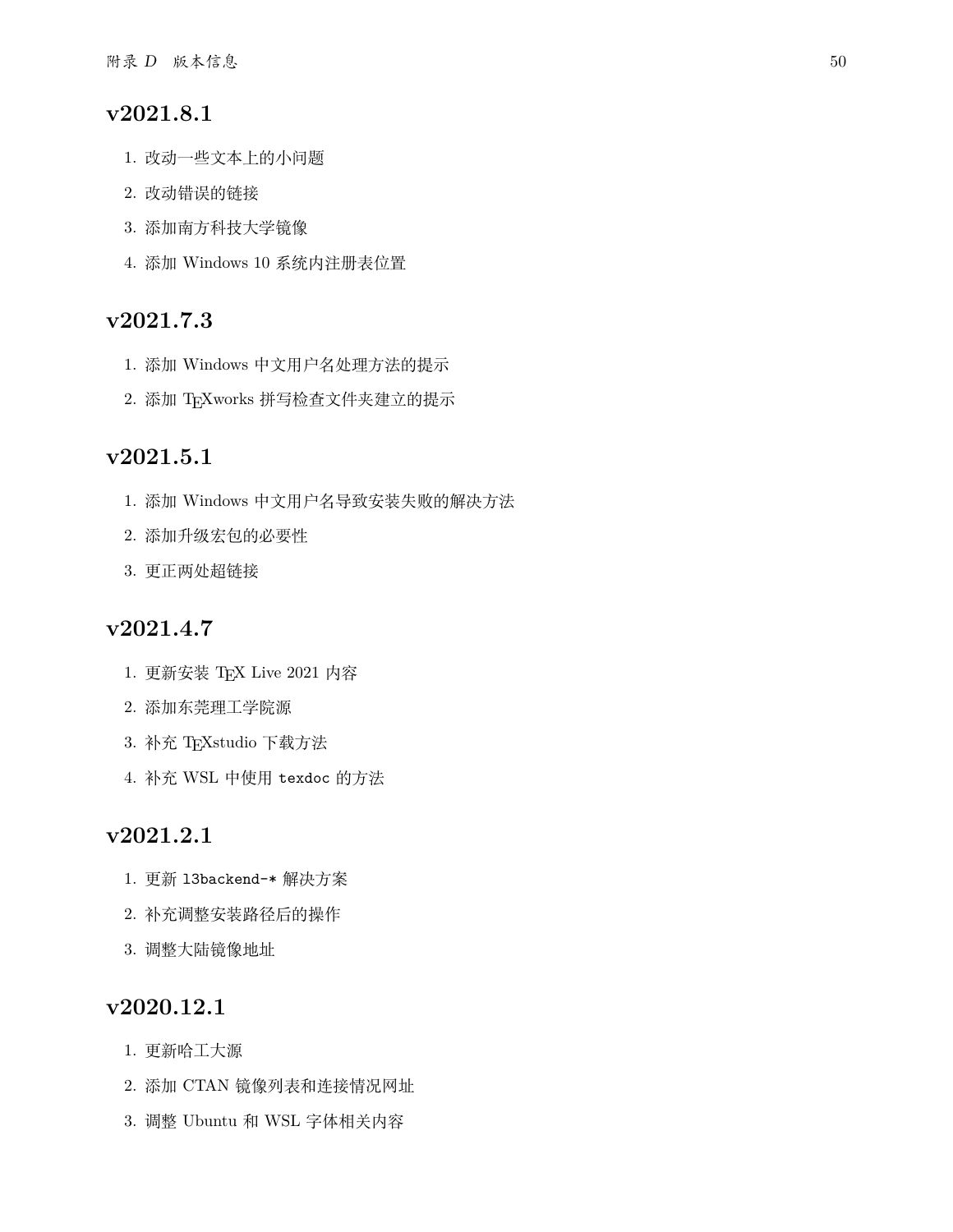## v2021.8.1

1. 改动一些文本上的小问题
2. 改动错误的链接
3. 添加南方科技大学镜像
4. 添加 Windows 10 系统内注册表位置

## v2021.7.3

1. 添加 Windows 中文用户名处理方法的提示
2. 添加 TEXworks 拼写检查文件夹建立的提示

## v2021.5.1

1. 添加 Windows 中文用户名导致安装失败的解决方法
2. 添加升级宏包的必要性
3. 更正两处超链接

## v2021.4.7

1. 更新安装 TEX Live 2021 内容
2. 添加东莞理工学院源
3. 补充 TEXstudio 下载方法
4. 补充 WSL 中使用 `texdoc` 的方法

## v2021.2.1

1. 更新 `l3backend-*` 解决方案
2. 补充调整安装路径后的操作
3. 调整大陆镜像地址

## v2020.12.1

1. 更新哈工大源
2. 添加 CTAN 镜像列表和连接情况网址
3. 调整 Ubuntu 和 WSL 字体相关内容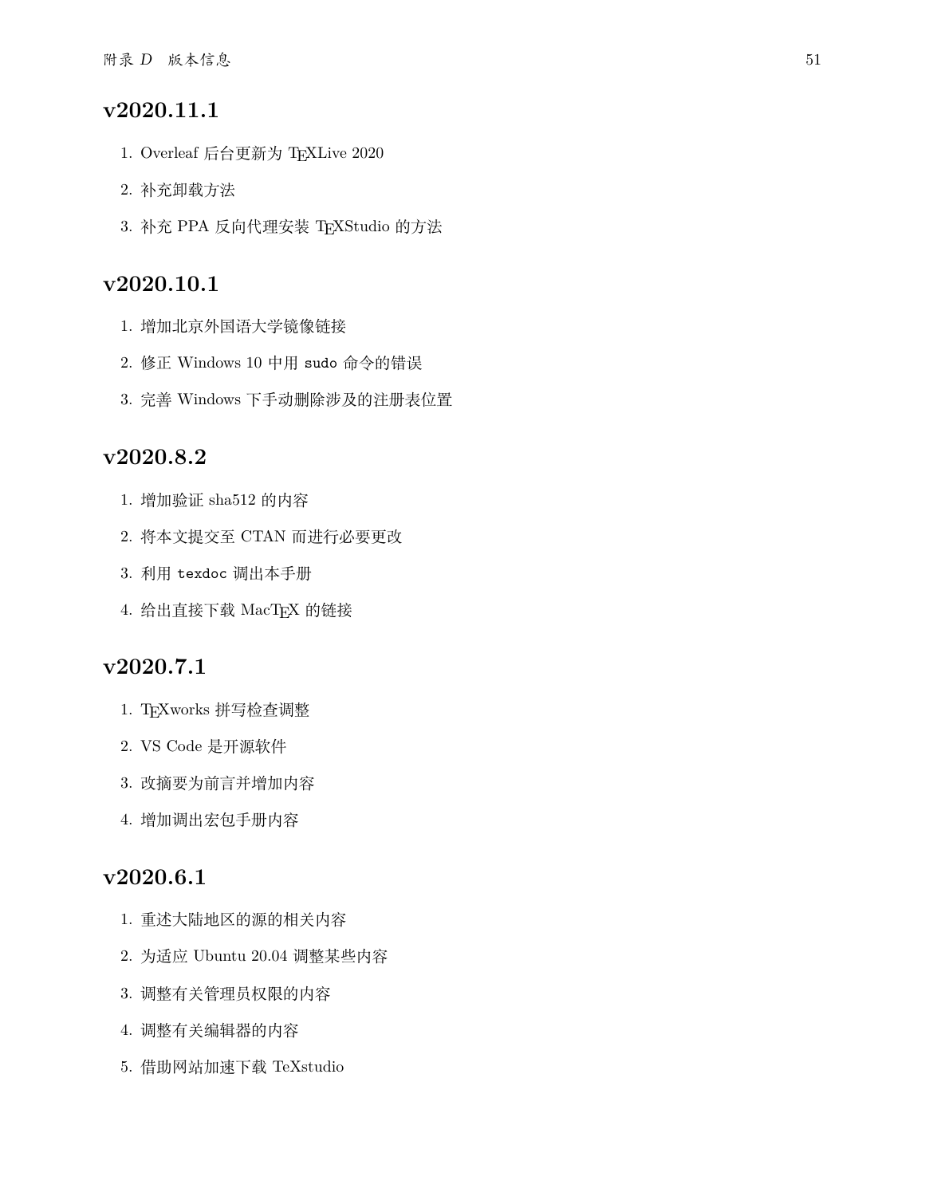## v2020.11.1

1. Overleaf 后台更新为 TEXLive 2020
2. 补充卸载方法
3. 补充 PPA 反向代理安装 TEXStudio 的方法

## v2020.10.1

1. 增加北京外国语大学镜像链接
2. 修正 Windows 10 中用 `sudo` 命令的错误
3. 完善 Windows 下手动删除涉及的注册表位置

## v2020.8.2

1. 增加验证 sha512 的内容
2. 将本文提交至 CTAN 而进行必要更改
3. 利用 `texdoc` 调出本手册
4. 给出直接下载 MacTEX 的链接

## v2020.7.1

1. TEXworks 拼写检查调整
2. VS Code 是开源软件
3. 改摘要为前言并增加内容
4. 增加调出宏包手册内容

## v2020.6.1

1. 重述大陆地区的源的相关内容
2. 为适应 Ubuntu 20.04 调整某些内容
3. 调整有关管理员权限的内容
4. 调整有关编辑器的内容
5. 借助网站加速下载 TeXstudio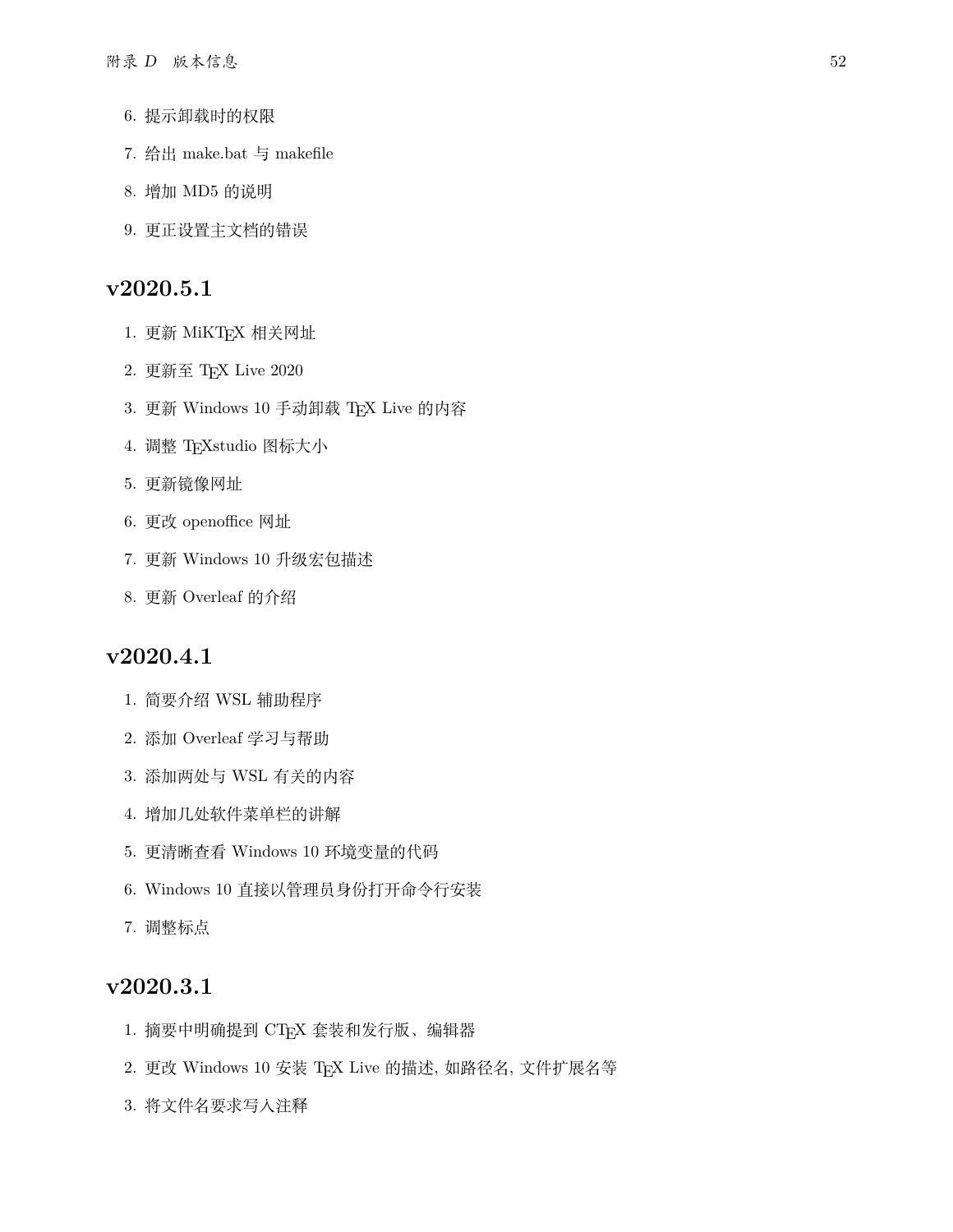6. 提示卸载时的权限
7. 给出 make.bat 与 makefile
8. 增加 MD5 的说明
9. 更正设置主文档的错误

## v2020.5.1

1. 更新 MiKTeX 相关网址
2. 更新至 TeX Live 2020
3. 更新 Windows 10 手动卸载 TeX Live 的内容
4. 调整 TeXstudio 图标大小
5. 更新镜像网址
6. 更改 openoffice 网址
7. 更新 Windows 10 升级宏包描述
8. 更新 Overleaf 的介绍

## v2020.4.1

1. 简要介绍 WSL 辅助程序
2. 添加 Overleaf 学习与帮助
3. 添加两处与 WSL 有关的内容
4. 增加几处软件菜单栏的讲解
5. 更清晰查看 Windows 10 环境变量的代码
6. Windows 10 直接以管理员身份打开命令行安装
7. 调整标点

## v2020.3.1

1. 摘要中明确提到 CTeX 套装和发行版、编辑器
2. 更改 Windows 10 安装 TeX Live 的描述, 如路径名, 文件扩展名等
3. 将文件名要求写入注释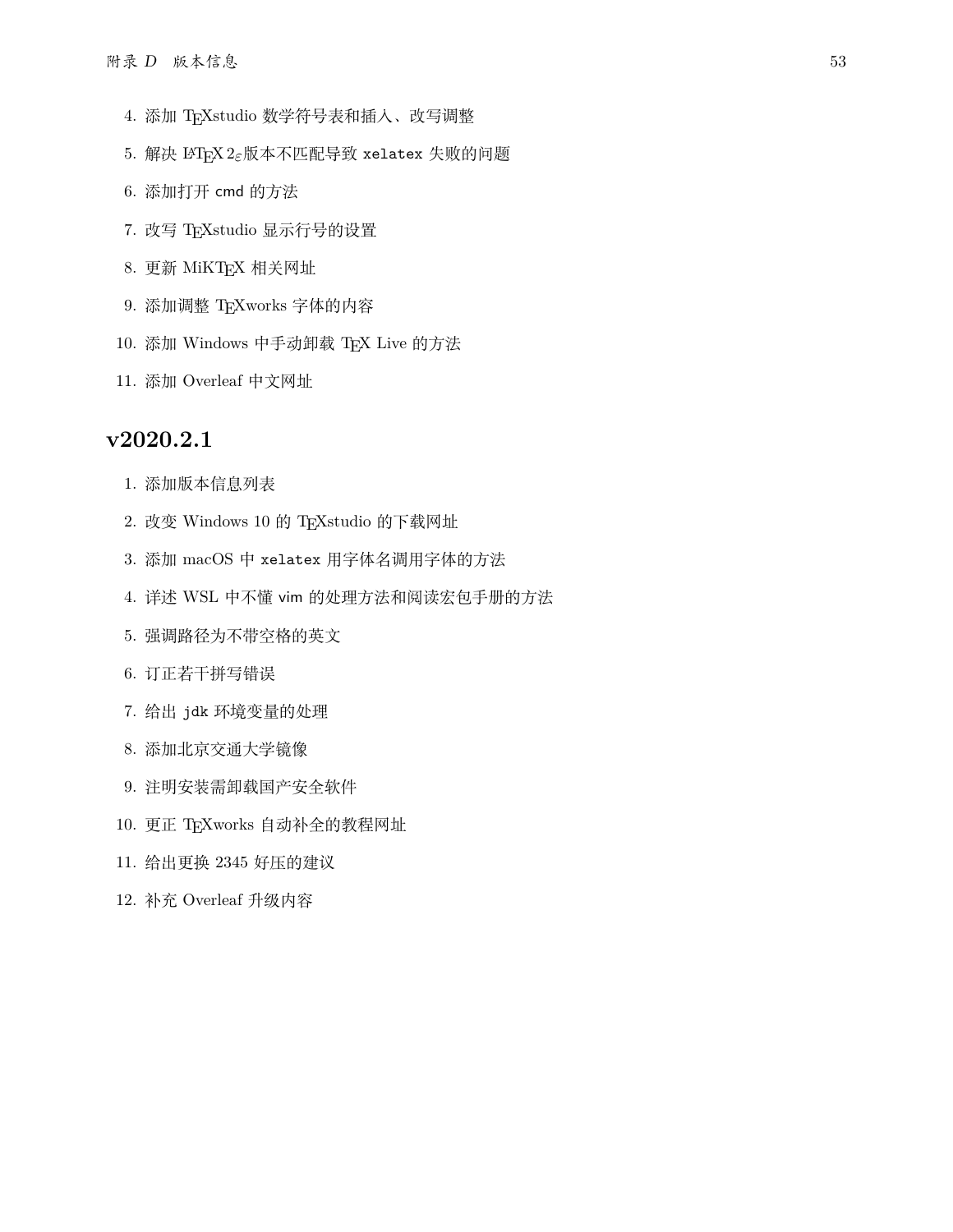4. 添加 TEXstudio 数学符号表和插入、改写调整
5. 解决 LATEX 2ε版本不匹配导致 xelatex 失败的问题
6. 添加打开 cmd 的方法
7. 改写 TEXstudio 显示行号的设置
8. 更新 MiKTEX 相关网址
9. 添加调整 TEXworks 字体的内容
10. 添加 Windows 中手动卸载 TEX Live 的方法
11. 添加 Overleaf 中文网址

## v2020.2.1

1. 添加版本信息列表
2. 改变 Windows 10 的 TEXstudio 的下载网址
3. 添加 macOS 中 xelatex 用字体名调用字体的方法
4. 详述 WSL 中不懂 vim 的处理方法和阅读宏包手册的方法
5. 强调路径为不带空格的英文
6. 订正若干拼写错误
7. 给出 jdk 环境变量的处理
8. 添加北京交通大学镜像
9. 注明安装需卸载国产安全软件
10. 更正 TEXworks 自动补全的教程网址
11. 给出更换 2345 好压的建议
12. 补充 Overleaf 升级内容